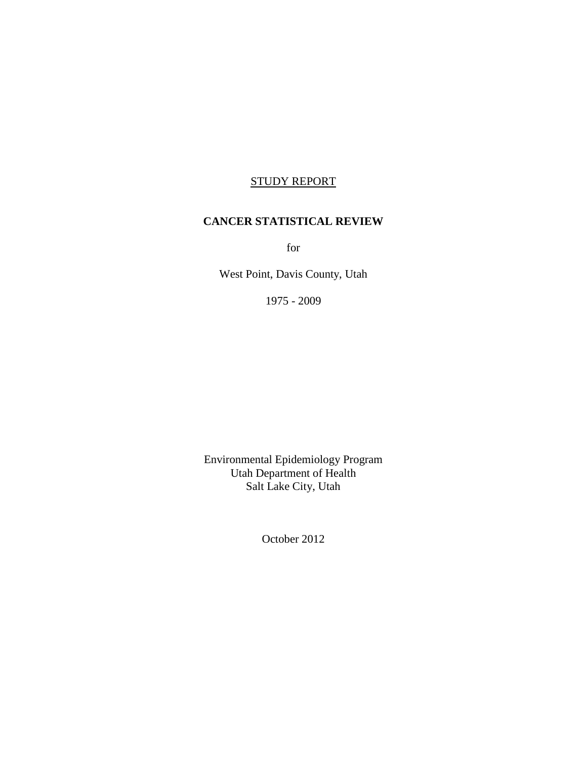STUDY REPORT

# CANCER STATISTICAL REVIEW

for

West Point, Davis County, Utah

1975 - 2009

Environmental Epidemiology Program
Utah Department of Health
Salt Lake City, Utah

October 2012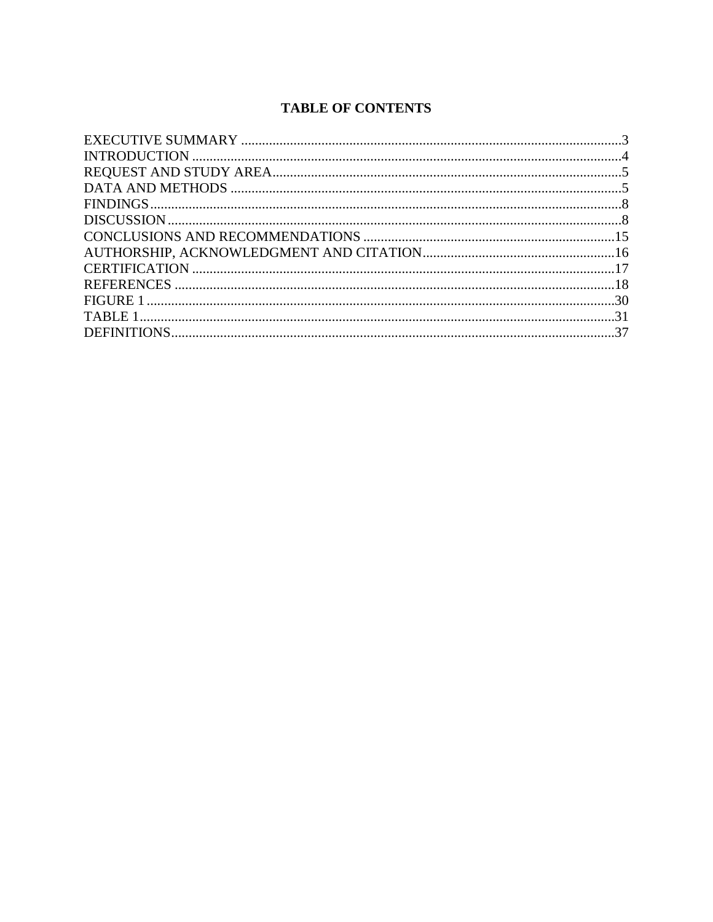# TABLE OF CONTENTS

EXECUTIVE SUMMARY ..........................................................................................................3
INTRODUCTION ..................................................................................................................4
REQUEST AND STUDY AREA..............................................................................................5
DATA AND METHODS .........................................................................................................5
FINDINGS...........................................................................................................................8
DISCUSSION.......................................................................................................................8
CONCLUSIONS AND RECOMMENDATIONS ......................................................................15
AUTHORSHIP, ACKNOWLEDGMENT AND CITATION.......................................................16
CERTIFICATION ...............................................................................................................17
REFERENCES ....................................................................................................................18
FIGURE 1 ...........................................................................................................................30
TABLE 1.............................................................................................................................31
DEFINITIONS.....................................................................................................................37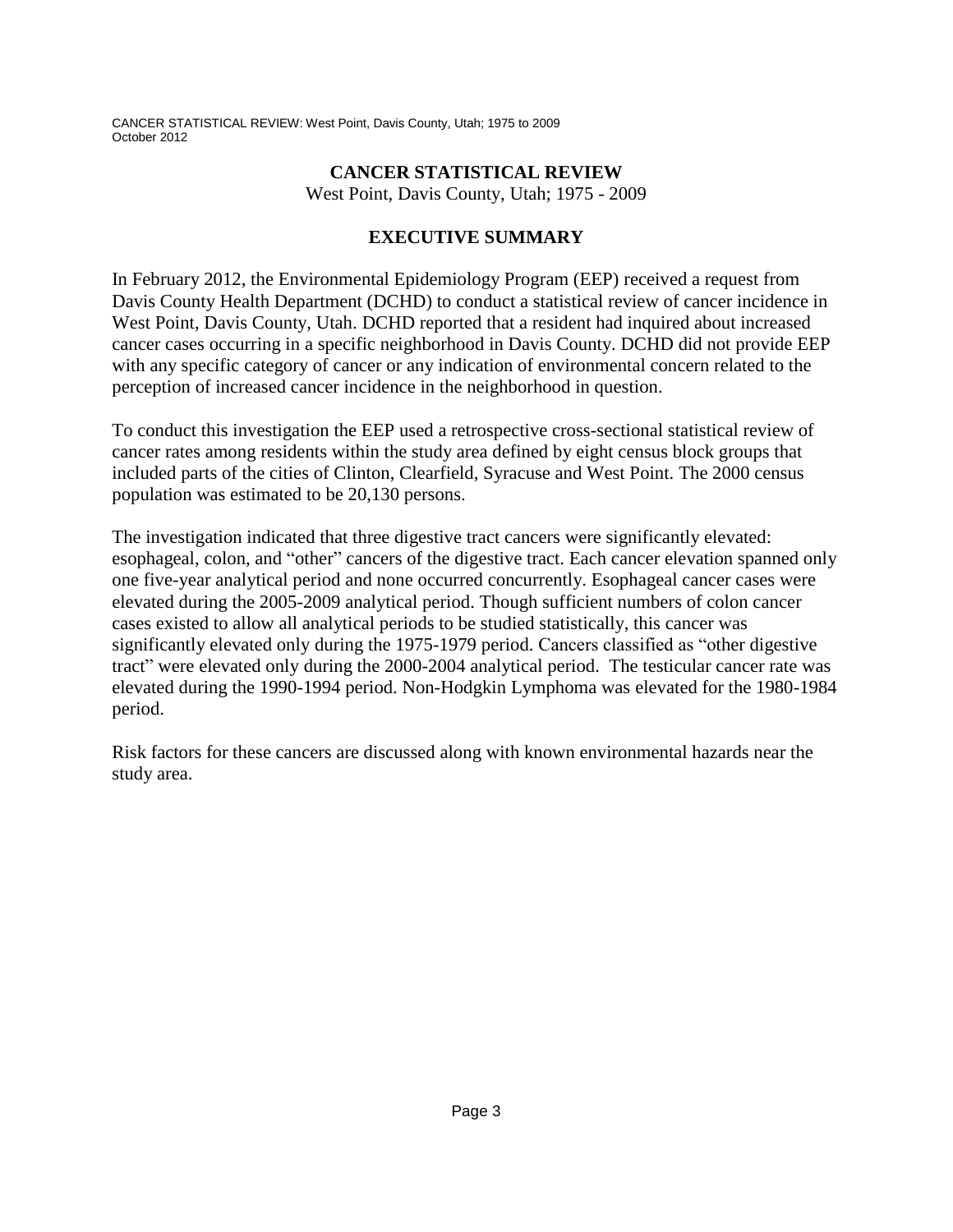# CANCER STATISTICAL REVIEW

West Point, Davis County, Utah; 1975 - 2009

## EXECUTIVE SUMMARY

In February 2012, the Environmental Epidemiology Program (EEP) received a request from Davis County Health Department (DCHD) to conduct a statistical review of cancer incidence in West Point, Davis County, Utah. DCHD reported that a resident had inquired about increased cancer cases occurring in a specific neighborhood in Davis County. DCHD did not provide EEP with any specific category of cancer or any indication of environmental concern related to the perception of increased cancer incidence in the neighborhood in question.

To conduct this investigation the EEP used a retrospective cross-sectional statistical review of cancer rates among residents within the study area defined by eight census block groups that included parts of the cities of Clinton, Clearfield, Syracuse and West Point. The 2000 census population was estimated to be 20,130 persons.

The investigation indicated that three digestive tract cancers were significantly elevated: esophageal, colon, and "other" cancers of the digestive tract. Each cancer elevation spanned only one five-year analytical period and none occurred concurrently. Esophageal cancer cases were elevated during the 2005-2009 analytical period. Though sufficient numbers of colon cancer cases existed to allow all analytical periods to be studied statistically, this cancer was significantly elevated only during the 1975-1979 period. Cancers classified as "other digestive tract" were elevated only during the 2000-2004 analytical period. The testicular cancer rate was elevated during the 1990-1994 period. Non-Hodgkin Lymphoma was elevated for the 1980-1984 period.

Risk factors for these cancers are discussed along with known environmental hazards near the study area.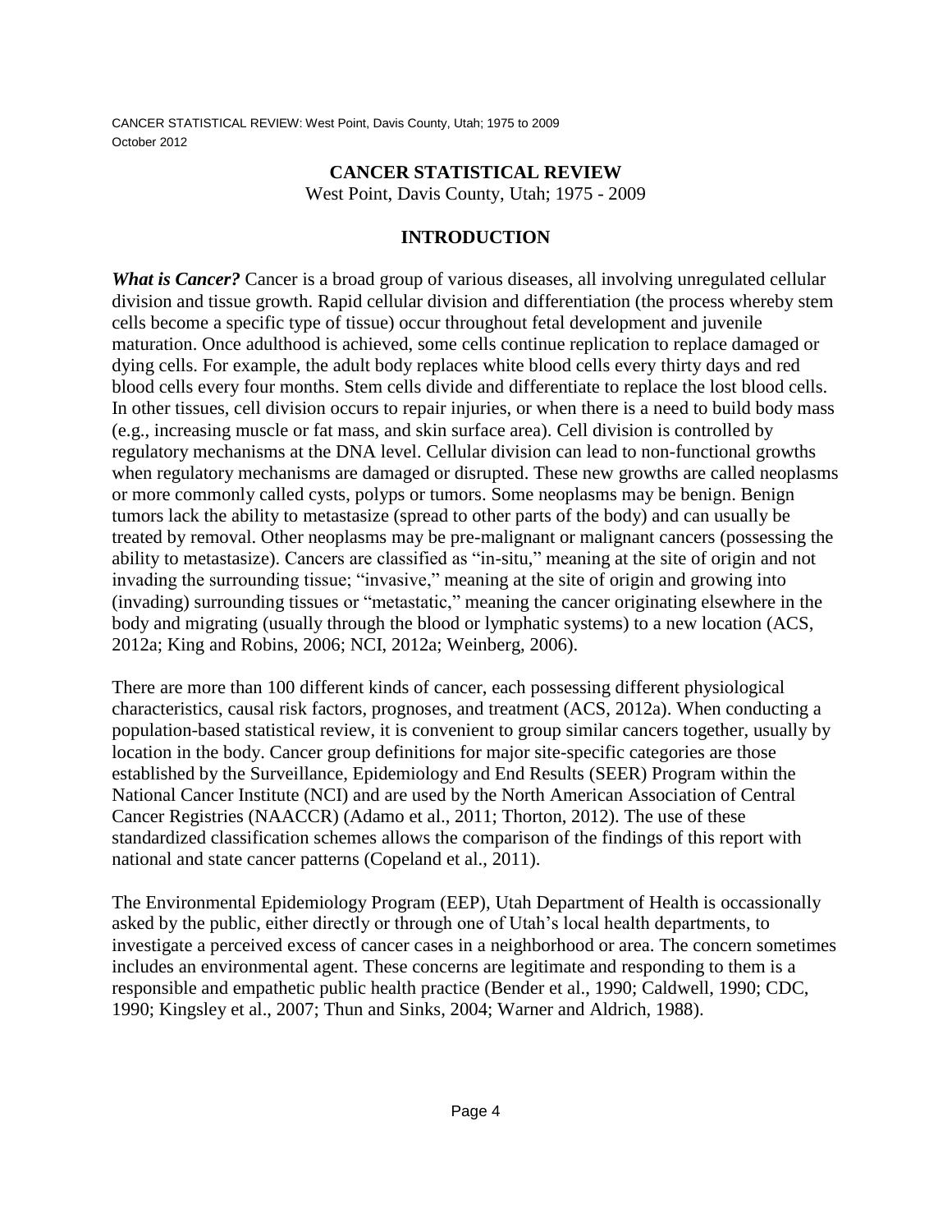# CANCER STATISTICAL REVIEW

West Point, Davis County, Utah; 1975 - 2009

## INTRODUCTION

***What is Cancer?*** Cancer is a broad group of various diseases, all involving unregulated cellular division and tissue growth. Rapid cellular division and differentiation (the process whereby stem cells become a specific type of tissue) occur throughout fetal development and juvenile maturation. Once adulthood is achieved, some cells continue replication to replace damaged or dying cells. For example, the adult body replaces white blood cells every thirty days and red blood cells every four months. Stem cells divide and differentiate to replace the lost blood cells. In other tissues, cell division occurs to repair injuries, or when there is a need to build body mass (e.g., increasing muscle or fat mass, and skin surface area). Cell division is controlled by regulatory mechanisms at the DNA level. Cellular division can lead to non-functional growths when regulatory mechanisms are damaged or disrupted. These new growths are called neoplasms or more commonly called cysts, polyps or tumors. Some neoplasms may be benign. Benign tumors lack the ability to metastasize (spread to other parts of the body) and can usually be treated by removal. Other neoplasms may be pre-malignant or malignant cancers (possessing the ability to metastasize). Cancers are classified as "in-situ," meaning at the site of origin and not invading the surrounding tissue; "invasive," meaning at the site of origin and growing into (invading) surrounding tissues or "metastatic," meaning the cancer originating elsewhere in the body and migrating (usually through the blood or lymphatic systems) to a new location (ACS, 2012a; King and Robins, 2006; NCI, 2012a; Weinberg, 2006).

There are more than 100 different kinds of cancer, each possessing different physiological characteristics, causal risk factors, prognoses, and treatment (ACS, 2012a). When conducting a population-based statistical review, it is convenient to group similar cancers together, usually by location in the body. Cancer group definitions for major site-specific categories are those established by the Surveillance, Epidemiology and End Results (SEER) Program within the National Cancer Institute (NCI) and are used by the North American Association of Central Cancer Registries (NAACCR) (Adamo et al., 2011; Thorton, 2012). The use of these standardized classification schemes allows the comparison of the findings of this report with national and state cancer patterns (Copeland et al., 2011).

The Environmental Epidemiology Program (EEP), Utah Department of Health is occassionally asked by the public, either directly or through one of Utah's local health departments, to investigate a perceived excess of cancer cases in a neighborhood or area. The concern sometimes includes an environmental agent. These concerns are legitimate and responding to them is a responsible and empathetic public health practice (Bender et al., 1990; Caldwell, 1990; CDC, 1990; Kingsley et al., 2007; Thun and Sinks, 2004; Warner and Aldrich, 1988).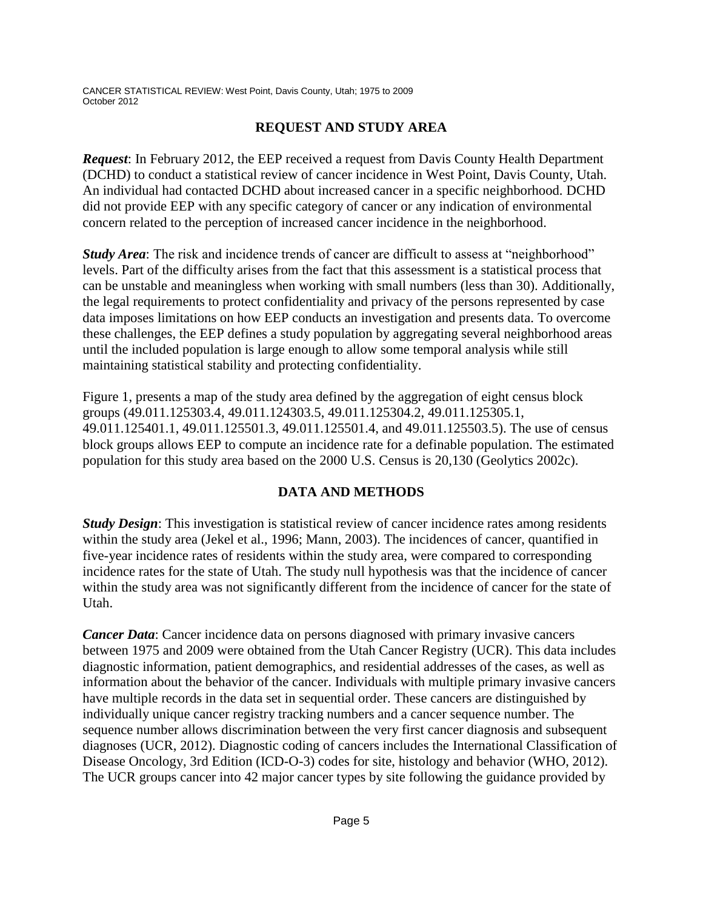## REQUEST AND STUDY AREA

***Request***: In February 2012, the EEP received a request from Davis County Health Department (DCHD) to conduct a statistical review of cancer incidence in West Point, Davis County, Utah. An individual had contacted DCHD about increased cancer in a specific neighborhood. DCHD did not provide EEP with any specific category of cancer or any indication of environmental concern related to the perception of increased cancer incidence in the neighborhood.

***Study Area***: The risk and incidence trends of cancer are difficult to assess at "neighborhood" levels. Part of the difficulty arises from the fact that this assessment is a statistical process that can be unstable and meaningless when working with small numbers (less than 30). Additionally, the legal requirements to protect confidentiality and privacy of the persons represented by case data imposes limitations on how EEP conducts an investigation and presents data. To overcome these challenges, the EEP defines a study population by aggregating several neighborhood areas until the included population is large enough to allow some temporal analysis while still maintaining statistical stability and protecting confidentiality.

Figure 1, presents a map of the study area defined by the aggregation of eight census block groups (49.011.125303.4, 49.011.124303.5, 49.011.125304.2, 49.011.125305.1, 49.011.125401.1, 49.011.125501.3, 49.011.125501.4, and 49.011.125503.5). The use of census block groups allows EEP to compute an incidence rate for a definable population. The estimated population for this study area based on the 2000 U.S. Census is 20,130 (Geolytics 2002c).

## DATA AND METHODS

***Study Design***: This investigation is statistical review of cancer incidence rates among residents within the study area (Jekel et al., 1996; Mann, 2003). The incidences of cancer, quantified in five-year incidence rates of residents within the study area, were compared to corresponding incidence rates for the state of Utah. The study null hypothesis was that the incidence of cancer within the study area was not significantly different from the incidence of cancer for the state of Utah.

***Cancer Data***: Cancer incidence data on persons diagnosed with primary invasive cancers between 1975 and 2009 were obtained from the Utah Cancer Registry (UCR). This data includes diagnostic information, patient demographics, and residential addresses of the cases, as well as information about the behavior of the cancer. Individuals with multiple primary invasive cancers have multiple records in the data set in sequential order. These cancers are distinguished by individually unique cancer registry tracking numbers and a cancer sequence number. The sequence number allows discrimination between the very first cancer diagnosis and subsequent diagnoses (UCR, 2012). Diagnostic coding of cancers includes the International Classification of Disease Oncology, 3rd Edition (ICD-O-3) codes for site, histology and behavior (WHO, 2012). The UCR groups cancer into 42 major cancer types by site following the guidance provided by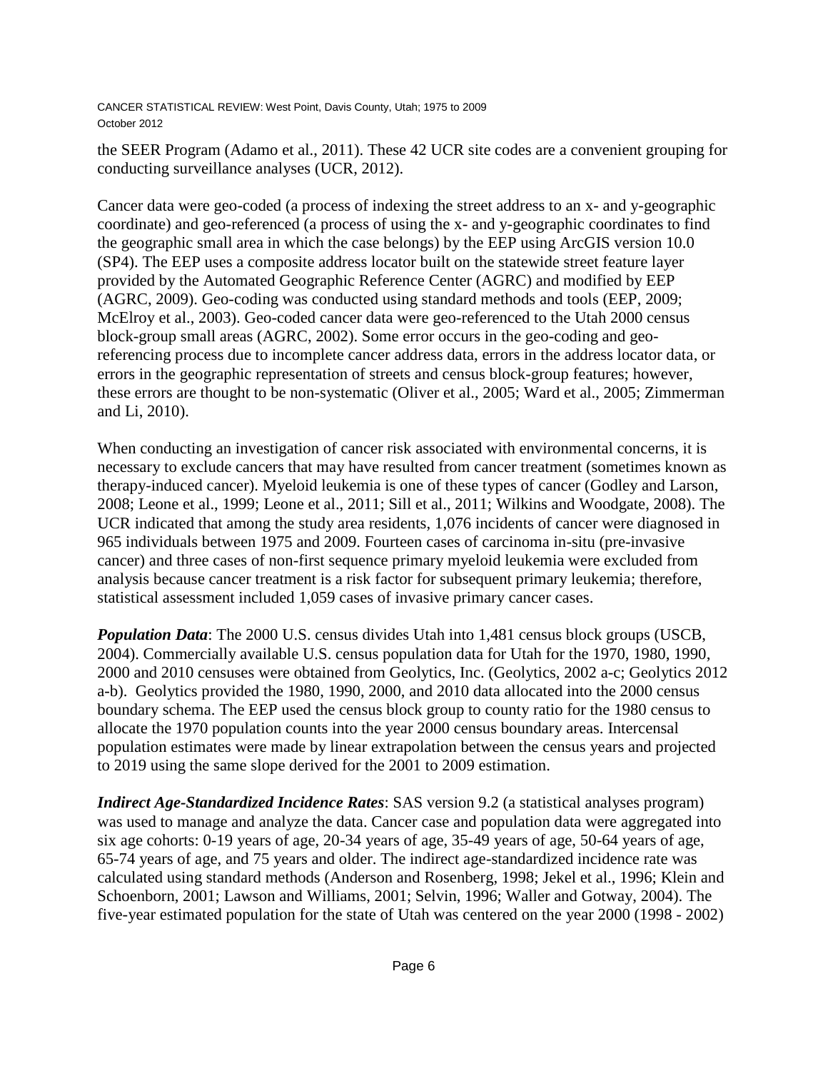the SEER Program (Adamo et al., 2011). These 42 UCR site codes are a convenient grouping for conducting surveillance analyses (UCR, 2012).

Cancer data were geo-coded (a process of indexing the street address to an x- and y-geographic coordinate) and geo-referenced (a process of using the x- and y-geographic coordinates to find the geographic small area in which the case belongs) by the EEP using ArcGIS version 10.0 (SP4). The EEP uses a composite address locator built on the statewide street feature layer provided by the Automated Geographic Reference Center (AGRC) and modified by EEP (AGRC, 2009). Geo-coding was conducted using standard methods and tools (EEP, 2009; McElroy et al., 2003). Geo-coded cancer data were geo-referenced to the Utah 2000 census block-group small areas (AGRC, 2002). Some error occurs in the geo-coding and geo-referencing process due to incomplete cancer address data, errors in the address locator data, or errors in the geographic representation of streets and census block-group features; however, these errors are thought to be non-systematic (Oliver et al., 2005; Ward et al., 2005; Zimmerman and Li, 2010).

When conducting an investigation of cancer risk associated with environmental concerns, it is necessary to exclude cancers that may have resulted from cancer treatment (sometimes known as therapy-induced cancer). Myeloid leukemia is one of these types of cancer (Godley and Larson, 2008; Leone et al., 1999; Leone et al., 2011; Sill et al., 2011; Wilkins and Woodgate, 2008). The UCR indicated that among the study area residents, 1,076 incidents of cancer were diagnosed in 965 individuals between 1975 and 2009. Fourteen cases of carcinoma in-situ (pre-invasive cancer) and three cases of non-first sequence primary myeloid leukemia were excluded from analysis because cancer treatment is a risk factor for subsequent primary leukemia; therefore, statistical assessment included 1,059 cases of invasive primary cancer cases.

***Population Data***: The 2000 U.S. census divides Utah into 1,481 census block groups (USCB, 2004). Commercially available U.S. census population data for Utah for the 1970, 1980, 1990, 2000 and 2010 censuses were obtained from Geolytics, Inc. (Geolytics, 2002 a-c; Geolytics 2012 a-b). Geolytics provided the 1980, 1990, 2000, and 2010 data allocated into the 2000 census boundary schema. The EEP used the census block group to county ratio for the 1980 census to allocate the 1970 population counts into the year 2000 census boundary areas. Intercensal population estimates were made by linear extrapolation between the census years and projected to 2019 using the same slope derived for the 2001 to 2009 estimation.

***Indirect Age-Standardized Incidence Rates***: SAS version 9.2 (a statistical analyses program) was used to manage and analyze the data. Cancer case and population data were aggregated into six age cohorts: 0-19 years of age, 20-34 years of age, 35-49 years of age, 50-64 years of age, 65-74 years of age, and 75 years and older. The indirect age-standardized incidence rate was calculated using standard methods (Anderson and Rosenberg, 1998; Jekel et al., 1996; Klein and Schoenborn, 2001; Lawson and Williams, 2001; Selvin, 1996; Waller and Gotway, 2004). The five-year estimated population for the state of Utah was centered on the year 2000 (1998 - 2002)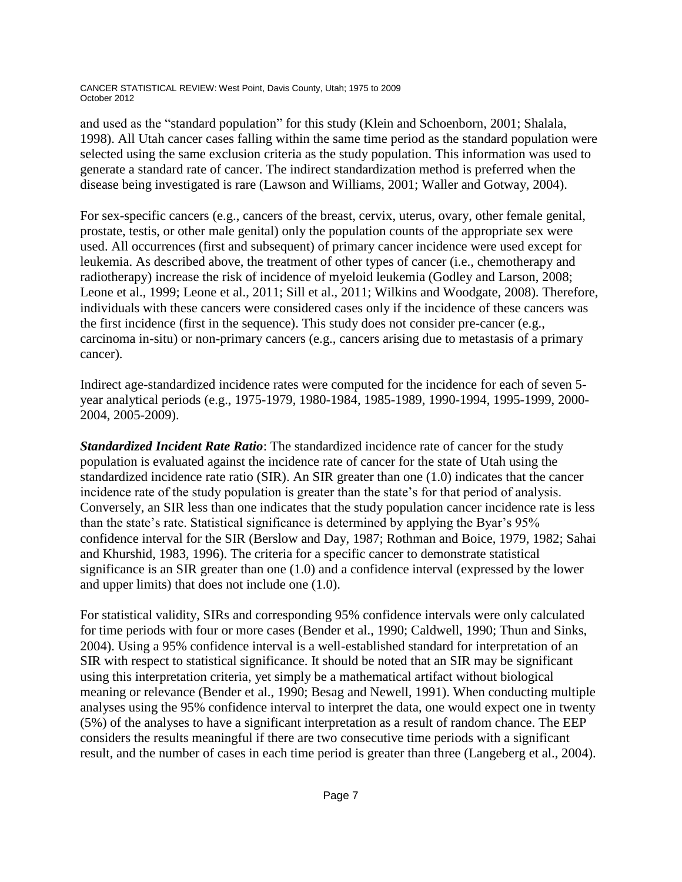and used as the "standard population" for this study (Klein and Schoenborn, 2001; Shalala, 1998). All Utah cancer cases falling within the same time period as the standard population were selected using the same exclusion criteria as the study population. This information was used to generate a standard rate of cancer. The indirect standardization method is preferred when the disease being investigated is rare (Lawson and Williams, 2001; Waller and Gotway, 2004).

For sex-specific cancers (e.g., cancers of the breast, cervix, uterus, ovary, other female genital, prostate, testis, or other male genital) only the population counts of the appropriate sex were used. All occurrences (first and subsequent) of primary cancer incidence were used except for leukemia. As described above, the treatment of other types of cancer (i.e., chemotherapy and radiotherapy) increase the risk of incidence of myeloid leukemia (Godley and Larson, 2008; Leone et al., 1999; Leone et al., 2011; Sill et al., 2011; Wilkins and Woodgate, 2008). Therefore, individuals with these cancers were considered cases only if the incidence of these cancers was the first incidence (first in the sequence). This study does not consider pre-cancer (e.g., carcinoma in-situ) or non-primary cancers (e.g., cancers arising due to metastasis of a primary cancer).

Indirect age-standardized incidence rates were computed for the incidence for each of seven 5-year analytical periods (e.g., 1975-1979, 1980-1984, 1985-1989, 1990-1994, 1995-1999, 2000-2004, 2005-2009).

***Standardized Incident Rate Ratio***: The standardized incidence rate of cancer for the study population is evaluated against the incidence rate of cancer for the state of Utah using the standardized incidence rate ratio (SIR). An SIR greater than one (1.0) indicates that the cancer incidence rate of the study population is greater than the state's for that period of analysis. Conversely, an SIR less than one indicates that the study population cancer incidence rate is less than the state's rate. Statistical significance is determined by applying the Byar's 95% confidence interval for the SIR (Berslow and Day, 1987; Rothman and Boice, 1979, 1982; Sahai and Khurshid, 1983, 1996). The criteria for a specific cancer to demonstrate statistical significance is an SIR greater than one (1.0) and a confidence interval (expressed by the lower and upper limits) that does not include one (1.0).

For statistical validity, SIRs and corresponding 95% confidence intervals were only calculated for time periods with four or more cases (Bender et al., 1990; Caldwell, 1990; Thun and Sinks, 2004). Using a 95% confidence interval is a well-established standard for interpretation of an SIR with respect to statistical significance. It should be noted that an SIR may be significant using this interpretation criteria, yet simply be a mathematical artifact without biological meaning or relevance (Bender et al., 1990; Besag and Newell, 1991). When conducting multiple analyses using the 95% confidence interval to interpret the data, one would expect one in twenty (5%) of the analyses to have a significant interpretation as a result of random chance. The EEP considers the results meaningful if there are two consecutive time periods with a significant result, and the number of cases in each time period is greater than three (Langeberg et al., 2004).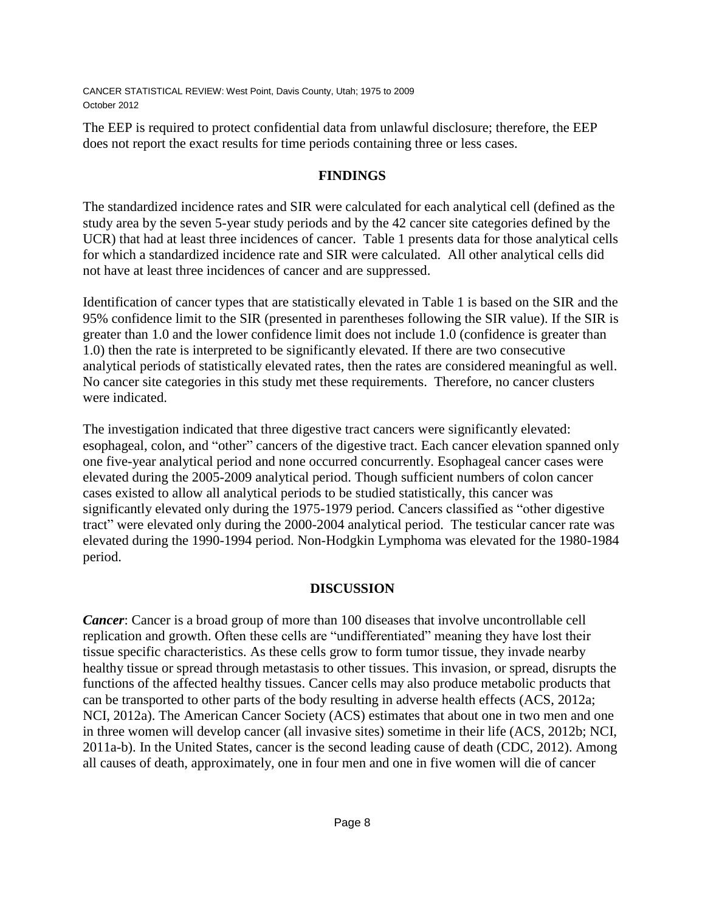The EEP is required to protect confidential data from unlawful disclosure; therefore, the EEP does not report the exact results for time periods containing three or less cases.

## FINDINGS

The standardized incidence rates and SIR were calculated for each analytical cell (defined as the study area by the seven 5-year study periods and by the 42 cancer site categories defined by the UCR) that had at least three incidences of cancer. Table 1 presents data for those analytical cells for which a standardized incidence rate and SIR were calculated. All other analytical cells did not have at least three incidences of cancer and are suppressed.

Identification of cancer types that are statistically elevated in Table 1 is based on the SIR and the 95% confidence limit to the SIR (presented in parentheses following the SIR value). If the SIR is greater than 1.0 and the lower confidence limit does not include 1.0 (confidence is greater than 1.0) then the rate is interpreted to be significantly elevated. If there are two consecutive analytical periods of statistically elevated rates, then the rates are considered meaningful as well. No cancer site categories in this study met these requirements. Therefore, no cancer clusters were indicated.

The investigation indicated that three digestive tract cancers were significantly elevated: esophageal, colon, and "other" cancers of the digestive tract. Each cancer elevation spanned only one five-year analytical period and none occurred concurrently. Esophageal cancer cases were elevated during the 2005-2009 analytical period. Though sufficient numbers of colon cancer cases existed to allow all analytical periods to be studied statistically, this cancer was significantly elevated only during the 1975-1979 period. Cancers classified as "other digestive tract" were elevated only during the 2000-2004 analytical period. The testicular cancer rate was elevated during the 1990-1994 period. Non-Hodgkin Lymphoma was elevated for the 1980-1984 period.

## DISCUSSION

***Cancer***: Cancer is a broad group of more than 100 diseases that involve uncontrollable cell replication and growth. Often these cells are "undifferentiated" meaning they have lost their tissue specific characteristics. As these cells grow to form tumor tissue, they invade nearby healthy tissue or spread through metastasis to other tissues. This invasion, or spread, disrupts the functions of the affected healthy tissues. Cancer cells may also produce metabolic products that can be transported to other parts of the body resulting in adverse health effects (ACS, 2012a; NCI, 2012a). The American Cancer Society (ACS) estimates that about one in two men and one in three women will develop cancer (all invasive sites) sometime in their life (ACS, 2012b; NCI, 2011a-b). In the United States, cancer is the second leading cause of death (CDC, 2012). Among all causes of death, approximately, one in four men and one in five women will die of cancer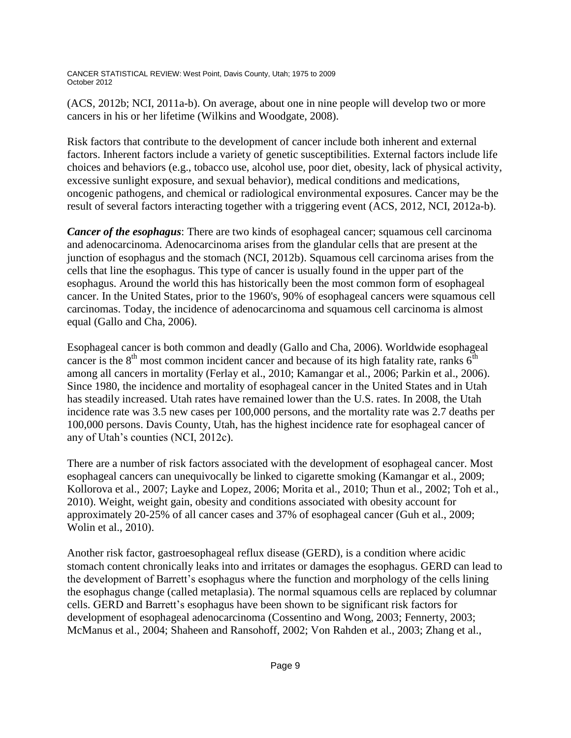(ACS, 2012b; NCI, 2011a-b). On average, about one in nine people will develop two or more cancers in his or her lifetime (Wilkins and Woodgate, 2008).

Risk factors that contribute to the development of cancer include both inherent and external factors. Inherent factors include a variety of genetic susceptibilities. External factors include life choices and behaviors (e.g., tobacco use, alcohol use, poor diet, obesity, lack of physical activity, excessive sunlight exposure, and sexual behavior), medical conditions and medications, oncogenic pathogens, and chemical or radiological environmental exposures. Cancer may be the result of several factors interacting together with a triggering event (ACS, 2012, NCI, 2012a-b).

***Cancer of the esophagus***: There are two kinds of esophageal cancer; squamous cell carcinoma and adenocarcinoma. Adenocarcinoma arises from the glandular cells that are present at the junction of esophagus and the stomach (NCI, 2012b). Squamous cell carcinoma arises from the cells that line the esophagus. This type of cancer is usually found in the upper part of the esophagus. Around the world this has historically been the most common form of esophageal cancer. In the United States, prior to the 1960's, 90% of esophageal cancers were squamous cell carcinomas. Today, the incidence of adenocarcinoma and squamous cell carcinoma is almost equal (Gallo and Cha, 2006).

Esophageal cancer is both common and deadly (Gallo and Cha, 2006). Worldwide esophageal cancer is the 8th most common incident cancer and because of its high fatality rate, ranks 6th among all cancers in mortality (Ferlay et al., 2010; Kamangar et al., 2006; Parkin et al., 2006). Since 1980, the incidence and mortality of esophageal cancer in the United States and in Utah has steadily increased. Utah rates have remained lower than the U.S. rates. In 2008, the Utah incidence rate was 3.5 new cases per 100,000 persons, and the mortality rate was 2.7 deaths per 100,000 persons. Davis County, Utah, has the highest incidence rate for esophageal cancer of any of Utah's counties (NCI, 2012c).

There are a number of risk factors associated with the development of esophageal cancer. Most esophageal cancers can unequivocally be linked to cigarette smoking (Kamangar et al., 2009; Kollorova et al., 2007; Layke and Lopez, 2006; Morita et al., 2010; Thun et al., 2002; Toh et al., 2010). Weight, weight gain, obesity and conditions associated with obesity account for approximately 20-25% of all cancer cases and 37% of esophageal cancer (Guh et al., 2009; Wolin et al., 2010).

Another risk factor, gastroesophageal reflux disease (GERD), is a condition where acidic stomach content chronically leaks into and irritates or damages the esophagus. GERD can lead to the development of Barrett's esophagus where the function and morphology of the cells lining the esophagus change (called metaplasia). The normal squamous cells are replaced by columnar cells. GERD and Barrett's esophagus have been shown to be significant risk factors for development of esophageal adenocarcinoma (Cossentino and Wong, 2003; Fennerty, 2003; McManus et al., 2004; Shaheen and Ransohoff, 2002; Von Rahden et al., 2003; Zhang et al.,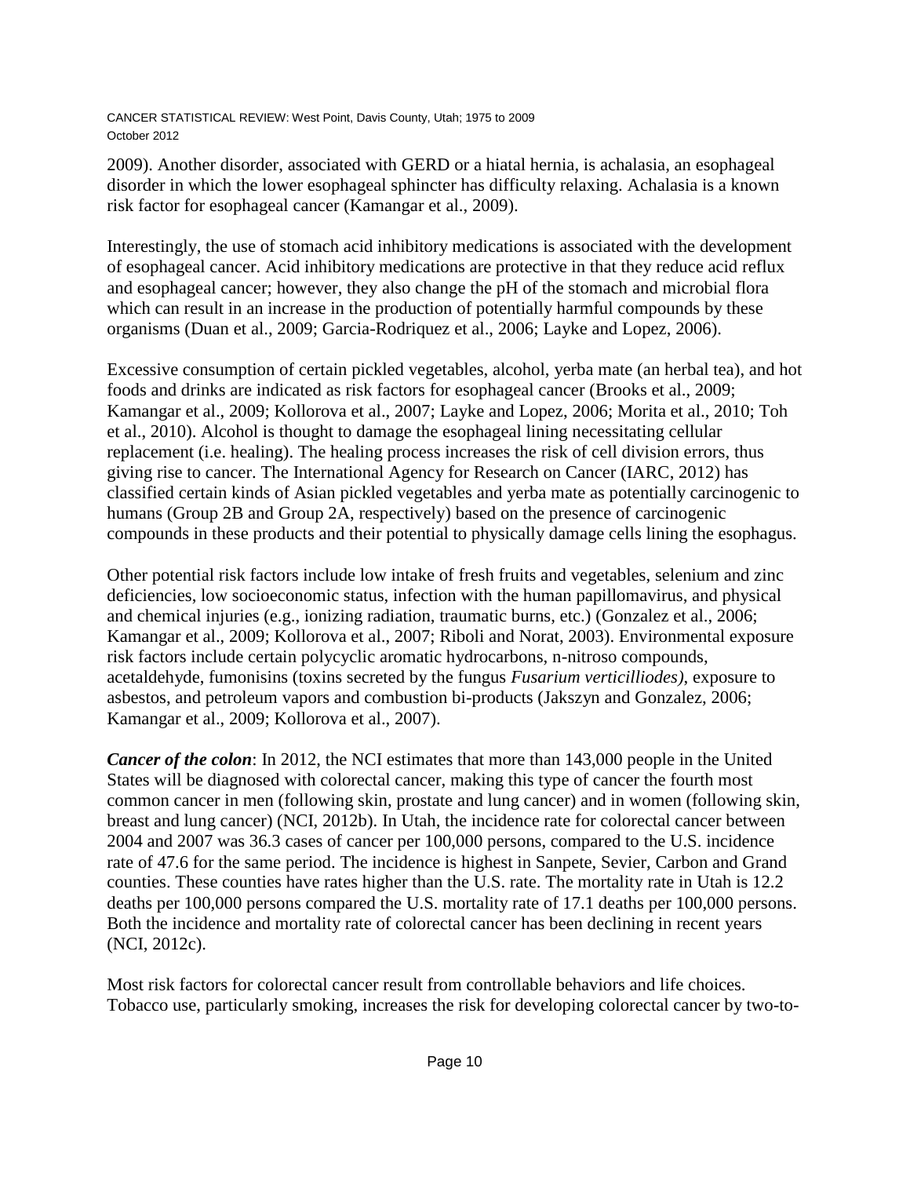2009). Another disorder, associated with GERD or a hiatal hernia, is achalasia, an esophageal disorder in which the lower esophageal sphincter has difficulty relaxing. Achalasia is a known risk factor for esophageal cancer (Kamangar et al., 2009).

Interestingly, the use of stomach acid inhibitory medications is associated with the development of esophageal cancer. Acid inhibitory medications are protective in that they reduce acid reflux and esophageal cancer; however, they also change the pH of the stomach and microbial flora which can result in an increase in the production of potentially harmful compounds by these organisms (Duan et al., 2009; Garcia-Rodriquez et al., 2006; Layke and Lopez, 2006).

Excessive consumption of certain pickled vegetables, alcohol, yerba mate (an herbal tea), and hot foods and drinks are indicated as risk factors for esophageal cancer (Brooks et al., 2009; Kamangar et al., 2009; Kollorova et al., 2007; Layke and Lopez, 2006; Morita et al., 2010; Toh et al., 2010). Alcohol is thought to damage the esophageal lining necessitating cellular replacement (i.e. healing). The healing process increases the risk of cell division errors, thus giving rise to cancer. The International Agency for Research on Cancer (IARC, 2012) has classified certain kinds of Asian pickled vegetables and yerba mate as potentially carcinogenic to humans (Group 2B and Group 2A, respectively) based on the presence of carcinogenic compounds in these products and their potential to physically damage cells lining the esophagus.

Other potential risk factors include low intake of fresh fruits and vegetables, selenium and zinc deficiencies, low socioeconomic status, infection with the human papillomavirus, and physical and chemical injuries (e.g., ionizing radiation, traumatic burns, etc.) (Gonzalez et al., 2006; Kamangar et al., 2009; Kollorova et al., 2007; Riboli and Norat, 2003). Environmental exposure risk factors include certain polycyclic aromatic hydrocarbons, n-nitroso compounds, acetaldehyde, fumonisins (toxins secreted by the fungus *Fusarium verticilliodes)*, exposure to asbestos, and petroleum vapors and combustion bi-products (Jakszyn and Gonzalez, 2006; Kamangar et al., 2009; Kollorova et al., 2007).

***Cancer of the colon***: In 2012, the NCI estimates that more than 143,000 people in the United States will be diagnosed with colorectal cancer, making this type of cancer the fourth most common cancer in men (following skin, prostate and lung cancer) and in women (following skin, breast and lung cancer) (NCI, 2012b). In Utah, the incidence rate for colorectal cancer between 2004 and 2007 was 36.3 cases of cancer per 100,000 persons, compared to the U.S. incidence rate of 47.6 for the same period. The incidence is highest in Sanpete, Sevier, Carbon and Grand counties. These counties have rates higher than the U.S. rate. The mortality rate in Utah is 12.2 deaths per 100,000 persons compared the U.S. mortality rate of 17.1 deaths per 100,000 persons. Both the incidence and mortality rate of colorectal cancer has been declining in recent years (NCI, 2012c).

Most risk factors for colorectal cancer result from controllable behaviors and life choices. Tobacco use, particularly smoking, increases the risk for developing colorectal cancer by two-to-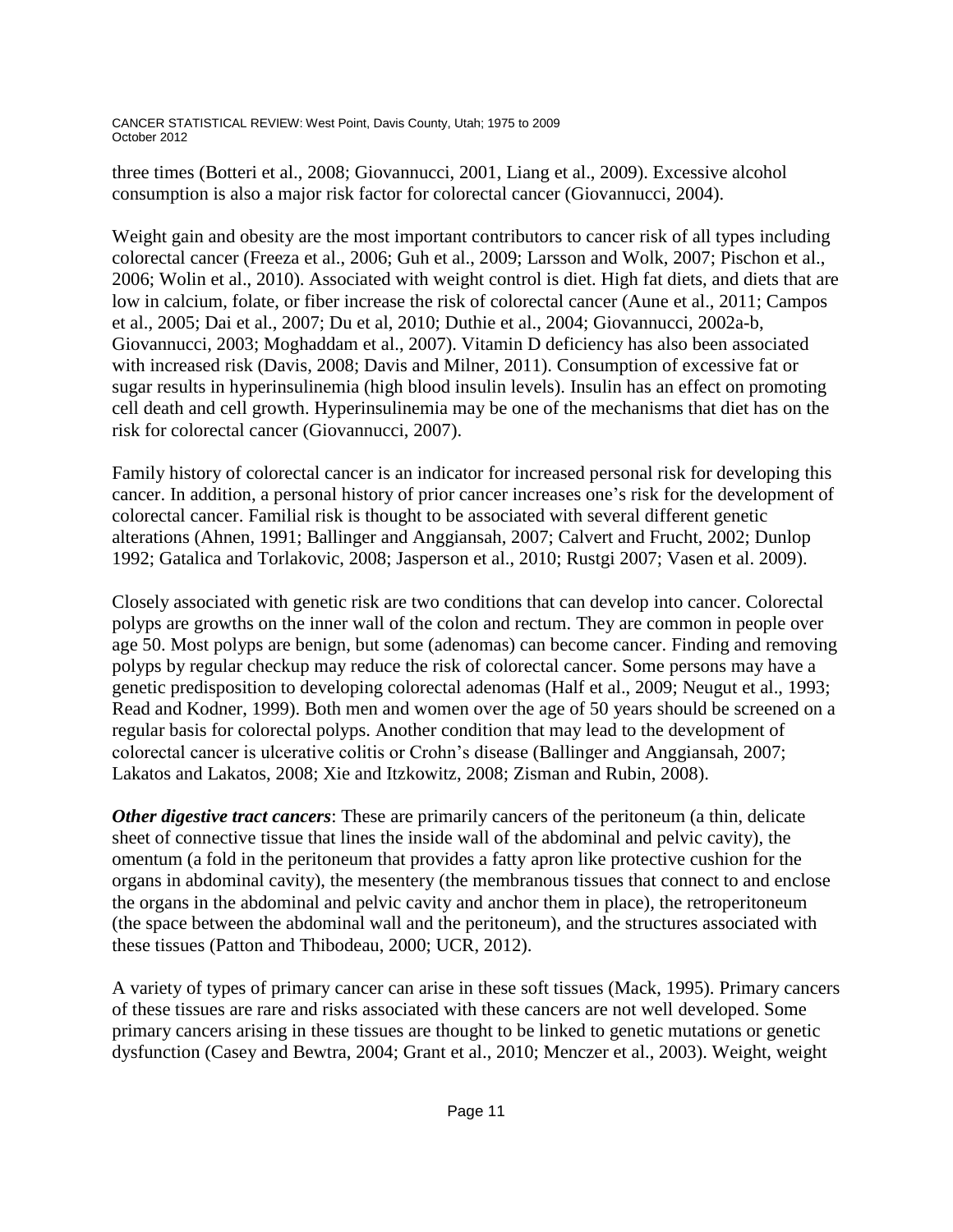three times (Botteri et al., 2008; Giovannucci, 2001, Liang et al., 2009). Excessive alcohol consumption is also a major risk factor for colorectal cancer (Giovannucci, 2004).

Weight gain and obesity are the most important contributors to cancer risk of all types including colorectal cancer (Freeza et al., 2006; Guh et al., 2009; Larsson and Wolk, 2007; Pischon et al., 2006; Wolin et al., 2010). Associated with weight control is diet. High fat diets, and diets that are low in calcium, folate, or fiber increase the risk of colorectal cancer (Aune et al., 2011; Campos et al., 2005; Dai et al., 2007; Du et al, 2010; Duthie et al., 2004; Giovannucci, 2002a-b, Giovannucci, 2003; Moghaddam et al., 2007). Vitamin D deficiency has also been associated with increased risk (Davis, 2008; Davis and Milner, 2011). Consumption of excessive fat or sugar results in hyperinsulinemia (high blood insulin levels). Insulin has an effect on promoting cell death and cell growth. Hyperinsulinemia may be one of the mechanisms that diet has on the risk for colorectal cancer (Giovannucci, 2007).

Family history of colorectal cancer is an indicator for increased personal risk for developing this cancer. In addition, a personal history of prior cancer increases one's risk for the development of colorectal cancer. Familial risk is thought to be associated with several different genetic alterations (Ahnen, 1991; Ballinger and Anggiansah, 2007; Calvert and Frucht, 2002; Dunlop 1992; Gatalica and Torlakovic, 2008; Jasperson et al., 2010; Rustgi 2007; Vasen et al. 2009).

Closely associated with genetic risk are two conditions that can develop into cancer. Colorectal polyps are growths on the inner wall of the colon and rectum. They are common in people over age 50. Most polyps are benign, but some (adenomas) can become cancer. Finding and removing polyps by regular checkup may reduce the risk of colorectal cancer. Some persons may have a genetic predisposition to developing colorectal adenomas (Half et al., 2009; Neugut et al., 1993; Read and Kodner, 1999). Both men and women over the age of 50 years should be screened on a regular basis for colorectal polyps. Another condition that may lead to the development of colorectal cancer is ulcerative colitis or Crohn's disease (Ballinger and Anggiansah, 2007; Lakatos and Lakatos, 2008; Xie and Itzkowitz, 2008; Zisman and Rubin, 2008).

***Other digestive tract cancers***: These are primarily cancers of the peritoneum (a thin, delicate sheet of connective tissue that lines the inside wall of the abdominal and pelvic cavity), the omentum (a fold in the peritoneum that provides a fatty apron like protective cushion for the organs in abdominal cavity), the mesentery (the membranous tissues that connect to and enclose the organs in the abdominal and pelvic cavity and anchor them in place), the retroperitoneum (the space between the abdominal wall and the peritoneum), and the structures associated with these tissues (Patton and Thibodeau, 2000; UCR, 2012).

A variety of types of primary cancer can arise in these soft tissues (Mack, 1995). Primary cancers of these tissues are rare and risks associated with these cancers are not well developed. Some primary cancers arising in these tissues are thought to be linked to genetic mutations or genetic dysfunction (Casey and Bewtra, 2004; Grant et al., 2010; Menczer et al., 2003). Weight, weight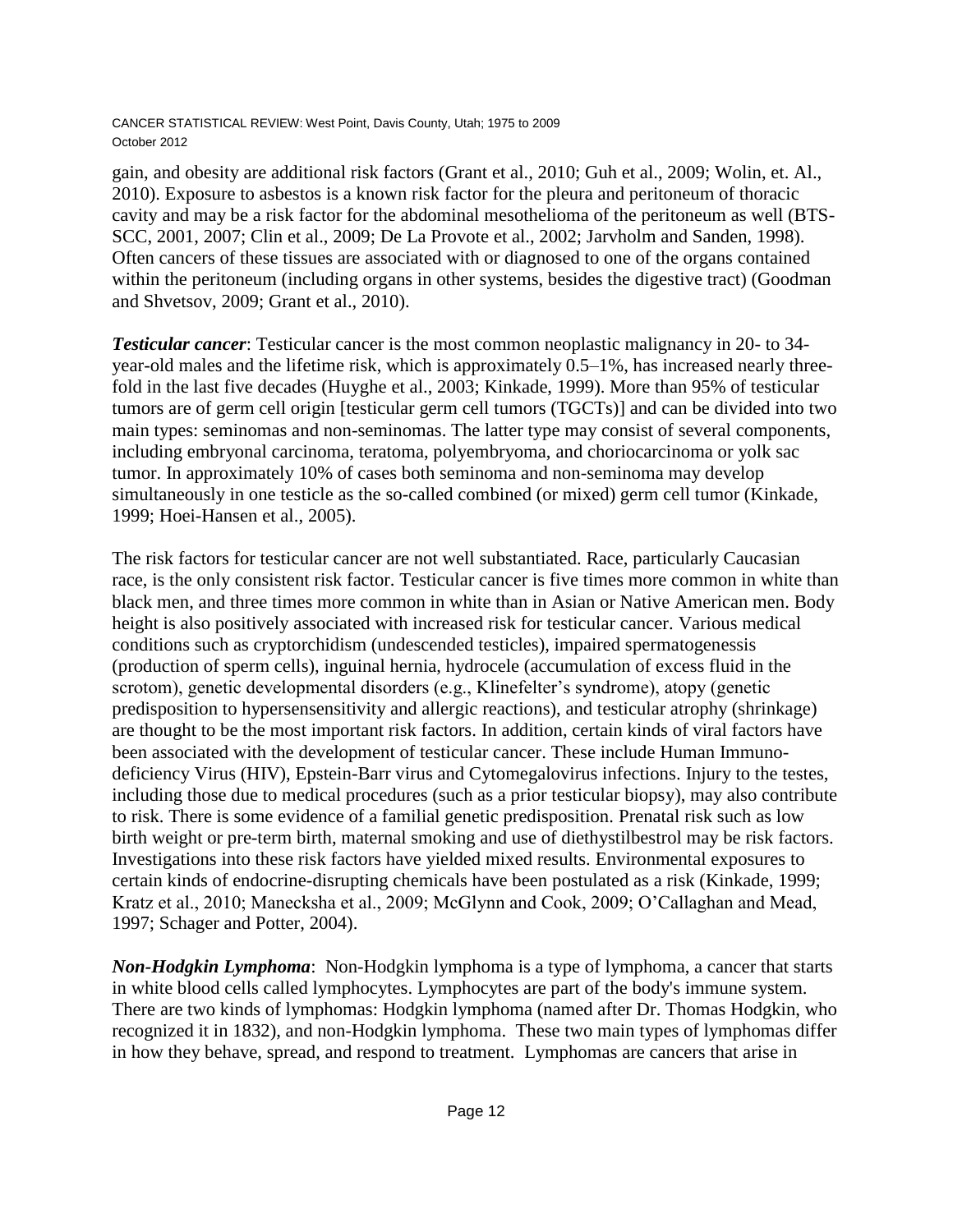gain, and obesity are additional risk factors (Grant et al., 2010; Guh et al., 2009; Wolin, et. Al., 2010). Exposure to asbestos is a known risk factor for the pleura and peritoneum of thoracic cavity and may be a risk factor for the abdominal mesothelioma of the peritoneum as well (BTS-SCC, 2001, 2007; Clin et al., 2009; De La Provote et al., 2002; Jarvholm and Sanden, 1998). Often cancers of these tissues are associated with or diagnosed to one of the organs contained within the peritoneum (including organs in other systems, besides the digestive tract) (Goodman and Shvetsov, 2009; Grant et al., 2010).

***Testicular cancer***: Testicular cancer is the most common neoplastic malignancy in 20- to 34-year-old males and the lifetime risk, which is approximately 0.5–1%, has increased nearly three-fold in the last five decades (Huyghe et al., 2003; Kinkade, 1999). More than 95% of testicular tumors are of germ cell origin [testicular germ cell tumors (TGCTs)] and can be divided into two main types: seminomas and non-seminomas. The latter type may consist of several components, including embryonal carcinoma, teratoma, polyembryoma, and choriocarcinoma or yolk sac tumor. In approximately 10% of cases both seminoma and non-seminoma may develop simultaneously in one testicle as the so-called combined (or mixed) germ cell tumor (Kinkade, 1999; Hoei-Hansen et al., 2005).

The risk factors for testicular cancer are not well substantiated. Race, particularly Caucasian race, is the only consistent risk factor. Testicular cancer is five times more common in white than black men, and three times more common in white than in Asian or Native American men. Body height is also positively associated with increased risk for testicular cancer. Various medical conditions such as cryptorchidism (undescended testicles), impaired spermatogenessis (production of sperm cells), inguinal hernia, hydrocele (accumulation of excess fluid in the scrotom), genetic developmental disorders (e.g., Klinefelter's syndrome), atopy (genetic predisposition to hypersensensitivity and allergic reactions), and testicular atrophy (shrinkage) are thought to be the most important risk factors. In addition, certain kinds of viral factors have been associated with the development of testicular cancer. These include Human Immuno-deficiency Virus (HIV), Epstein-Barr virus and Cytomegalovirus infections. Injury to the testes, including those due to medical procedures (such as a prior testicular biopsy), may also contribute to risk. There is some evidence of a familial genetic predisposition. Prenatal risk such as low birth weight or pre-term birth, maternal smoking and use of diethystilbestrol may be risk factors. Investigations into these risk factors have yielded mixed results. Environmental exposures to certain kinds of endocrine-disrupting chemicals have been postulated as a risk (Kinkade, 1999; Kratz et al., 2010; Manecksha et al., 2009; McGlynn and Cook, 2009; O'Callaghan and Mead, 1997; Schager and Potter, 2004).

***Non-Hodgkin Lymphoma***: Non-Hodgkin lymphoma is a type of lymphoma, a cancer that starts in white blood cells called lymphocytes. Lymphocytes are part of the body's immune system. There are two kinds of lymphomas: Hodgkin lymphoma (named after Dr. Thomas Hodgkin, who recognized it in 1832), and non-Hodgkin lymphoma. These two main types of lymphomas differ in how they behave, spread, and respond to treatment. Lymphomas are cancers that arise in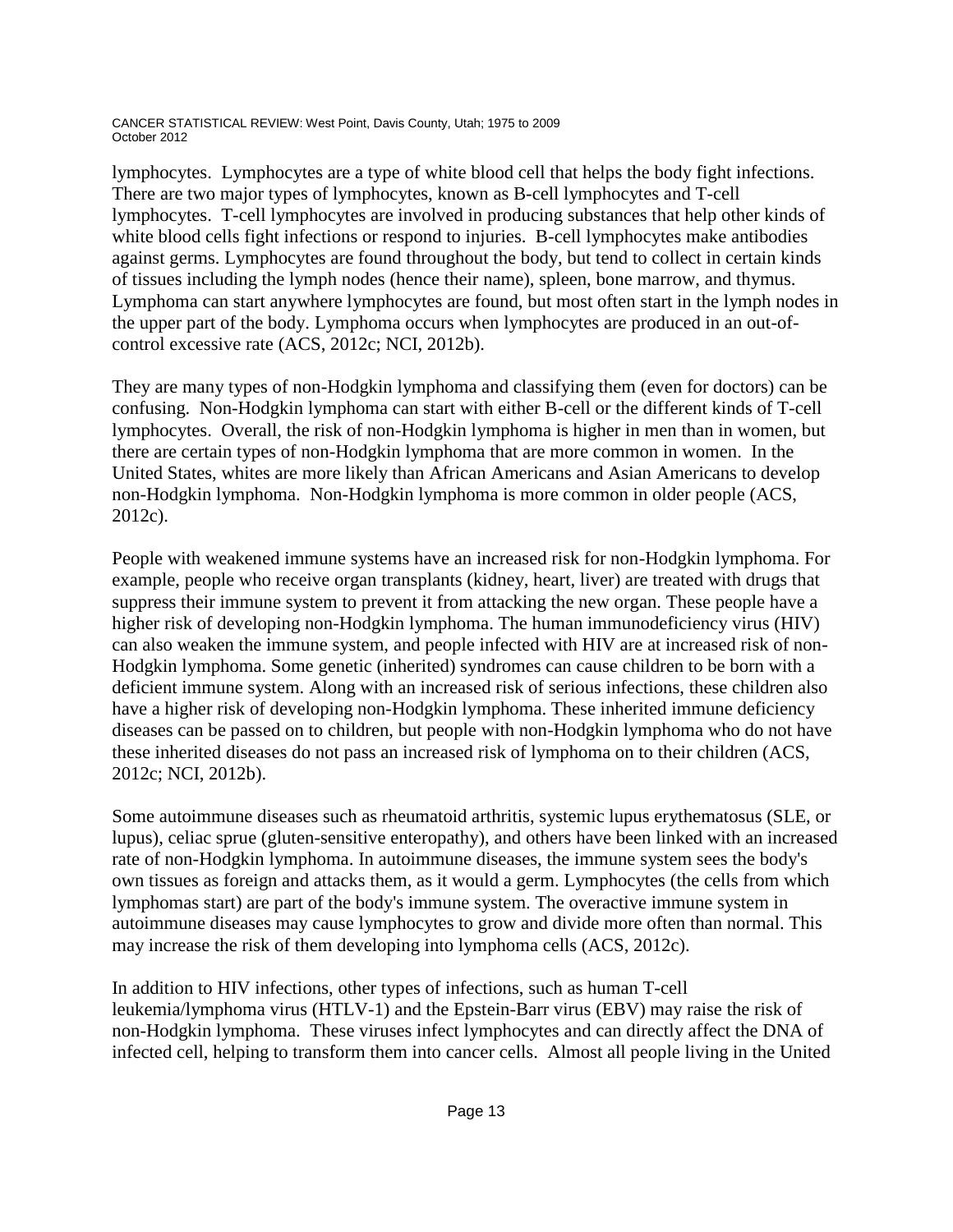lymphocytes. Lymphocytes are a type of white blood cell that helps the body fight infections. There are two major types of lymphocytes, known as B-cell lymphocytes and T-cell lymphocytes. T-cell lymphocytes are involved in producing substances that help other kinds of white blood cells fight infections or respond to injuries. B-cell lymphocytes make antibodies against germs. Lymphocytes are found throughout the body, but tend to collect in certain kinds of tissues including the lymph nodes (hence their name), spleen, bone marrow, and thymus. Lymphoma can start anywhere lymphocytes are found, but most often start in the lymph nodes in the upper part of the body. Lymphoma occurs when lymphocytes are produced in an out-of-control excessive rate (ACS, 2012c; NCI, 2012b).

They are many types of non-Hodgkin lymphoma and classifying them (even for doctors) can be confusing. Non-Hodgkin lymphoma can start with either B-cell or the different kinds of T-cell lymphocytes. Overall, the risk of non-Hodgkin lymphoma is higher in men than in women, but there are certain types of non-Hodgkin lymphoma that are more common in women. In the United States, whites are more likely than African Americans and Asian Americans to develop non-Hodgkin lymphoma. Non-Hodgkin lymphoma is more common in older people (ACS, 2012c).

People with weakened immune systems have an increased risk for non-Hodgkin lymphoma. For example, people who receive organ transplants (kidney, heart, liver) are treated with drugs that suppress their immune system to prevent it from attacking the new organ. These people have a higher risk of developing non-Hodgkin lymphoma. The human immunodeficiency virus (HIV) can also weaken the immune system, and people infected with HIV are at increased risk of non-Hodgkin lymphoma. Some genetic (inherited) syndromes can cause children to be born with a deficient immune system. Along with an increased risk of serious infections, these children also have a higher risk of developing non-Hodgkin lymphoma. These inherited immune deficiency diseases can be passed on to children, but people with non-Hodgkin lymphoma who do not have these inherited diseases do not pass an increased risk of lymphoma on to their children (ACS, 2012c; NCI, 2012b).

Some autoimmune diseases such as rheumatoid arthritis, systemic lupus erythematosus (SLE, or lupus), celiac sprue (gluten-sensitive enteropathy), and others have been linked with an increased rate of non-Hodgkin lymphoma. In autoimmune diseases, the immune system sees the body's own tissues as foreign and attacks them, as it would a germ. Lymphocytes (the cells from which lymphomas start) are part of the body's immune system. The overactive immune system in autoimmune diseases may cause lymphocytes to grow and divide more often than normal. This may increase the risk of them developing into lymphoma cells (ACS, 2012c).

In addition to HIV infections, other types of infections, such as human T-cell leukemia/lymphoma virus (HTLV-1) and the Epstein-Barr virus (EBV) may raise the risk of non-Hodgkin lymphoma. These viruses infect lymphocytes and can directly affect the DNA of infected cell, helping to transform them into cancer cells. Almost all people living in the United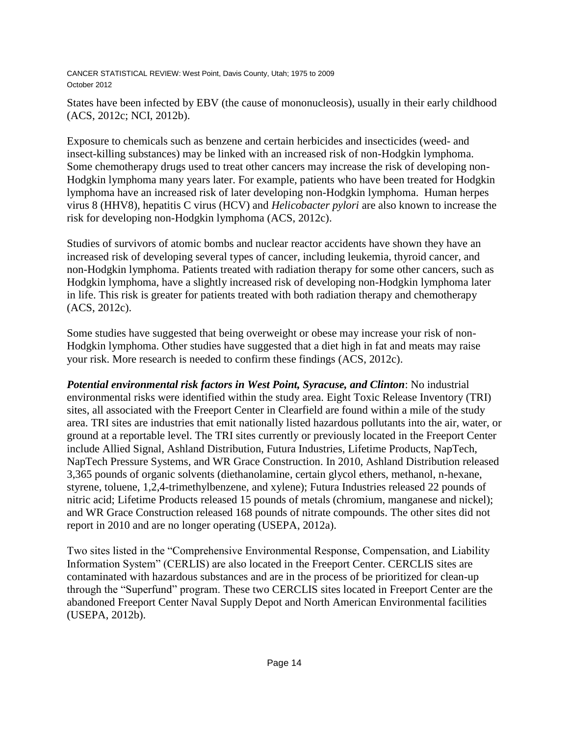States have been infected by EBV (the cause of mononucleosis), usually in their early childhood (ACS, 2012c; NCI, 2012b).

Exposure to chemicals such as benzene and certain herbicides and insecticides (weed- and insect-killing substances) may be linked with an increased risk of non-Hodgkin lymphoma. Some chemotherapy drugs used to treat other cancers may increase the risk of developing non-Hodgkin lymphoma many years later. For example, patients who have been treated for Hodgkin lymphoma have an increased risk of later developing non-Hodgkin lymphoma. Human herpes virus 8 (HHV8), hepatitis C virus (HCV) and *Helicobacter pylori* are also known to increase the risk for developing non-Hodgkin lymphoma (ACS, 2012c).

Studies of survivors of atomic bombs and nuclear reactor accidents have shown they have an increased risk of developing several types of cancer, including leukemia, thyroid cancer, and non-Hodgkin lymphoma. Patients treated with radiation therapy for some other cancers, such as Hodgkin lymphoma, have a slightly increased risk of developing non-Hodgkin lymphoma later in life. This risk is greater for patients treated with both radiation therapy and chemotherapy (ACS, 2012c).

Some studies have suggested that being overweight or obese may increase your risk of non-Hodgkin lymphoma. Other studies have suggested that a diet high in fat and meats may raise your risk. More research is needed to confirm these findings (ACS, 2012c).

***Potential environmental risk factors in West Point, Syracuse, and Clinton***: No industrial environmental risks were identified within the study area. Eight Toxic Release Inventory (TRI) sites, all associated with the Freeport Center in Clearfield are found within a mile of the study area. TRI sites are industries that emit nationally listed hazardous pollutants into the air, water, or ground at a reportable level. The TRI sites currently or previously located in the Freeport Center include Allied Signal, Ashland Distribution, Futura Industries, Lifetime Products, NapTech, NapTech Pressure Systems, and WR Grace Construction. In 2010, Ashland Distribution released 3,365 pounds of organic solvents (diethanolamine, certain glycol ethers, methanol, n-hexane, styrene, toluene, 1,2,4-trimethylbenzene, and xylene); Futura Industries released 22 pounds of nitric acid; Lifetime Products released 15 pounds of metals (chromium, manganese and nickel); and WR Grace Construction released 168 pounds of nitrate compounds. The other sites did not report in 2010 and are no longer operating (USEPA, 2012a).

Two sites listed in the "Comprehensive Environmental Response, Compensation, and Liability Information System" (CERLIS) are also located in the Freeport Center. CERCLIS sites are contaminated with hazardous substances and are in the process of be prioritized for clean-up through the "Superfund" program. These two CERCLIS sites located in Freeport Center are the abandoned Freeport Center Naval Supply Depot and North American Environmental facilities (USEPA, 2012b).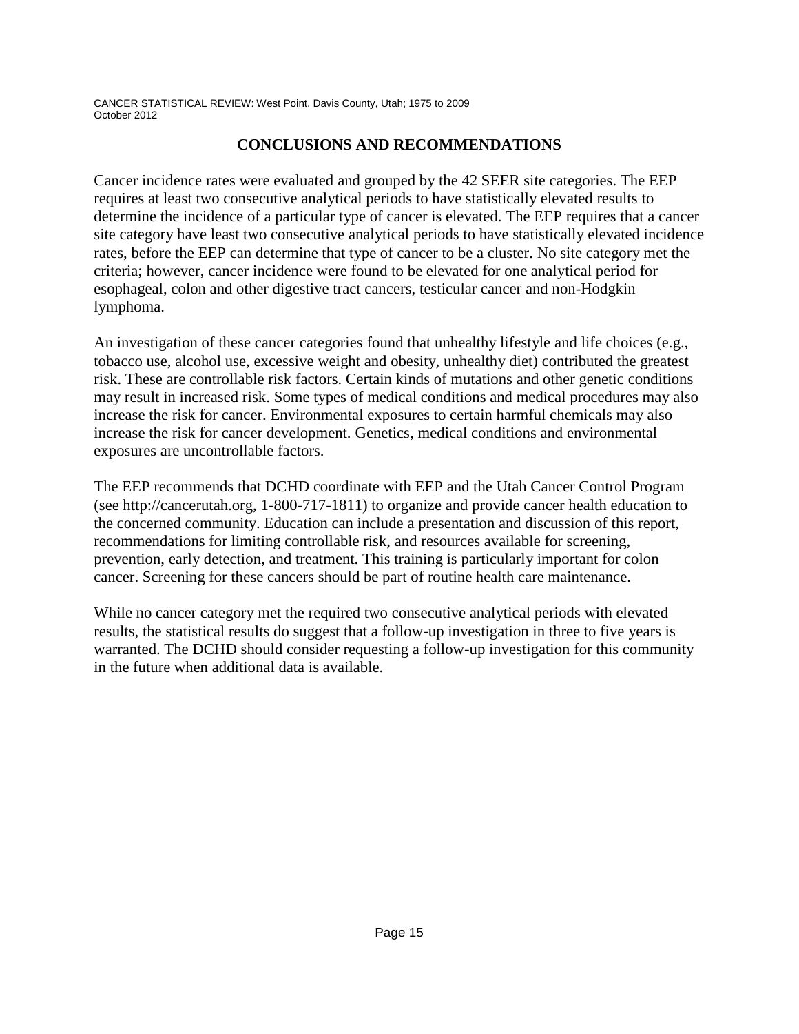## CONCLUSIONS AND RECOMMENDATIONS

Cancer incidence rates were evaluated and grouped by the 42 SEER site categories. The EEP requires at least two consecutive analytical periods to have statistically elevated results to determine the incidence of a particular type of cancer is elevated. The EEP requires that a cancer site category have least two consecutive analytical periods to have statistically elevated incidence rates, before the EEP can determine that type of cancer to be a cluster. No site category met the criteria; however, cancer incidence were found to be elevated for one analytical period for esophageal, colon and other digestive tract cancers, testicular cancer and non-Hodgkin lymphoma.

An investigation of these cancer categories found that unhealthy lifestyle and life choices (e.g., tobacco use, alcohol use, excessive weight and obesity, unhealthy diet) contributed the greatest risk. These are controllable risk factors. Certain kinds of mutations and other genetic conditions may result in increased risk. Some types of medical conditions and medical procedures may also increase the risk for cancer. Environmental exposures to certain harmful chemicals may also increase the risk for cancer development. Genetics, medical conditions and environmental exposures are uncontrollable factors.

The EEP recommends that DCHD coordinate with EEP and the Utah Cancer Control Program (see http://cancerutah.org, 1-800-717-1811) to organize and provide cancer health education to the concerned community. Education can include a presentation and discussion of this report, recommendations for limiting controllable risk, and resources available for screening, prevention, early detection, and treatment. This training is particularly important for colon cancer. Screening for these cancers should be part of routine health care maintenance.

While no cancer category met the required two consecutive analytical periods with elevated results, the statistical results do suggest that a follow-up investigation in three to five years is warranted. The DCHD should consider requesting a follow-up investigation for this community in the future when additional data is available.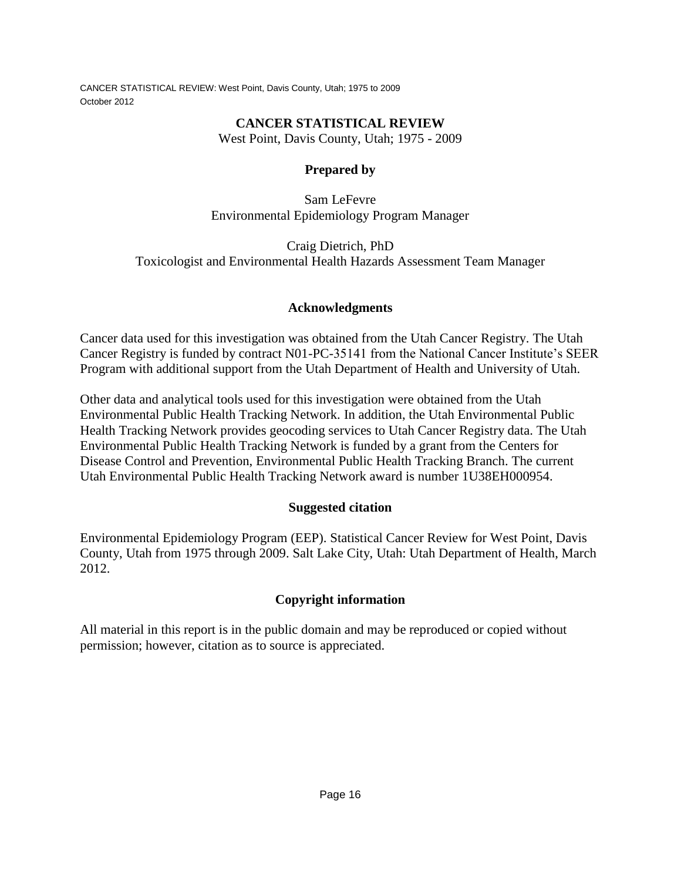**CANCER STATISTICAL REVIEW**

West Point, Davis County, Utah; 1975 - 2009

**Prepared by**

Sam LeFevre
Environmental Epidemiology Program Manager

Craig Dietrich, PhD
Toxicologist and Environmental Health Hazards Assessment Team Manager

## Acknowledgments

Cancer data used for this investigation was obtained from the Utah Cancer Registry. The Utah Cancer Registry is funded by contract N01-PC-35141 from the National Cancer Institute's SEER Program with additional support from the Utah Department of Health and University of Utah.

Other data and analytical tools used for this investigation were obtained from the Utah Environmental Public Health Tracking Network. In addition, the Utah Environmental Public Health Tracking Network provides geocoding services to Utah Cancer Registry data. The Utah Environmental Public Health Tracking Network is funded by a grant from the Centers for Disease Control and Prevention, Environmental Public Health Tracking Branch. The current Utah Environmental Public Health Tracking Network award is number 1U38EH000954.

## Suggested citation

Environmental Epidemiology Program (EEP). Statistical Cancer Review for West Point, Davis County, Utah from 1975 through 2009. Salt Lake City, Utah: Utah Department of Health, March 2012.

## Copyright information

All material in this report is in the public domain and may be reproduced or copied without permission; however, citation as to source is appreciated.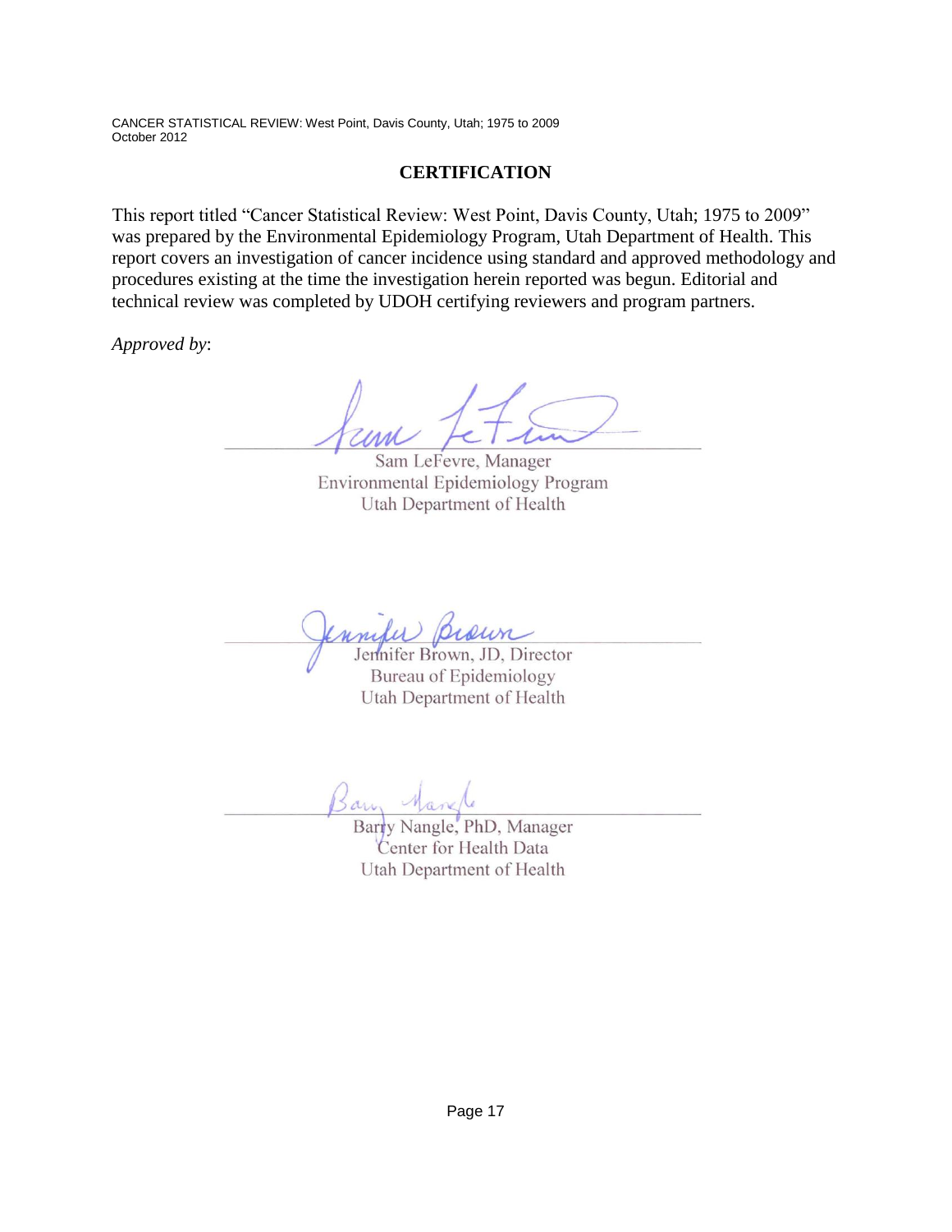## CERTIFICATION

This report titled "Cancer Statistical Review: West Point, Davis County, Utah; 1975 to 2009" was prepared by the Environmental Epidemiology Program, Utah Department of Health. This report covers an investigation of cancer incidence using standard and approved methodology and procedures existing at the time the investigation herein reported was begun. Editorial and technical review was completed by UDOH certifying reviewers and program partners.

*Approved by*:

Sam LeFevre, Manager
Environmental Epidemiology Program
Utah Department of Health

Jennifer Brown, JD, Director
Bureau of Epidemiology
Utah Department of Health

Barry Nangle, PhD, Manager
Center for Health Data
Utah Department of Health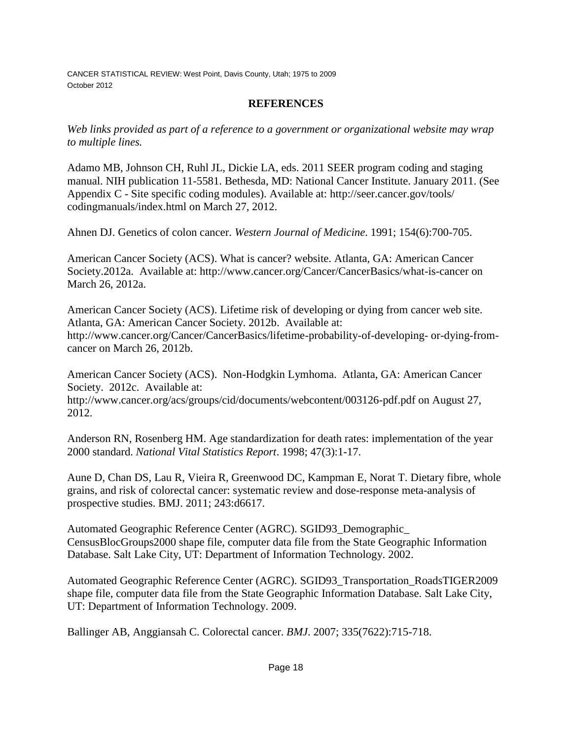## REFERENCES

*Web links provided as part of a reference to a government or organizational website may wrap to multiple lines.*

Adamo MB, Johnson CH, Ruhl JL, Dickie LA, eds. 2011 SEER program coding and staging manual. NIH publication 11-5581. Bethesda, MD: National Cancer Institute. January 2011. (See Appendix C - Site specific coding modules). Available at: http://seer.cancer.gov/tools/ codingmanuals/index.html on March 27, 2012.

Ahnen DJ. Genetics of colon cancer. *Western Journal of Medicine*. 1991; 154(6):700-705.

American Cancer Society (ACS). What is cancer? website. Atlanta, GA: American Cancer Society.2012a. Available at: http://www.cancer.org/Cancer/CancerBasics/what-is-cancer on March 26, 2012a.

American Cancer Society (ACS). Lifetime risk of developing or dying from cancer web site. Atlanta, GA: American Cancer Society. 2012b. Available at: http://www.cancer.org/Cancer/CancerBasics/lifetime-probability-of-developing- or-dying-from-cancer on March 26, 2012b.

American Cancer Society (ACS). Non-Hodgkin Lymhoma. Atlanta, GA: American Cancer Society. 2012c. Available at: http://www.cancer.org/acs/groups/cid/documents/webcontent/003126-pdf.pdf on August 27, 2012.

Anderson RN, Rosenberg HM. Age standardization for death rates: implementation of the year 2000 standard. *National Vital Statistics Report*. 1998; 47(3):1-17.

Aune D, Chan DS, Lau R, Vieira R, Greenwood DC, Kampman E, Norat T. Dietary fibre, whole grains, and risk of colorectal cancer: systematic review and dose-response meta-analysis of prospective studies. BMJ. 2011; 243:d6617.

Automated Geographic Reference Center (AGRC). SGID93_Demographic_ CensusBlocGroups2000 shape file, computer data file from the State Geographic Information Database. Salt Lake City, UT: Department of Information Technology. 2002.

Automated Geographic Reference Center (AGRC). SGID93_Transportation_RoadsTIGER2009 shape file, computer data file from the State Geographic Information Database. Salt Lake City, UT: Department of Information Technology. 2009.

Ballinger AB, Anggiansah C. Colorectal cancer. *BMJ*. 2007; 335(7622):715-718.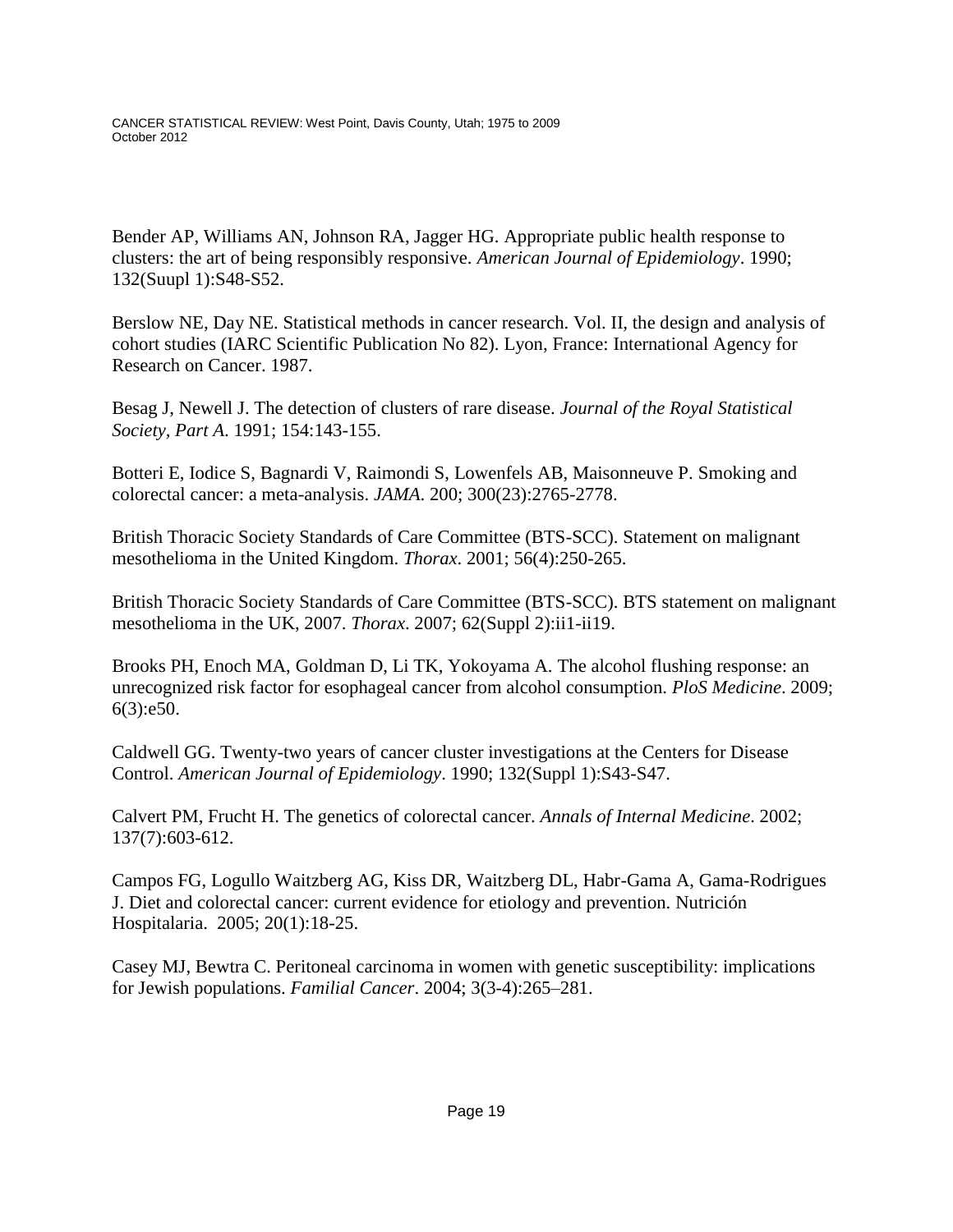Bender AP, Williams AN, Johnson RA, Jagger HG. Appropriate public health response to clusters: the art of being responsibly responsive. *American Journal of Epidemiology*. 1990; 132(Suupl 1):S48-S52.

Berslow NE, Day NE. Statistical methods in cancer research. Vol. II, the design and analysis of cohort studies (IARC Scientific Publication No 82). Lyon, France: International Agency for Research on Cancer. 1987.

Besag J, Newell J. The detection of clusters of rare disease. *Journal of the Royal Statistical Society, Part A*. 1991; 154:143-155.

Botteri E, Iodice S, Bagnardi V, Raimondi S, Lowenfels AB, Maisonneuve P. Smoking and colorectal cancer: a meta-analysis. *JAMA*. 200; 300(23):2765-2778.

British Thoracic Society Standards of Care Committee (BTS-SCC). Statement on malignant mesothelioma in the United Kingdom. *Thorax*. 2001; 56(4):250-265.

British Thoracic Society Standards of Care Committee (BTS-SCC). BTS statement on malignant mesothelioma in the UK, 2007. *Thorax*. 2007; 62(Suppl 2):ii1-ii19.

Brooks PH, Enoch MA, Goldman D, Li TK, Yokoyama A. The alcohol flushing response: an unrecognized risk factor for esophageal cancer from alcohol consumption. *PloS Medicine*. 2009; 6(3):e50.

Caldwell GG. Twenty-two years of cancer cluster investigations at the Centers for Disease Control. *American Journal of Epidemiology*. 1990; 132(Suppl 1):S43-S47.

Calvert PM, Frucht H. The genetics of colorectal cancer. *Annals of Internal Medicine*. 2002; 137(7):603-612.

Campos FG, Logullo Waitzberg AG, Kiss DR, Waitzberg DL, Habr-Gama A, Gama-Rodrigues J. Diet and colorectal cancer: current evidence for etiology and prevention. Nutrición Hospitalaria. 2005; 20(1):18-25.

Casey MJ, Bewtra C. Peritoneal carcinoma in women with genetic susceptibility: implications for Jewish populations. *Familial Cancer*. 2004; 3(3-4):265–281.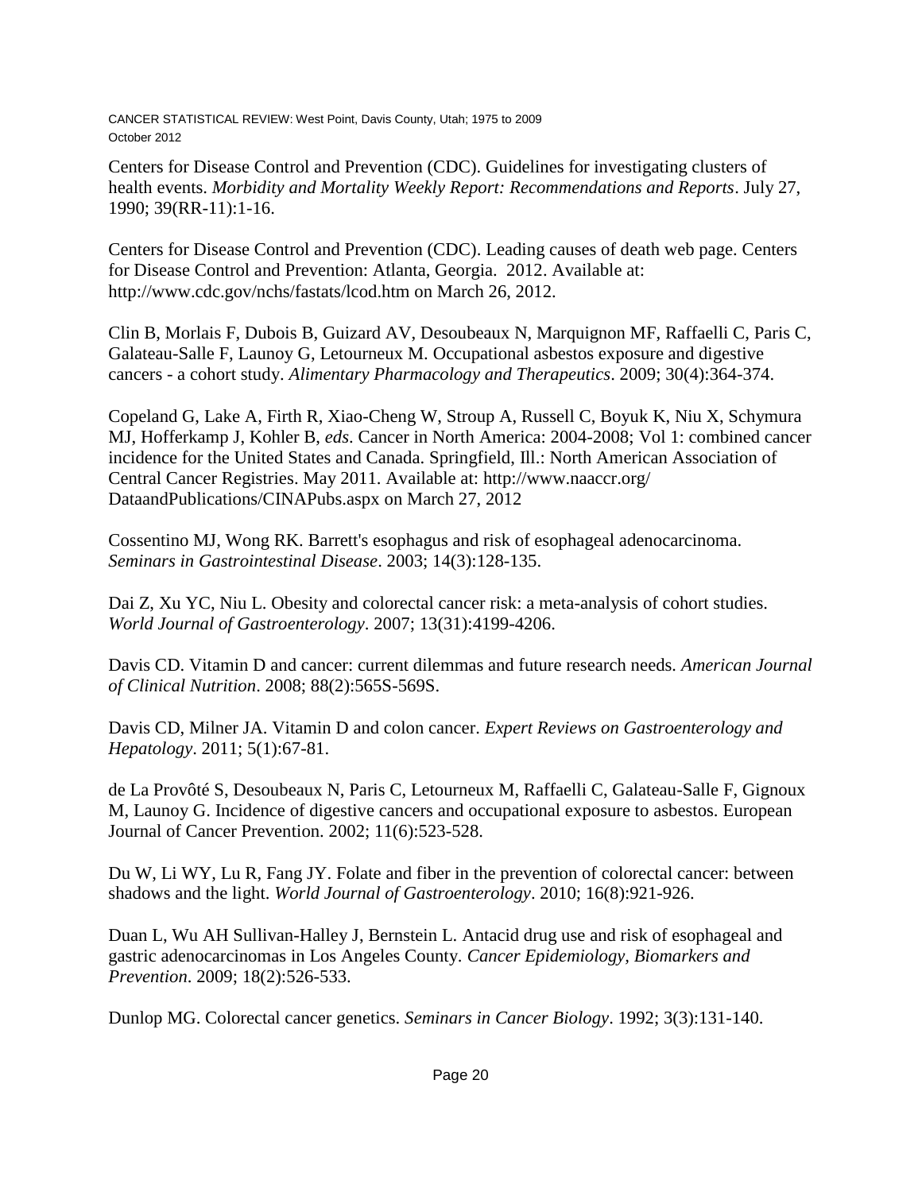Centers for Disease Control and Prevention (CDC). Guidelines for investigating clusters of health events. *Morbidity and Mortality Weekly Report: Recommendations and Reports*. July 27, 1990; 39(RR-11):1-16.

Centers for Disease Control and Prevention (CDC). Leading causes of death web page. Centers for Disease Control and Prevention: Atlanta, Georgia. 2012. Available at: http://www.cdc.gov/nchs/fastats/lcod.htm on March 26, 2012.

Clin B, Morlais F, Dubois B, Guizard AV, Desoubeaux N, Marquignon MF, Raffaelli C, Paris C, Galateau-Salle F, Launoy G, Letourneux M. Occupational asbestos exposure and digestive cancers - a cohort study. *Alimentary Pharmacology and Therapeutics*. 2009; 30(4):364-374.

Copeland G, Lake A, Firth R, Xiao-Cheng W, Stroup A, Russell C, Boyuk K, Niu X, Schymura MJ, Hofferkamp J, Kohler B, *eds*. Cancer in North America: 2004-2008; Vol 1: combined cancer incidence for the United States and Canada. Springfield, Ill.: North American Association of Central Cancer Registries. May 2011. Available at: http://www.naaccr.org/DataandPublications/CINAPubs.aspx on March 27, 2012

Cossentino MJ, Wong RK. Barrett's esophagus and risk of esophageal adenocarcinoma. *Seminars in Gastrointestinal Disease*. 2003; 14(3):128-135.

Dai Z, Xu YC, Niu L. Obesity and colorectal cancer risk: a meta-analysis of cohort studies. *World Journal of Gastroenterology*. 2007; 13(31):4199-4206.

Davis CD. Vitamin D and cancer: current dilemmas and future research needs. *American Journal of Clinical Nutrition*. 2008; 88(2):565S-569S.

Davis CD, Milner JA. Vitamin D and colon cancer. *Expert Reviews on Gastroenterology and Hepatology*. 2011; 5(1):67-81.

de La Provôté S, Desoubeaux N, Paris C, Letourneux M, Raffaelli C, Galateau-Salle F, Gignoux M, Launoy G. Incidence of digestive cancers and occupational exposure to asbestos. European Journal of Cancer Prevention. 2002; 11(6):523-528.

Du W, Li WY, Lu R, Fang JY. Folate and fiber in the prevention of colorectal cancer: between shadows and the light. *World Journal of Gastroenterology*. 2010; 16(8):921-926.

Duan L, Wu AH Sullivan-Halley J, Bernstein L. Antacid drug use and risk of esophageal and gastric adenocarcinomas in Los Angeles County. *Cancer Epidemiology, Biomarkers and Prevention*. 2009; 18(2):526-533.

Dunlop MG. Colorectal cancer genetics. *Seminars in Cancer Biology*. 1992; 3(3):131-140.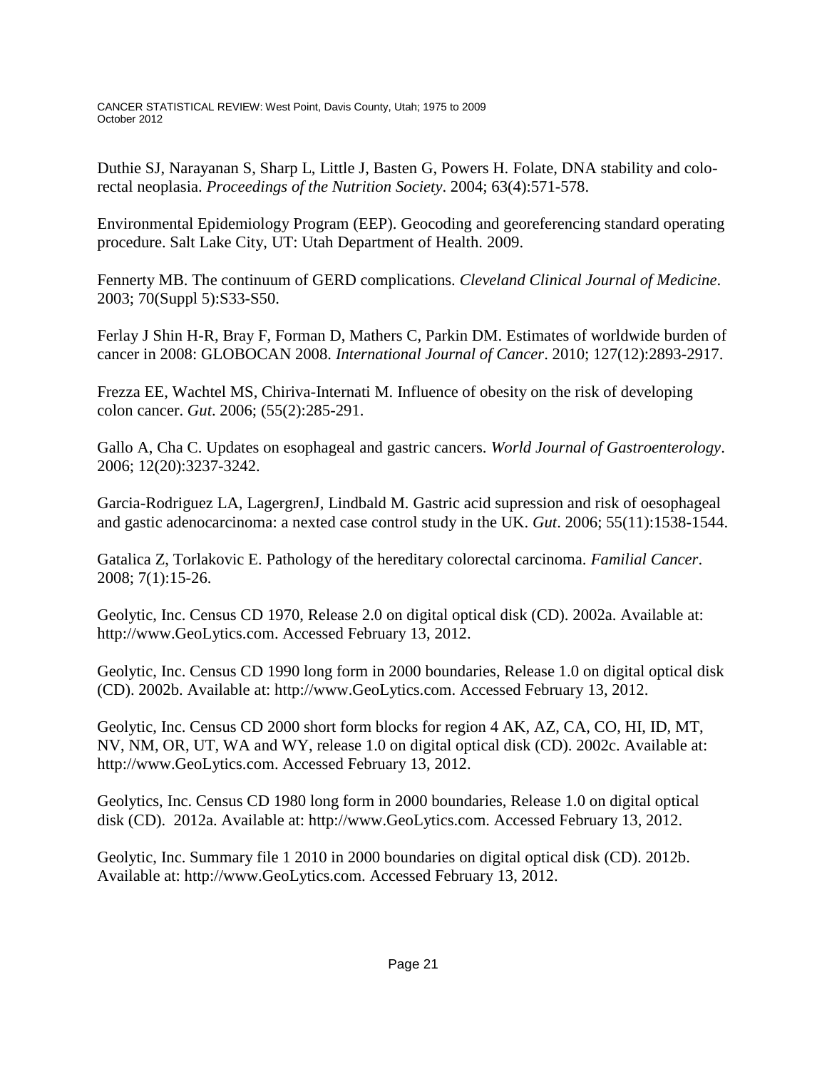Duthie SJ, Narayanan S, Sharp L, Little J, Basten G, Powers H. Folate, DNA stability and colo-rectal neoplasia. *Proceedings of the Nutrition Society*. 2004; 63(4):571-578.

Environmental Epidemiology Program (EEP). Geocoding and georeferencing standard operating procedure. Salt Lake City, UT: Utah Department of Health. 2009.

Fennerty MB. The continuum of GERD complications. *Cleveland Clinical Journal of Medicine*. 2003; 70(Suppl 5):S33-S50.

Ferlay J Shin H-R, Bray F, Forman D, Mathers C, Parkin DM. Estimates of worldwide burden of cancer in 2008: GLOBOCAN 2008. *International Journal of Cancer*. 2010; 127(12):2893-2917.

Frezza EE, Wachtel MS, Chiriva-Internati M. Influence of obesity on the risk of developing colon cancer. *Gut*. 2006; (55(2):285-291.

Gallo A, Cha C. Updates on esophageal and gastric cancers. *World Journal of Gastroenterology*. 2006; 12(20):3237-3242.

Garcia-Rodriguez LA, LagergrenJ, Lindbald M. Gastric acid supression and risk of oesophageal and gastic adenocarcinoma: a nexted case control study in the UK. *Gut*. 2006; 55(11):1538-1544.

Gatalica Z, Torlakovic E. Pathology of the hereditary colorectal carcinoma. *Familial Cancer*. 2008; 7(1):15-26.

Geolytic, Inc. Census CD 1970, Release 2.0 on digital optical disk (CD). 2002a. Available at: http://www.GeoLytics.com. Accessed February 13, 2012.

Geolytic, Inc. Census CD 1990 long form in 2000 boundaries, Release 1.0 on digital optical disk (CD). 2002b. Available at: http://www.GeoLytics.com. Accessed February 13, 2012.

Geolytic, Inc. Census CD 2000 short form blocks for region 4 AK, AZ, CA, CO, HI, ID, MT, NV, NM, OR, UT, WA and WY, release 1.0 on digital optical disk (CD). 2002c. Available at: http://www.GeoLytics.com. Accessed February 13, 2012.

Geolytics, Inc. Census CD 1980 long form in 2000 boundaries, Release 1.0 on digital optical disk (CD). 2012a. Available at: http://www.GeoLytics.com. Accessed February 13, 2012.

Geolytic, Inc. Summary file 1 2010 in 2000 boundaries on digital optical disk (CD). 2012b. Available at: http://www.GeoLytics.com. Accessed February 13, 2012.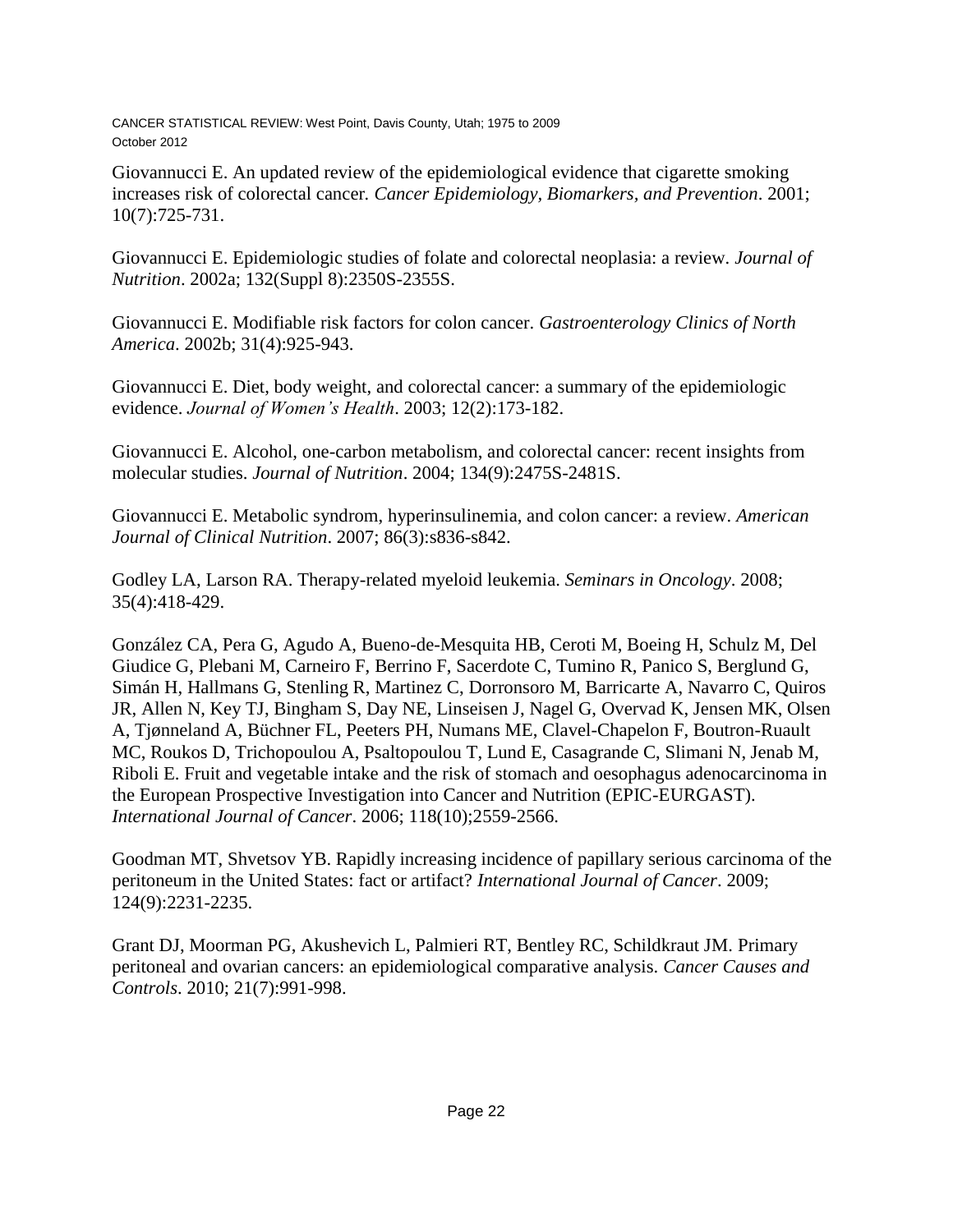Giovannucci E. An updated review of the epidemiological evidence that cigarette smoking increases risk of colorectal cancer. *Cancer Epidemiology, Biomarkers, and Prevention*. 2001; 10(7):725-731.

Giovannucci E. Epidemiologic studies of folate and colorectal neoplasia: a review. *Journal of Nutrition*. 2002a; 132(Suppl 8):2350S-2355S.

Giovannucci E. Modifiable risk factors for colon cancer. *Gastroenterology Clinics of North America*. 2002b; 31(4):925-943.

Giovannucci E. Diet, body weight, and colorectal cancer: a summary of the epidemiologic evidence. *Journal of Women's Health*. 2003; 12(2):173-182.

Giovannucci E. Alcohol, one-carbon metabolism, and colorectal cancer: recent insights from molecular studies. *Journal of Nutrition*. 2004; 134(9):2475S-2481S.

Giovannucci E. Metabolic syndrom, hyperinsulinemia, and colon cancer: a review. *American Journal of Clinical Nutrition*. 2007; 86(3):s836-s842.

Godley LA, Larson RA. Therapy-related myeloid leukemia. *Seminars in Oncology*. 2008; 35(4):418-429.

González CA, Pera G, Agudo A, Bueno-de-Mesquita HB, Ceroti M, Boeing H, Schulz M, Del Giudice G, Plebani M, Carneiro F, Berrino F, Sacerdote C, Tumino R, Panico S, Berglund G, Simán H, Hallmans G, Stenling R, Martinez C, Dorronsoro M, Barricarte A, Navarro C, Quiros JR, Allen N, Key TJ, Bingham S, Day NE, Linseisen J, Nagel G, Overvad K, Jensen MK, Olsen A, Tjønneland A, Büchner FL, Peeters PH, Numans ME, Clavel-Chapelon F, Boutron-Ruault MC, Roukos D, Trichopoulou A, Psaltopoulou T, Lund E, Casagrande C, Slimani N, Jenab M, Riboli E. Fruit and vegetable intake and the risk of stomach and oesophagus adenocarcinoma in the European Prospective Investigation into Cancer and Nutrition (EPIC-EURGAST). *International Journal of Cancer*. 2006; 118(10);2559-2566.

Goodman MT, Shvetsov YB. Rapidly increasing incidence of papillary serious carcinoma of the peritoneum in the United States: fact or artifact? *International Journal of Cancer*. 2009; 124(9):2231-2235.

Grant DJ, Moorman PG, Akushevich L, Palmieri RT, Bentley RC, Schildkraut JM. Primary peritoneal and ovarian cancers: an epidemiological comparative analysis. *Cancer Causes and Controls*. 2010; 21(7):991-998.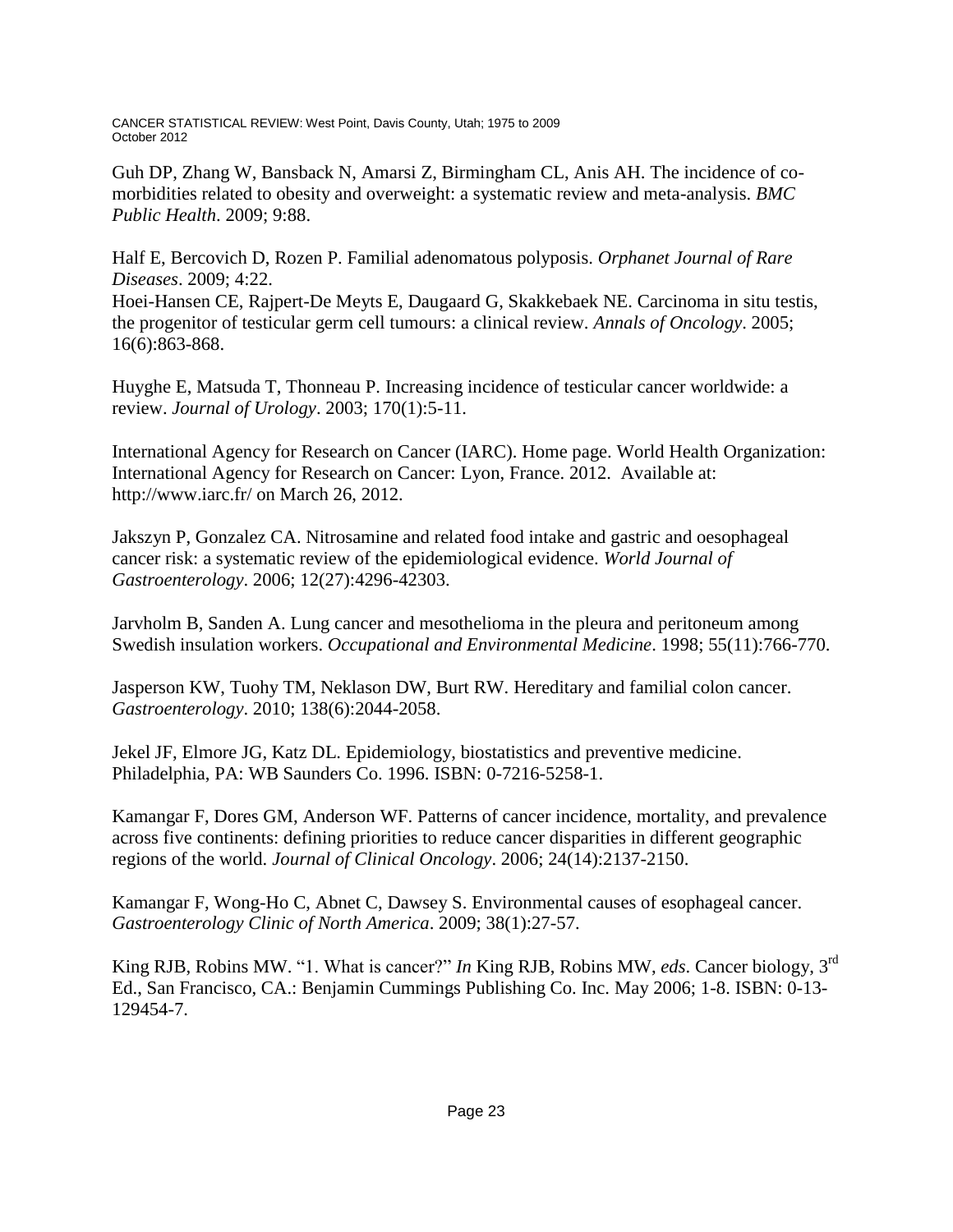Guh DP, Zhang W, Bansback N, Amarsi Z, Birmingham CL, Anis AH. The incidence of co-morbidities related to obesity and overweight: a systematic review and meta-analysis. *BMC Public Health*. 2009; 9:88.

Half E, Bercovich D, Rozen P. Familial adenomatous polyposis. *Orphanet Journal of Rare Diseases*. 2009; 4:22.
Hoei-Hansen CE, Rajpert-De Meyts E, Daugaard G, Skakkebaek NE. Carcinoma in situ testis, the progenitor of testicular germ cell tumours: a clinical review. *Annals of Oncology*. 2005; 16(6):863-868.

Huyghe E, Matsuda T, Thonneau P. Increasing incidence of testicular cancer worldwide: a review. *Journal of Urology*. 2003; 170(1):5-11.

International Agency for Research on Cancer (IARC). Home page. World Health Organization: International Agency for Research on Cancer: Lyon, France. 2012. Available at: http://www.iarc.fr/ on March 26, 2012.

Jakszyn P, Gonzalez CA. Nitrosamine and related food intake and gastric and oesophageal cancer risk: a systematic review of the epidemiological evidence. *World Journal of Gastroenterology*. 2006; 12(27):4296-42303.

Jarvholm B, Sanden A. Lung cancer and mesothelioma in the pleura and peritoneum among Swedish insulation workers. *Occupational and Environmental Medicine*. 1998; 55(11):766-770.

Jasperson KW, Tuohy TM, Neklason DW, Burt RW. Hereditary and familial colon cancer. *Gastroenterology*. 2010; 138(6):2044-2058.

Jekel JF, Elmore JG, Katz DL. Epidemiology, biostatistics and preventive medicine. Philadelphia, PA: WB Saunders Co. 1996. ISBN: 0-7216-5258-1.

Kamangar F, Dores GM, Anderson WF. Patterns of cancer incidence, mortality, and prevalence across five continents: defining priorities to reduce cancer disparities in different geographic regions of the world. *Journal of Clinical Oncology*. 2006; 24(14):2137-2150.

Kamangar F, Wong-Ho C, Abnet C, Dawsey S. Environmental causes of esophageal cancer. *Gastroenterology Clinic of North America*. 2009; 38(1):27-57.

King RJB, Robins MW. "1. What is cancer?" *In* King RJB, Robins MW, *eds*. Cancer biology, 3rd Ed., San Francisco, CA.: Benjamin Cummings Publishing Co. Inc. May 2006; 1-8. ISBN: 0-13-129454-7.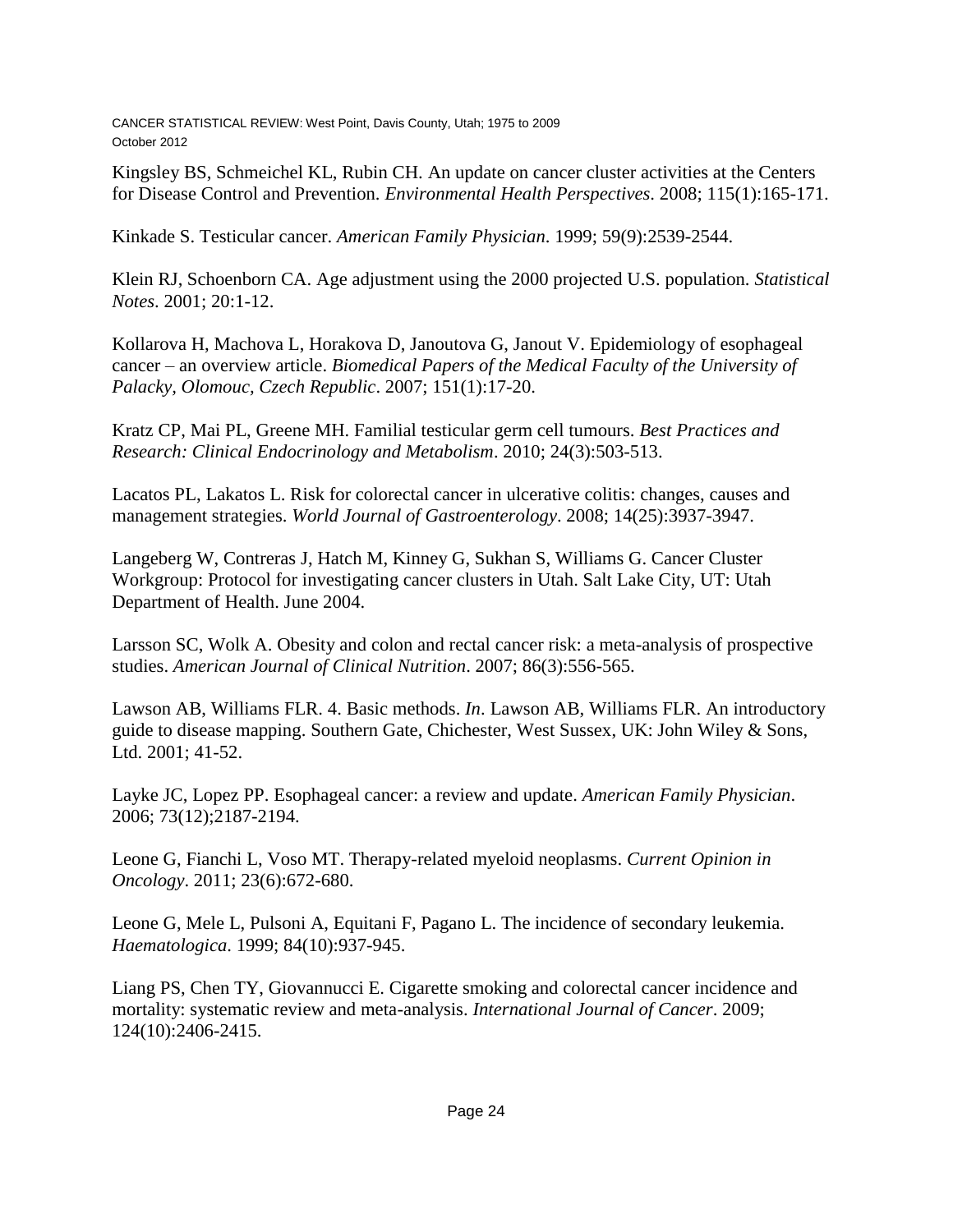Kingsley BS, Schmeichel KL, Rubin CH. An update on cancer cluster activities at the Centers for Disease Control and Prevention. *Environmental Health Perspectives*. 2008; 115(1):165-171.

Kinkade S. Testicular cancer. *American Family Physician*. 1999; 59(9):2539-2544.

Klein RJ, Schoenborn CA. Age adjustment using the 2000 projected U.S. population. *Statistical Notes*. 2001; 20:1-12.

Kollarova H, Machova L, Horakova D, Janoutova G, Janout V. Epidemiology of esophageal cancer – an overview article. *Biomedical Papers of the Medical Faculty of the University of Palacky, Olomouc, Czech Republic*. 2007; 151(1):17-20.

Kratz CP, Mai PL, Greene MH. Familial testicular germ cell tumours. *Best Practices and Research: Clinical Endocrinology and Metabolism*. 2010; 24(3):503-513.

Lacatos PL, Lakatos L. Risk for colorectal cancer in ulcerative colitis: changes, causes and management strategies. *World Journal of Gastroenterology*. 2008; 14(25):3937-3947.

Langeberg W, Contreras J, Hatch M, Kinney G, Sukhan S, Williams G. Cancer Cluster Workgroup: Protocol for investigating cancer clusters in Utah. Salt Lake City, UT: Utah Department of Health. June 2004.

Larsson SC, Wolk A. Obesity and colon and rectal cancer risk: a meta-analysis of prospective studies. *American Journal of Clinical Nutrition*. 2007; 86(3):556-565.

Lawson AB, Williams FLR. 4. Basic methods. *In*. Lawson AB, Williams FLR. An introductory guide to disease mapping. Southern Gate, Chichester, West Sussex, UK: John Wiley & Sons, Ltd. 2001; 41-52.

Layke JC, Lopez PP. Esophageal cancer: a review and update. *American Family Physician*. 2006; 73(12);2187-2194.

Leone G, Fianchi L, Voso MT. Therapy-related myeloid neoplasms. *Current Opinion in Oncology*. 2011; 23(6):672-680.

Leone G, Mele L, Pulsoni A, Equitani F, Pagano L. The incidence of secondary leukemia. *Haematologica*. 1999; 84(10):937-945.

Liang PS, Chen TY, Giovannucci E. Cigarette smoking and colorectal cancer incidence and mortality: systematic review and meta-analysis. *International Journal of Cancer*. 2009; 124(10):2406-2415.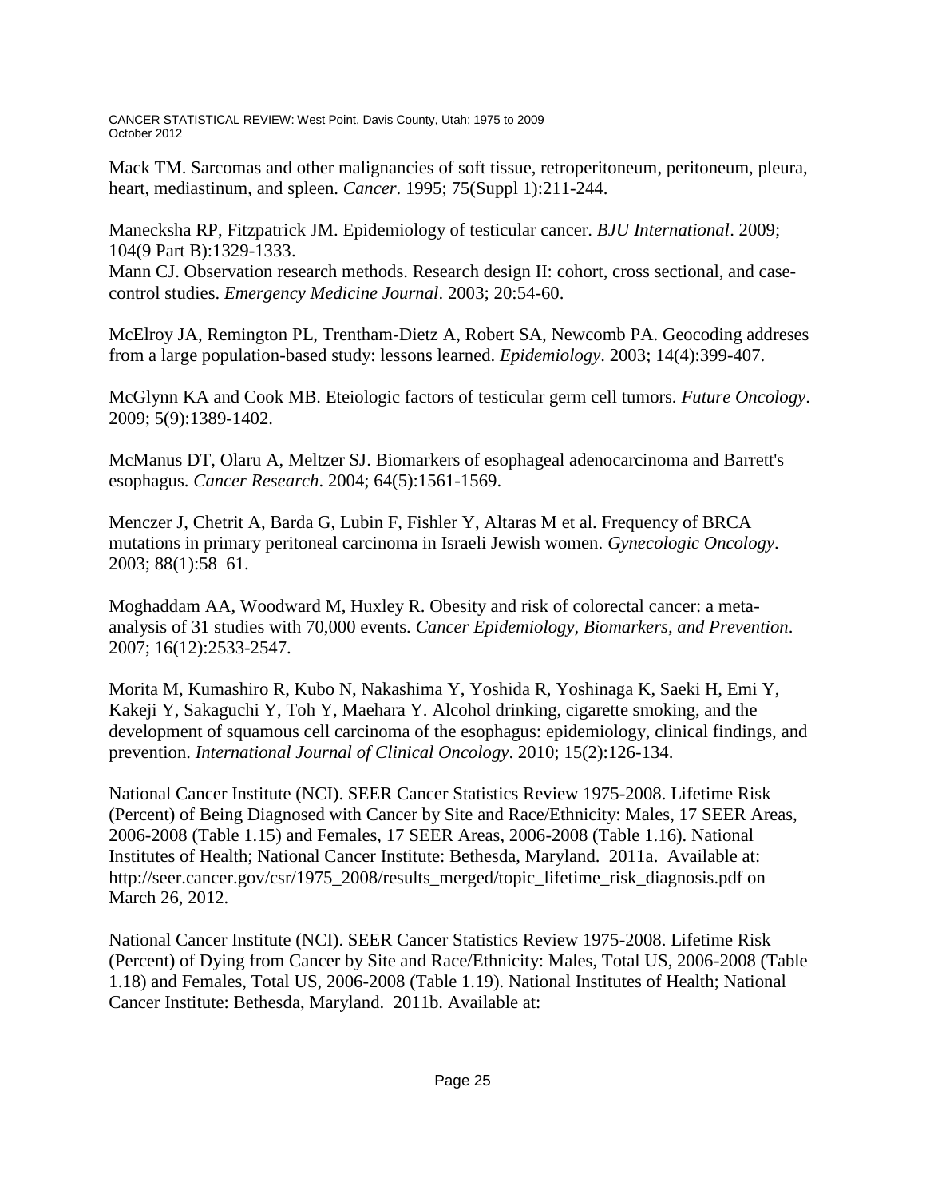Mack TM. Sarcomas and other malignancies of soft tissue, retroperitoneum, peritoneum, pleura, heart, mediastinum, and spleen. *Cancer*. 1995; 75(Suppl 1):211-244.

Manecksha RP, Fitzpatrick JM. Epidemiology of testicular cancer. *BJU International*. 2009; 104(9 Part B):1329-1333.

Mann CJ. Observation research methods. Research design II: cohort, cross sectional, and case-control studies. *Emergency Medicine Journal*. 2003; 20:54-60.

McElroy JA, Remington PL, Trentham-Dietz A, Robert SA, Newcomb PA. Geocoding addreses from a large population-based study: lessons learned. *Epidemiology*. 2003; 14(4):399-407.

McGlynn KA and Cook MB. Eteiologic factors of testicular germ cell tumors. *Future Oncology*. 2009; 5(9):1389-1402.

McManus DT, Olaru A, Meltzer SJ. Biomarkers of esophageal adenocarcinoma and Barrett's esophagus. *Cancer Research*. 2004; 64(5):1561-1569.

Menczer J, Chetrit A, Barda G, Lubin F, Fishler Y, Altaras M et al. Frequency of BRCA mutations in primary peritoneal carcinoma in Israeli Jewish women. *Gynecologic Oncology*. 2003; 88(1):58–61.

Moghaddam AA, Woodward M, Huxley R. Obesity and risk of colorectal cancer: a meta-analysis of 31 studies with 70,000 events. *Cancer Epidemiology, Biomarkers, and Prevention*. 2007; 16(12):2533-2547.

Morita M, Kumashiro R, Kubo N, Nakashima Y, Yoshida R, Yoshinaga K, Saeki H, Emi Y, Kakeji Y, Sakaguchi Y, Toh Y, Maehara Y. Alcohol drinking, cigarette smoking, and the development of squamous cell carcinoma of the esophagus: epidemiology, clinical findings, and prevention. *International Journal of Clinical Oncology*. 2010; 15(2):126-134.

National Cancer Institute (NCI). SEER Cancer Statistics Review 1975-2008. Lifetime Risk (Percent) of Being Diagnosed with Cancer by Site and Race/Ethnicity: Males, 17 SEER Areas, 2006-2008 (Table 1.15) and Females, 17 SEER Areas, 2006-2008 (Table 1.16). National Institutes of Health; National Cancer Institute: Bethesda, Maryland. 2011a. Available at: http://seer.cancer.gov/csr/1975_2008/results_merged/topic_lifetime_risk_diagnosis.pdf on March 26, 2012.

National Cancer Institute (NCI). SEER Cancer Statistics Review 1975-2008. Lifetime Risk (Percent) of Dying from Cancer by Site and Race/Ethnicity: Males, Total US, 2006-2008 (Table 1.18) and Females, Total US, 2006-2008 (Table 1.19). National Institutes of Health; National Cancer Institute: Bethesda, Maryland. 2011b. Available at: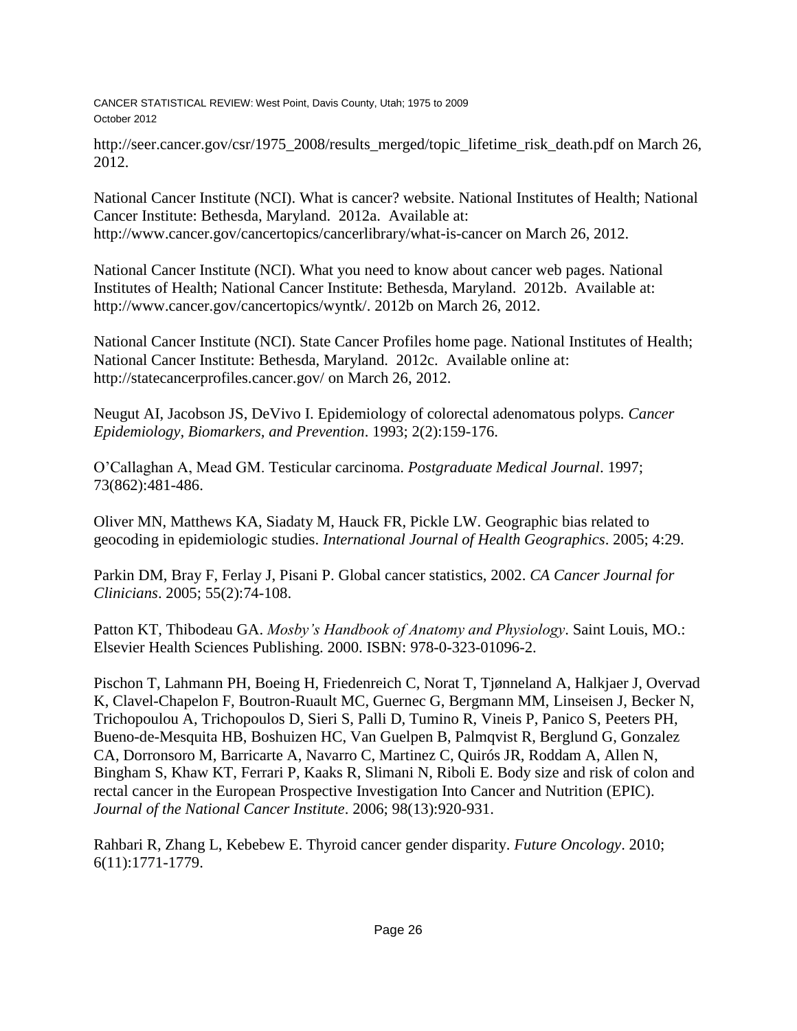http://seer.cancer.gov/csr/1975_2008/results_merged/topic_lifetime_risk_death.pdf on March 26, 2012.

National Cancer Institute (NCI). What is cancer? website. National Institutes of Health; National Cancer Institute: Bethesda, Maryland. 2012a. Available at: http://www.cancer.gov/cancertopics/cancerlibrary/what-is-cancer on March 26, 2012.

National Cancer Institute (NCI). What you need to know about cancer web pages. National Institutes of Health; National Cancer Institute: Bethesda, Maryland. 2012b. Available at: http://www.cancer.gov/cancertopics/wyntk/. 2012b on March 26, 2012.

National Cancer Institute (NCI). State Cancer Profiles home page. National Institutes of Health; National Cancer Institute: Bethesda, Maryland. 2012c. Available online at: http://statecancerprofiles.cancer.gov/ on March 26, 2012.

Neugut AI, Jacobson JS, DeVivo I. Epidemiology of colorectal adenomatous polyps. *Cancer Epidemiology, Biomarkers, and Prevention*. 1993; 2(2):159-176.

O'Callaghan A, Mead GM. Testicular carcinoma. *Postgraduate Medical Journal*. 1997; 73(862):481-486.

Oliver MN, Matthews KA, Siadaty M, Hauck FR, Pickle LW. Geographic bias related to geocoding in epidemiologic studies. *International Journal of Health Geographics*. 2005; 4:29.

Parkin DM, Bray F, Ferlay J, Pisani P. Global cancer statistics, 2002. *CA Cancer Journal for Clinicians*. 2005; 55(2):74-108.

Patton KT, Thibodeau GA. *Mosby's Handbook of Anatomy and Physiology*. Saint Louis, MO.: Elsevier Health Sciences Publishing. 2000. ISBN: 978-0-323-01096-2.

Pischon T, Lahmann PH, Boeing H, Friedenreich C, Norat T, Tjønneland A, Halkjaer J, Overvad K, Clavel-Chapelon F, Boutron-Ruault MC, Guernec G, Bergmann MM, Linseisen J, Becker N, Trichopoulou A, Trichopoulos D, Sieri S, Palli D, Tumino R, Vineis P, Panico S, Peeters PH, Bueno-de-Mesquita HB, Boshuizen HC, Van Guelpen B, Palmqvist R, Berglund G, Gonzalez CA, Dorronsoro M, Barricarte A, Navarro C, Martinez C, Quirós JR, Roddam A, Allen N, Bingham S, Khaw KT, Ferrari P, Kaaks R, Slimani N, Riboli E. Body size and risk of colon and rectal cancer in the European Prospective Investigation Into Cancer and Nutrition (EPIC). *Journal of the National Cancer Institute*. 2006; 98(13):920-931.

Rahbari R, Zhang L, Kebebew E. Thyroid cancer gender disparity. *Future Oncology*. 2010; 6(11):1771-1779.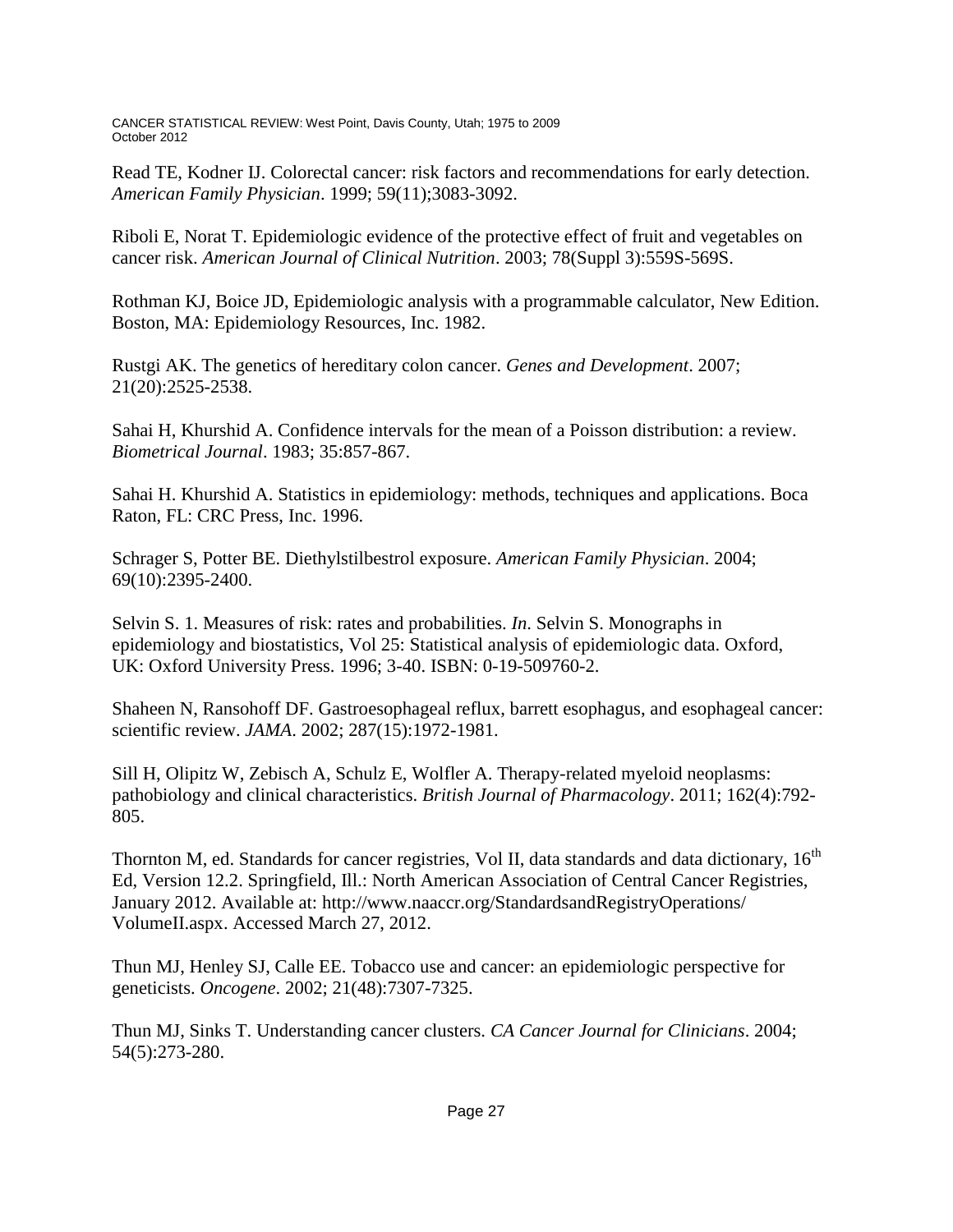Read TE, Kodner IJ. Colorectal cancer: risk factors and recommendations for early detection. *American Family Physician*. 1999; 59(11);3083-3092.

Riboli E, Norat T. Epidemiologic evidence of the protective effect of fruit and vegetables on cancer risk. *American Journal of Clinical Nutrition*. 2003; 78(Suppl 3):559S-569S.

Rothman KJ, Boice JD, Epidemiologic analysis with a programmable calculator, New Edition. Boston, MA: Epidemiology Resources, Inc. 1982.

Rustgi AK. The genetics of hereditary colon cancer. *Genes and Development*. 2007; 21(20):2525-2538.

Sahai H, Khurshid A. Confidence intervals for the mean of a Poisson distribution: a review. *Biometrical Journal*. 1983; 35:857-867.

Sahai H. Khurshid A. Statistics in epidemiology: methods, techniques and applications. Boca Raton, FL: CRC Press, Inc. 1996.

Schrager S, Potter BE. Diethylstilbestrol exposure. *American Family Physician*. 2004; 69(10):2395-2400.

Selvin S. 1. Measures of risk: rates and probabilities. *In*. Selvin S. Monographs in epidemiology and biostatistics, Vol 25: Statistical analysis of epidemiologic data. Oxford, UK: Oxford University Press. 1996; 3-40. ISBN: 0-19-509760-2.

Shaheen N, Ransohoff DF. Gastroesophageal reflux, barrett esophagus, and esophageal cancer: scientific review. *JAMA*. 2002; 287(15):1972-1981.

Sill H, Olipitz W, Zebisch A, Schulz E, Wolfler A. Therapy-related myeloid neoplasms: pathobiology and clinical characteristics. *British Journal of Pharmacology*. 2011; 162(4):792-805.

Thornton M, ed. Standards for cancer registries, Vol II, data standards and data dictionary, 16th Ed, Version 12.2. Springfield, Ill.: North American Association of Central Cancer Registries, January 2012. Available at: http://www.naaccr.org/StandardsandRegistryOperations/VolumeII.aspx. Accessed March 27, 2012.

Thun MJ, Henley SJ, Calle EE. Tobacco use and cancer: an epidemiologic perspective for geneticists. *Oncogene*. 2002; 21(48):7307-7325.

Thun MJ, Sinks T. Understanding cancer clusters. *CA Cancer Journal for Clinicians*. 2004; 54(5):273-280.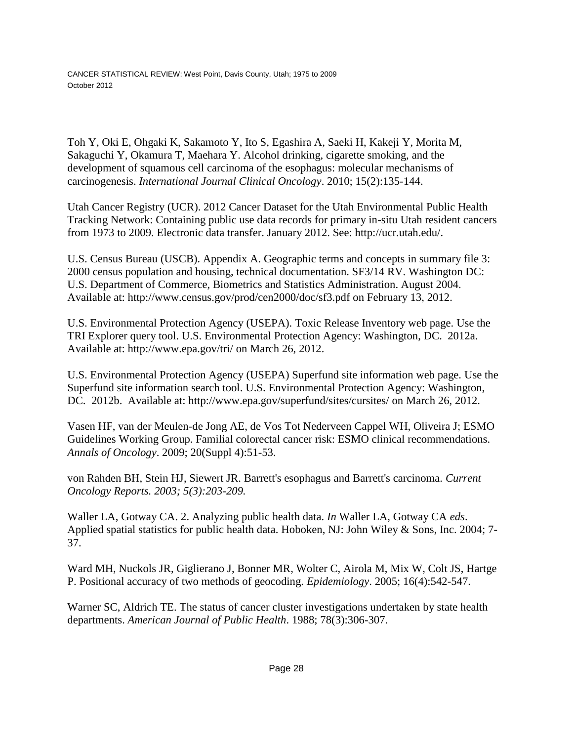Toh Y, Oki E, Ohgaki K, Sakamoto Y, Ito S, Egashira A, Saeki H, Kakeji Y, Morita M, Sakaguchi Y, Okamura T, Maehara Y. Alcohol drinking, cigarette smoking, and the development of squamous cell carcinoma of the esophagus: molecular mechanisms of carcinogenesis. *International Journal Clinical Oncology*. 2010; 15(2):135-144.

Utah Cancer Registry (UCR). 2012 Cancer Dataset for the Utah Environmental Public Health Tracking Network: Containing public use data records for primary in-situ Utah resident cancers from 1973 to 2009. Electronic data transfer. January 2012. See: http://ucr.utah.edu/.

U.S. Census Bureau (USCB). Appendix A. Geographic terms and concepts in summary file 3: 2000 census population and housing, technical documentation. SF3/14 RV. Washington DC: U.S. Department of Commerce, Biometrics and Statistics Administration. August 2004. Available at: http://www.census.gov/prod/cen2000/doc/sf3.pdf on February 13, 2012.

U.S. Environmental Protection Agency (USEPA). Toxic Release Inventory web page. Use the TRI Explorer query tool. U.S. Environmental Protection Agency: Washington, DC. 2012a. Available at: http://www.epa.gov/tri/ on March 26, 2012.

U.S. Environmental Protection Agency (USEPA) Superfund site information web page. Use the Superfund site information search tool. U.S. Environmental Protection Agency: Washington, DC. 2012b. Available at: http://www.epa.gov/superfund/sites/cursites/ on March 26, 2012.

Vasen HF, van der Meulen-de Jong AE, de Vos Tot Nederveen Cappel WH, Oliveira J; ESMO Guidelines Working Group. Familial colorectal cancer risk: ESMO clinical recommendations. *Annals of Oncology*. 2009; 20(Suppl 4):51-53.

von Rahden BH, Stein HJ, Siewert JR. Barrett's esophagus and Barrett's carcinoma. *Current Oncology Reports. 2003; 5(3):203-209.*

Waller LA, Gotway CA. 2. Analyzing public health data. *In* Waller LA, Gotway CA *eds*. Applied spatial statistics for public health data. Hoboken, NJ: John Wiley & Sons, Inc. 2004; 7-37.

Ward MH, Nuckols JR, Giglierano J, Bonner MR, Wolter C, Airola M, Mix W, Colt JS, Hartge P. Positional accuracy of two methods of geocoding. *Epidemiology*. 2005; 16(4):542-547.

Warner SC, Aldrich TE. The status of cancer cluster investigations undertaken by state health departments. *American Journal of Public Health*. 1988; 78(3):306-307.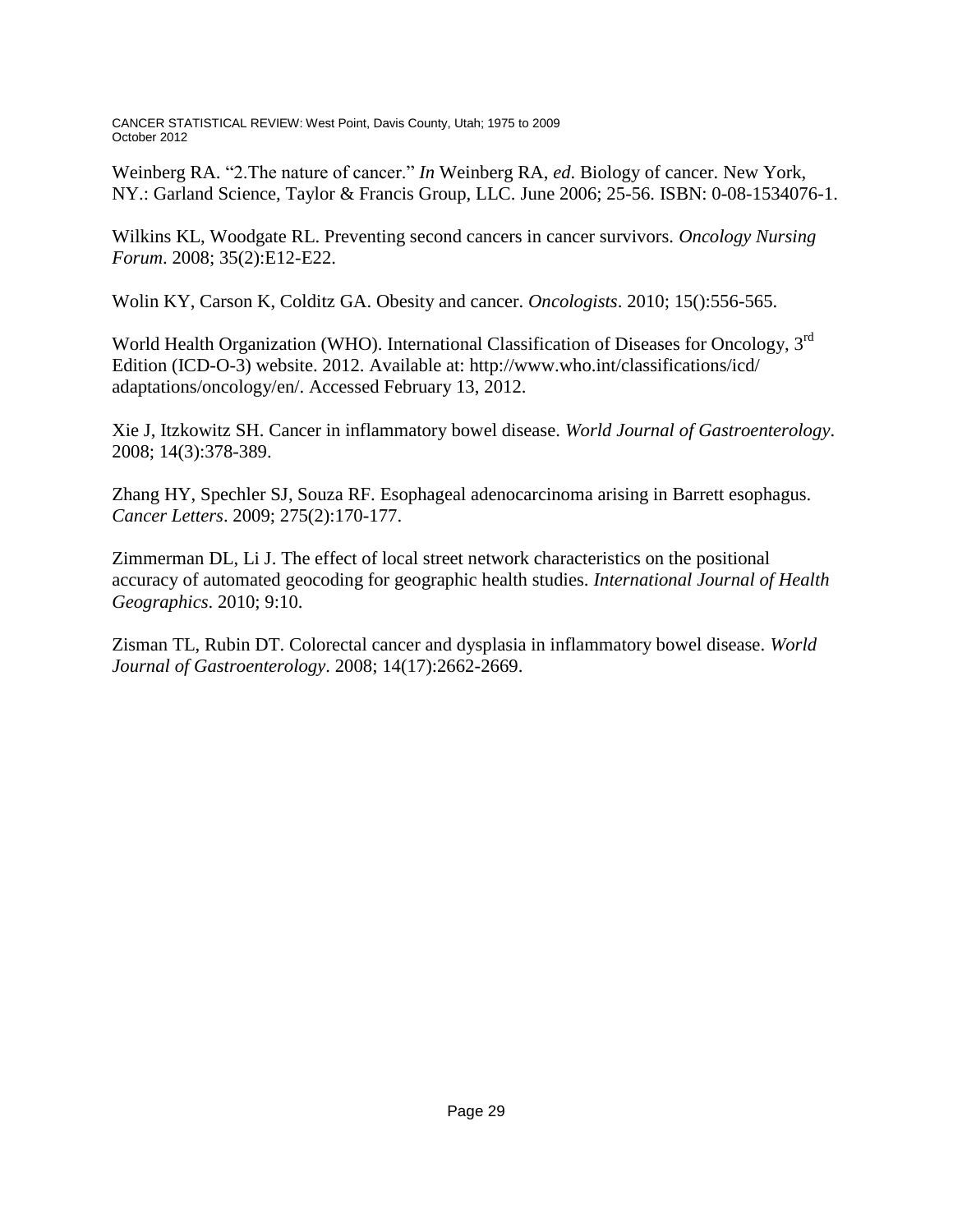Weinberg RA. “2.The nature of cancer.” *In* Weinberg RA, *ed*. Biology of cancer. New York, NY.: Garland Science, Taylor & Francis Group, LLC. June 2006; 25-56. ISBN: 0-08-1534076-1.

Wilkins KL, Woodgate RL. Preventing second cancers in cancer survivors. *Oncology Nursing Forum*. 2008; 35(2):E12-E22.

Wolin KY, Carson K, Colditz GA. Obesity and cancer. *Oncologists*. 2010; 15():556-565.

World Health Organization (WHO). International Classification of Diseases for Oncology, 3rd Edition (ICD-O-3) website. 2012. Available at: http://www.who.int/classifications/icd/ adaptations/oncology/en/. Accessed February 13, 2012.

Xie J, Itzkowitz SH. Cancer in inflammatory bowel disease. *World Journal of Gastroenterology*. 2008; 14(3):378-389.

Zhang HY, Spechler SJ, Souza RF. Esophageal adenocarcinoma arising in Barrett esophagus. *Cancer Letters*. 2009; 275(2):170-177.

Zimmerman DL, Li J. The effect of local street network characteristics on the positional accuracy of automated geocoding for geographic health studies. *International Journal of Health Geographics*. 2010; 9:10.

Zisman TL, Rubin DT. Colorectal cancer and dysplasia in inflammatory bowel disease. *World Journal of Gastroenterology*. 2008; 14(17):2662-2669.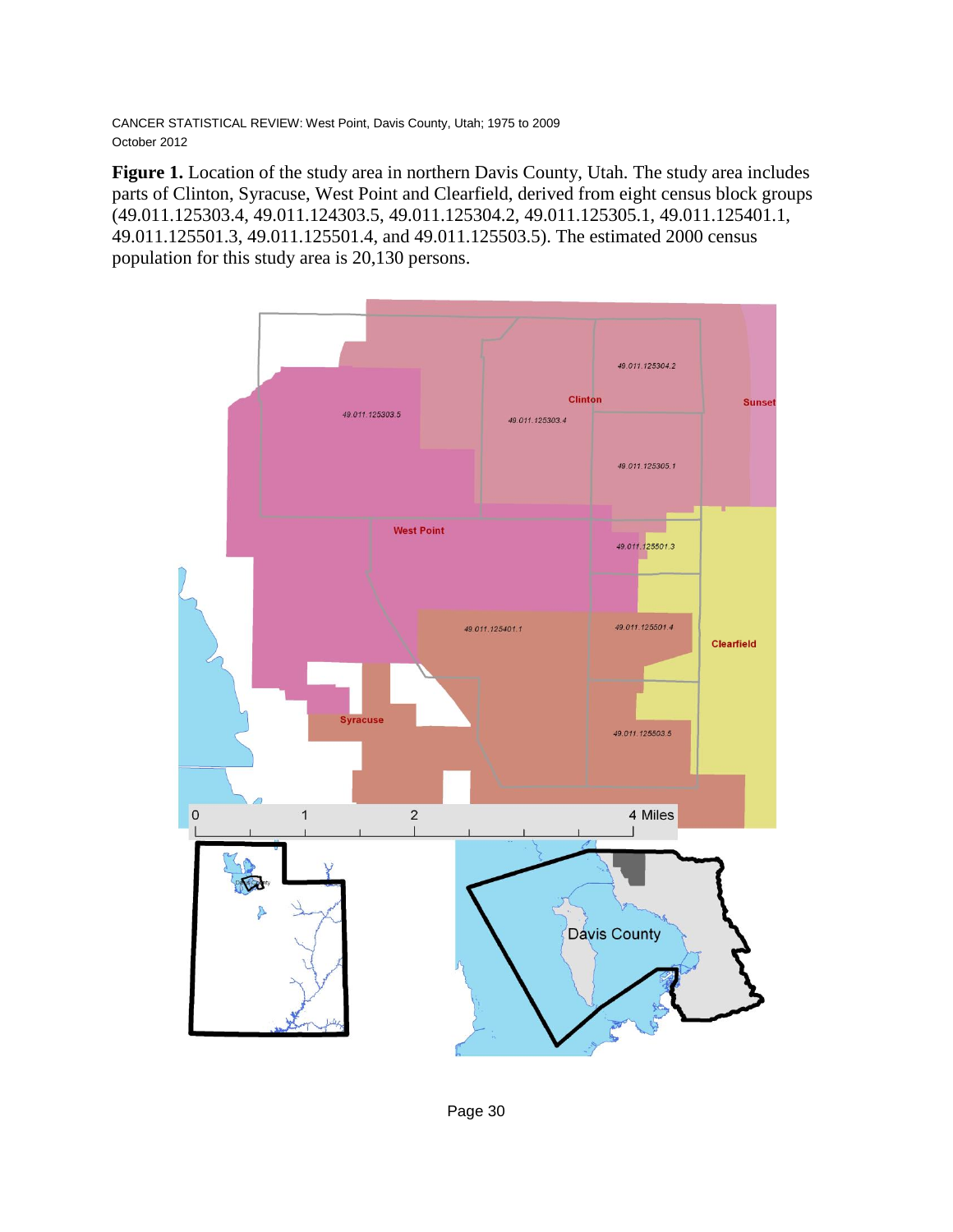**Figure 1.** Location of the study area in northern Davis County, Utah. The study area includes parts of Clinton, Syracuse, West Point and Clearfield, derived from eight census block groups (49.011.125303.4, 49.011.124303.5, 49.011.125304.2, 49.011.125305.1, 49.011.125401.1, 49.011.125501.3, 49.011.125501.4, and 49.011.125503.5). The estimated 2000 census population for this study area is 20,130 persons.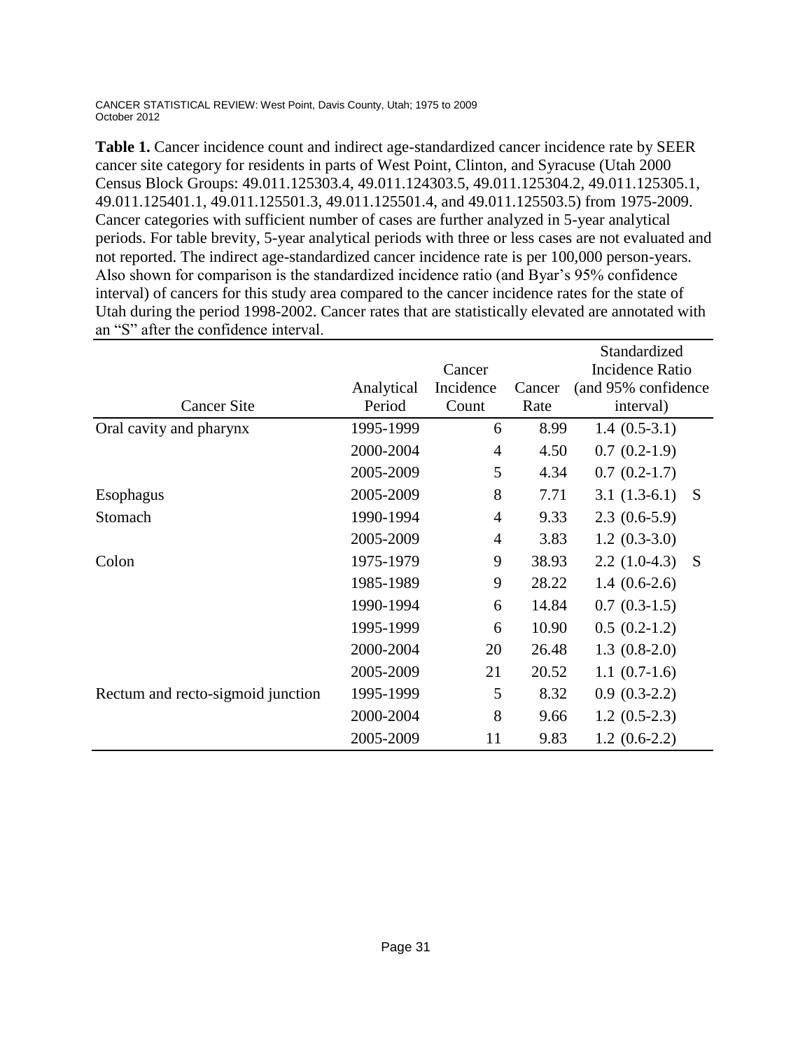**Table 1.** Cancer incidence count and indirect age-standardized cancer incidence rate by SEER cancer site category for residents in parts of West Point, Clinton, and Syracuse (Utah 2000 Census Block Groups: 49.011.125303.4, 49.011.124303.5, 49.011.125304.2, 49.011.125305.1, 49.011.125401.1, 49.011.125501.3, 49.011.125501.4, and 49.011.125503.5) from 1975-2009. Cancer categories with sufficient number of cases are further analyzed in 5-year analytical periods. For table brevity, 5-year analytical periods with three or less cases are not evaluated and not reported. The indirect age-standardized cancer incidence rate is per 100,000 person-years. Also shown for comparison is the standardized incidence ratio (and Byar's 95% confidence interval) of cancers for this study area compared to the cancer incidence rates for the state of Utah during the period 1998-2002. Cancer rates that are statistically elevated are annotated with an "S" after the confidence interval.

| Cancer Site | Analytical Period | Cancer Incidence Count | Cancer Rate | Standardized Incidence Ratio (and 95% confidence interval) |
|---|---|---|---|---|
| Oral cavity and pharynx | 1995-1999 | 6 | 8.99 | 1.4 (0.5-3.1) |
| | 2000-2004 | 4 | 4.50 | 0.7 (0.2-1.9) |
| | 2005-2009 | 5 | 4.34 | 0.7 (0.2-1.7) |
| Esophagus | 2005-2009 | 8 | 7.71 | 3.1 (1.3-6.1) S |
| Stomach | 1990-1994 | 4 | 9.33 | 2.3 (0.6-5.9) |
| | 2005-2009 | 4 | 3.83 | 1.2 (0.3-3.0) |
| Colon | 1975-1979 | 9 | 38.93 | 2.2 (1.0-4.3) S |
| | 1985-1989 | 9 | 28.22 | 1.4 (0.6-2.6) |
| | 1990-1994 | 6 | 14.84 | 0.7 (0.3-1.5) |
| | 1995-1999 | 6 | 10.90 | 0.5 (0.2-1.2) |
| | 2000-2004 | 20 | 26.48 | 1.3 (0.8-2.0) |
| | 2005-2009 | 21 | 20.52 | 1.1 (0.7-1.6) |
| Rectum and recto-sigmoid junction | 1995-1999 | 5 | 8.32 | 0.9 (0.3-2.2) |
| | 2000-2004 | 8 | 9.66 | 1.2 (0.5-2.3) |
| | 2005-2009 | 11 | 9.83 | 1.2 (0.6-2.2) |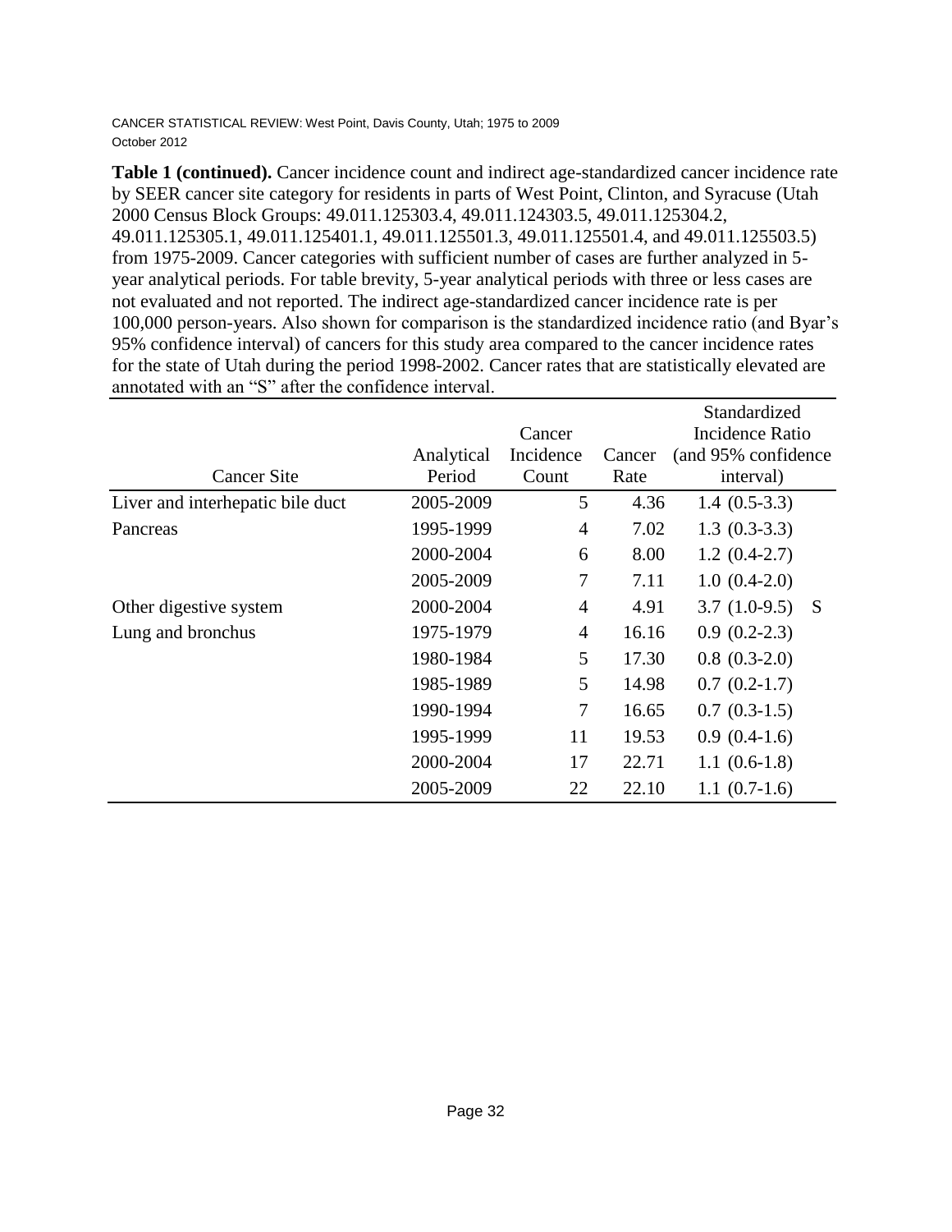CANCER STATISTICAL REVIEW: West Point, Davis County, Utah; 1975 to 2009
October 2012

**Table 1 (continued).** Cancer incidence count and indirect age-standardized cancer incidence rate by SEER cancer site category for residents in parts of West Point, Clinton, and Syracuse (Utah 2000 Census Block Groups: 49.011.125303.4, 49.011.124303.5, 49.011.125304.2, 49.011.125305.1, 49.011.125401.1, 49.011.125501.3, 49.011.125501.4, and 49.011.125503.5) from 1975-2009. Cancer categories with sufficient number of cases are further analyzed in 5-year analytical periods. For table brevity, 5-year analytical periods with three or less cases are not evaluated and not reported. The indirect age-standardized cancer incidence rate is per 100,000 person-years. Also shown for comparison is the standardized incidence ratio (and Byar's 95% confidence interval) of cancers for this study area compared to the cancer incidence rates for the state of Utah during the period 1998-2002. Cancer rates that are statistically elevated are annotated with an "S" after the confidence interval.

| Cancer Site | Analytical Period | Cancer Incidence Count | Cancer Rate | Standardized Incidence Ratio (and 95% confidence interval) |
|---|---|---|---|---|
| Liver and interhepatic bile duct | 2005-2009 | 5 | 4.36 | 1.4 (0.5-3.3) |
| Pancreas | 1995-1999 | 4 | 7.02 | 1.3 (0.3-3.3) |
| | 2000-2004 | 6 | 8.00 | 1.2 (0.4-2.7) |
| | 2005-2009 | 7 | 7.11 | 1.0 (0.4-2.0) |
| Other digestive system | 2000-2004 | 4 | 4.91 | 3.7 (1.0-9.5) S |
| Lung and bronchus | 1975-1979 | 4 | 16.16 | 0.9 (0.2-2.3) |
| | 1980-1984 | 5 | 17.30 | 0.8 (0.3-2.0) |
| | 1985-1989 | 5 | 14.98 | 0.7 (0.2-1.7) |
| | 1990-1994 | 7 | 16.65 | 0.7 (0.3-1.5) |
| | 1995-1999 | 11 | 19.53 | 0.9 (0.4-1.6) |
| | 2000-2004 | 17 | 22.71 | 1.1 (0.6-1.8) |
| | 2005-2009 | 22 | 22.10 | 1.1 (0.7-1.6) |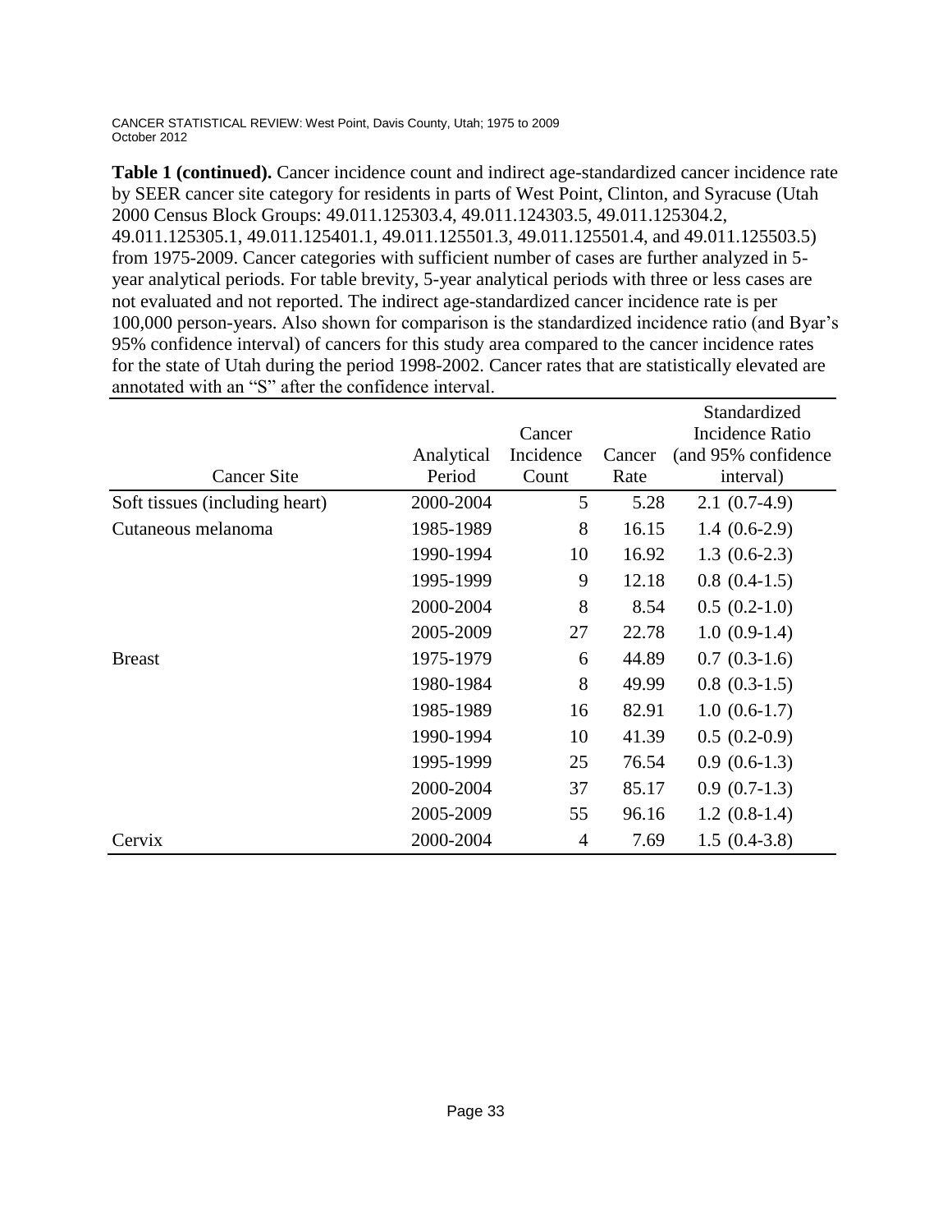**Table 1 (continued).** Cancer incidence count and indirect age-standardized cancer incidence rate by SEER cancer site category for residents in parts of West Point, Clinton, and Syracuse (Utah 2000 Census Block Groups: 49.011.125303.4, 49.011.124303.5, 49.011.125304.2, 49.011.125305.1, 49.011.125401.1, 49.011.125501.3, 49.011.125501.4, and 49.011.125503.5) from 1975-2009. Cancer categories with sufficient number of cases are further analyzed in 5-year analytical periods. For table brevity, 5-year analytical periods with three or less cases are not evaluated and not reported. The indirect age-standardized cancer incidence rate is per 100,000 person-years. Also shown for comparison is the standardized incidence ratio (and Byar's 95% confidence interval) of cancers for this study area compared to the cancer incidence rates for the state of Utah during the period 1998-2002. Cancer rates that are statistically elevated are annotated with an "S" after the confidence interval.

| Cancer Site | Analytical Period | Cancer Incidence Count | Cancer Rate | Standardized Incidence Ratio (and 95% confidence interval) |
|---|---|---|---|---|
| Soft tissues (including heart) | 2000-2004 | 5 | 5.28 | 2.1 (0.7-4.9) |
| Cutaneous melanoma | 1985-1989 | 8 | 16.15 | 1.4 (0.6-2.9) |
| | 1990-1994 | 10 | 16.92 | 1.3 (0.6-2.3) |
| | 1995-1999 | 9 | 12.18 | 0.8 (0.4-1.5) |
| | 2000-2004 | 8 | 8.54 | 0.5 (0.2-1.0) |
| | 2005-2009 | 27 | 22.78 | 1.0 (0.9-1.4) |
| Breast | 1975-1979 | 6 | 44.89 | 0.7 (0.3-1.6) |
| | 1980-1984 | 8 | 49.99 | 0.8 (0.3-1.5) |
| | 1985-1989 | 16 | 82.91 | 1.0 (0.6-1.7) |
| | 1990-1994 | 10 | 41.39 | 0.5 (0.2-0.9) |
| | 1995-1999 | 25 | 76.54 | 0.9 (0.6-1.3) |
| | 2000-2004 | 37 | 85.17 | 0.9 (0.7-1.3) |
| | 2005-2009 | 55 | 96.16 | 1.2 (0.8-1.4) |
| Cervix | 2000-2004 | 4 | 7.69 | 1.5 (0.4-3.8) |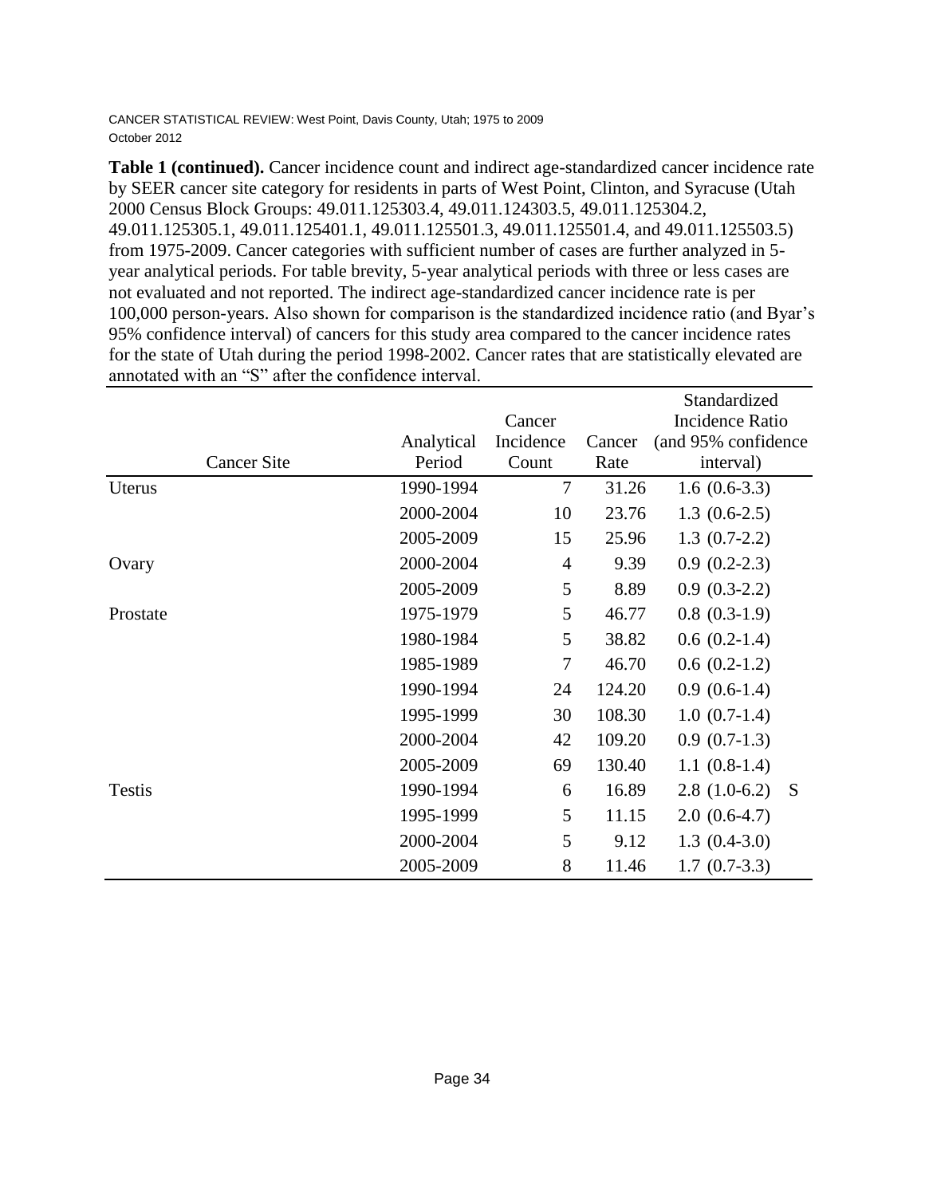**Table 1 (continued).** Cancer incidence count and indirect age-standardized cancer incidence rate by SEER cancer site category for residents in parts of West Point, Clinton, and Syracuse (Utah 2000 Census Block Groups: 49.011.125303.4, 49.011.124303.5, 49.011.125304.2, 49.011.125305.1, 49.011.125401.1, 49.011.125501.3, 49.011.125501.4, and 49.011.125503.5) from 1975-2009. Cancer categories with sufficient number of cases are further analyzed in 5-year analytical periods. For table brevity, 5-year analytical periods with three or less cases are not evaluated and not reported. The indirect age-standardized cancer incidence rate is per 100,000 person-years. Also shown for comparison is the standardized incidence ratio (and Byar's 95% confidence interval) of cancers for this study area compared to the cancer incidence rates for the state of Utah during the period 1998-2002. Cancer rates that are statistically elevated are annotated with an "S" after the confidence interval.

| Cancer Site | Analytical Period | Cancer Incidence Count | Cancer Rate | Standardized Incidence Ratio (and 95% confidence interval) |
|---|---|---|---|---|
| Uterus | 1990-1994 | 7 | 31.26 | 1.6 (0.6-3.3) |
| | 2000-2004 | 10 | 23.76 | 1.3 (0.6-2.5) |
| | 2005-2009 | 15 | 25.96 | 1.3 (0.7-2.2) |
| Ovary | 2000-2004 | 4 | 9.39 | 0.9 (0.2-2.3) |
| | 2005-2009 | 5 | 8.89 | 0.9 (0.3-2.2) |
| Prostate | 1975-1979 | 5 | 46.77 | 0.8 (0.3-1.9) |
| | 1980-1984 | 5 | 38.82 | 0.6 (0.2-1.4) |
| | 1985-1989 | 7 | 46.70 | 0.6 (0.2-1.2) |
| | 1990-1994 | 24 | 124.20 | 0.9 (0.6-1.4) |
| | 1995-1999 | 30 | 108.30 | 1.0 (0.7-1.4) |
| | 2000-2004 | 42 | 109.20 | 0.9 (0.7-1.3) |
| | 2005-2009 | 69 | 130.40 | 1.1 (0.8-1.4) |
| Testis | 1990-1994 | 6 | 16.89 | 2.8 (1.0-6.2) S |
| | 1995-1999 | 5 | 11.15 | 2.0 (0.6-4.7) |
| | 2000-2004 | 5 | 9.12 | 1.3 (0.4-3.0) |
| | 2005-2009 | 8 | 11.46 | 1.7 (0.7-3.3) |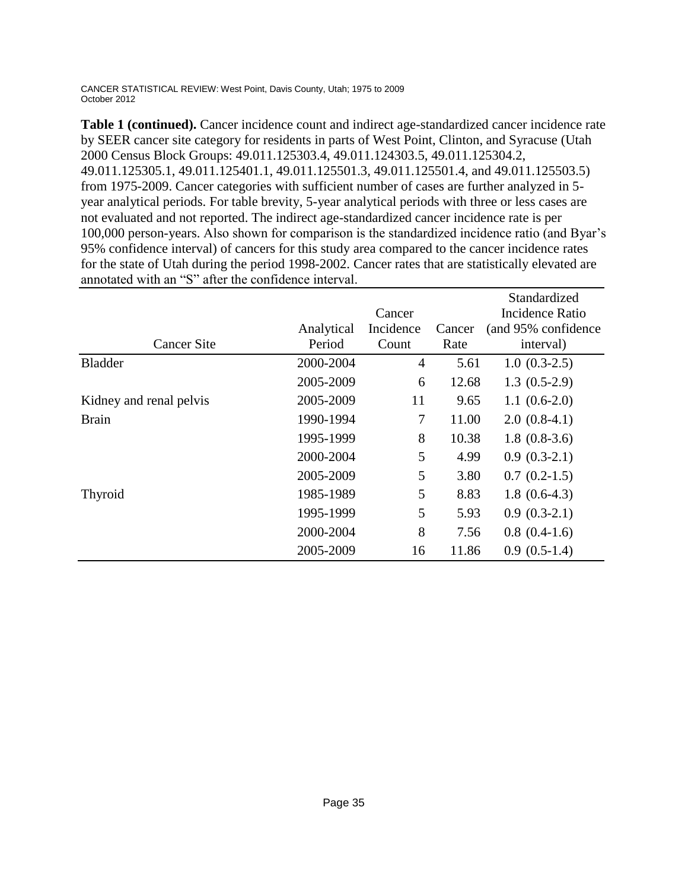**Table 1 (continued).** Cancer incidence count and indirect age-standardized cancer incidence rate by SEER cancer site category for residents in parts of West Point, Clinton, and Syracuse (Utah 2000 Census Block Groups: 49.011.125303.4, 49.011.124303.5, 49.011.125304.2, 49.011.125305.1, 49.011.125401.1, 49.011.125501.3, 49.011.125501.4, and 49.011.125503.5) from 1975-2009. Cancer categories with sufficient number of cases are further analyzed in 5-year analytical periods. For table brevity, 5-year analytical periods with three or less cases are not evaluated and not reported. The indirect age-standardized cancer incidence rate is per 100,000 person-years. Also shown for comparison is the standardized incidence ratio (and Byar's 95% confidence interval) of cancers for this study area compared to the cancer incidence rates for the state of Utah during the period 1998-2002. Cancer rates that are statistically elevated are annotated with an "S" after the confidence interval.

| Cancer Site | Analytical Period | Cancer Incidence Count | Cancer Rate | Standardized Incidence Ratio (and 95% confidence interval) |
|---|---|---|---|---|
| Bladder | 2000-2004 | 4 | 5.61 | 1.0 (0.3-2.5) |
| | 2005-2009 | 6 | 12.68 | 1.3 (0.5-2.9) |
| Kidney and renal pelvis | 2005-2009 | 11 | 9.65 | 1.1 (0.6-2.0) |
| Brain | 1990-1994 | 7 | 11.00 | 2.0 (0.8-4.1) |
| | 1995-1999 | 8 | 10.38 | 1.8 (0.8-3.6) |
| | 2000-2004 | 5 | 4.99 | 0.9 (0.3-2.1) |
| | 2005-2009 | 5 | 3.80 | 0.7 (0.2-1.5) |
| Thyroid | 1985-1989 | 5 | 8.83 | 1.8 (0.6-4.3) |
| | 1995-1999 | 5 | 5.93 | 0.9 (0.3-2.1) |
| | 2000-2004 | 8 | 7.56 | 0.8 (0.4-1.6) |
| | 2005-2009 | 16 | 11.86 | 0.9 (0.5-1.4) |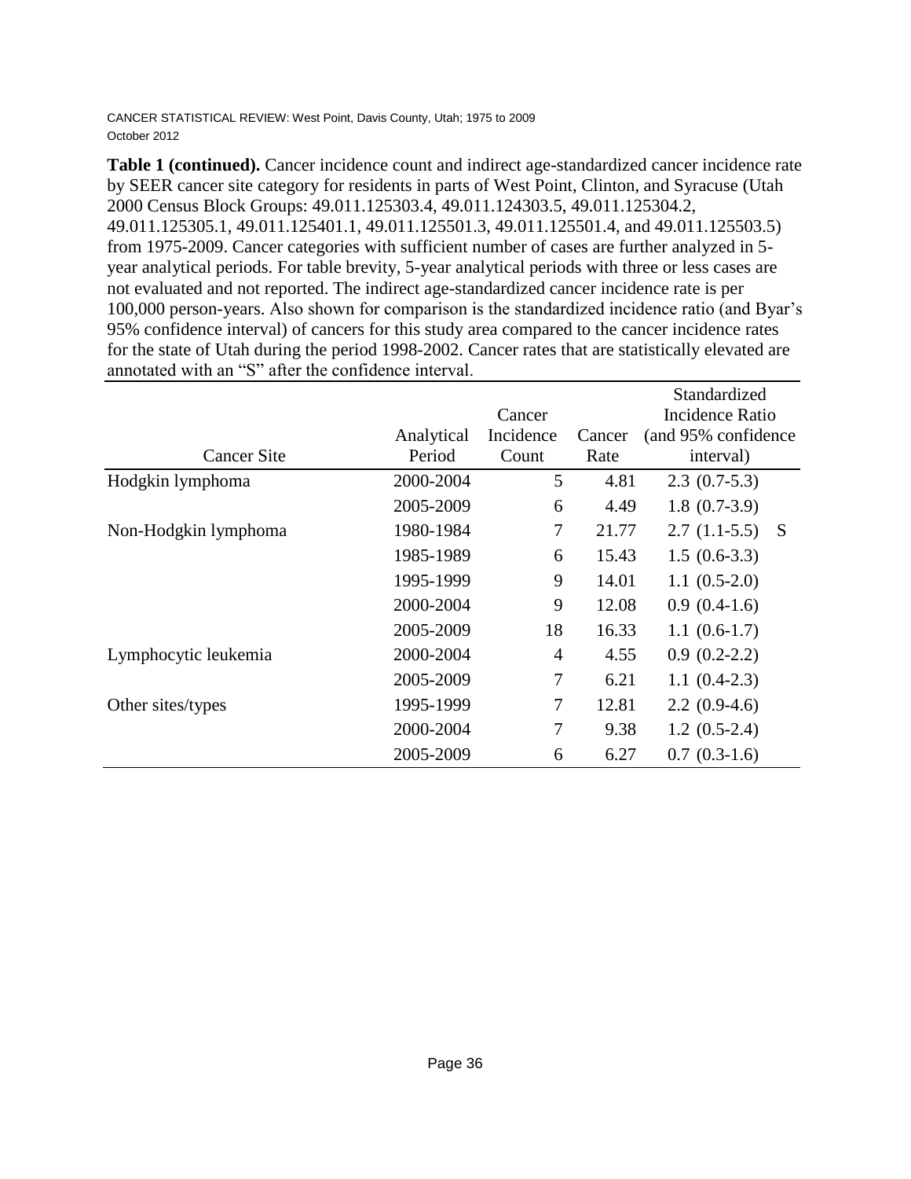**Table 1 (continued).** Cancer incidence count and indirect age-standardized cancer incidence rate by SEER cancer site category for residents in parts of West Point, Clinton, and Syracuse (Utah 2000 Census Block Groups: 49.011.125303.4, 49.011.124303.5, 49.011.125304.2, 49.011.125305.1, 49.011.125401.1, 49.011.125501.3, 49.011.125501.4, and 49.011.125503.5) from 1975-2009. Cancer categories with sufficient number of cases are further analyzed in 5-year analytical periods. For table brevity, 5-year analytical periods with three or less cases are not evaluated and not reported. The indirect age-standardized cancer incidence rate is per 100,000 person-years. Also shown for comparison is the standardized incidence ratio (and Byar's 95% confidence interval) of cancers for this study area compared to the cancer incidence rates for the state of Utah during the period 1998-2002. Cancer rates that are statistically elevated are annotated with an "S" after the confidence interval.

| Cancer Site | Analytical Period | Cancer Incidence Count | Cancer Rate | Standardized Incidence Ratio (and 95% confidence interval) | |
|---|---|---|---|---|---|
| Hodgkin lymphoma | 2000-2004 | 5 | 4.81 | 2.3 (0.7-5.3) | |
| | 2005-2009 | 6 | 4.49 | 1.8 (0.7-3.9) | |
| Non-Hodgkin lymphoma | 1980-1984 | 7 | 21.77 | 2.7 (1.1-5.5) | S |
| | 1985-1989 | 6 | 15.43 | 1.5 (0.6-3.3) | |
| | 1995-1999 | 9 | 14.01 | 1.1 (0.5-2.0) | |
| | 2000-2004 | 9 | 12.08 | 0.9 (0.4-1.6) | |
| | 2005-2009 | 18 | 16.33 | 1.1 (0.6-1.7) | |
| Lymphocytic leukemia | 2000-2004 | 4 | 4.55 | 0.9 (0.2-2.2) | |
| | 2005-2009 | 7 | 6.21 | 1.1 (0.4-2.3) | |
| Other sites/types | 1995-1999 | 7 | 12.81 | 2.2 (0.9-4.6) | |
| | 2000-2004 | 7 | 9.38 | 1.2 (0.5-2.4) | |
| | 2005-2009 | 6 | 6.27 | 0.7 (0.3-1.6) | |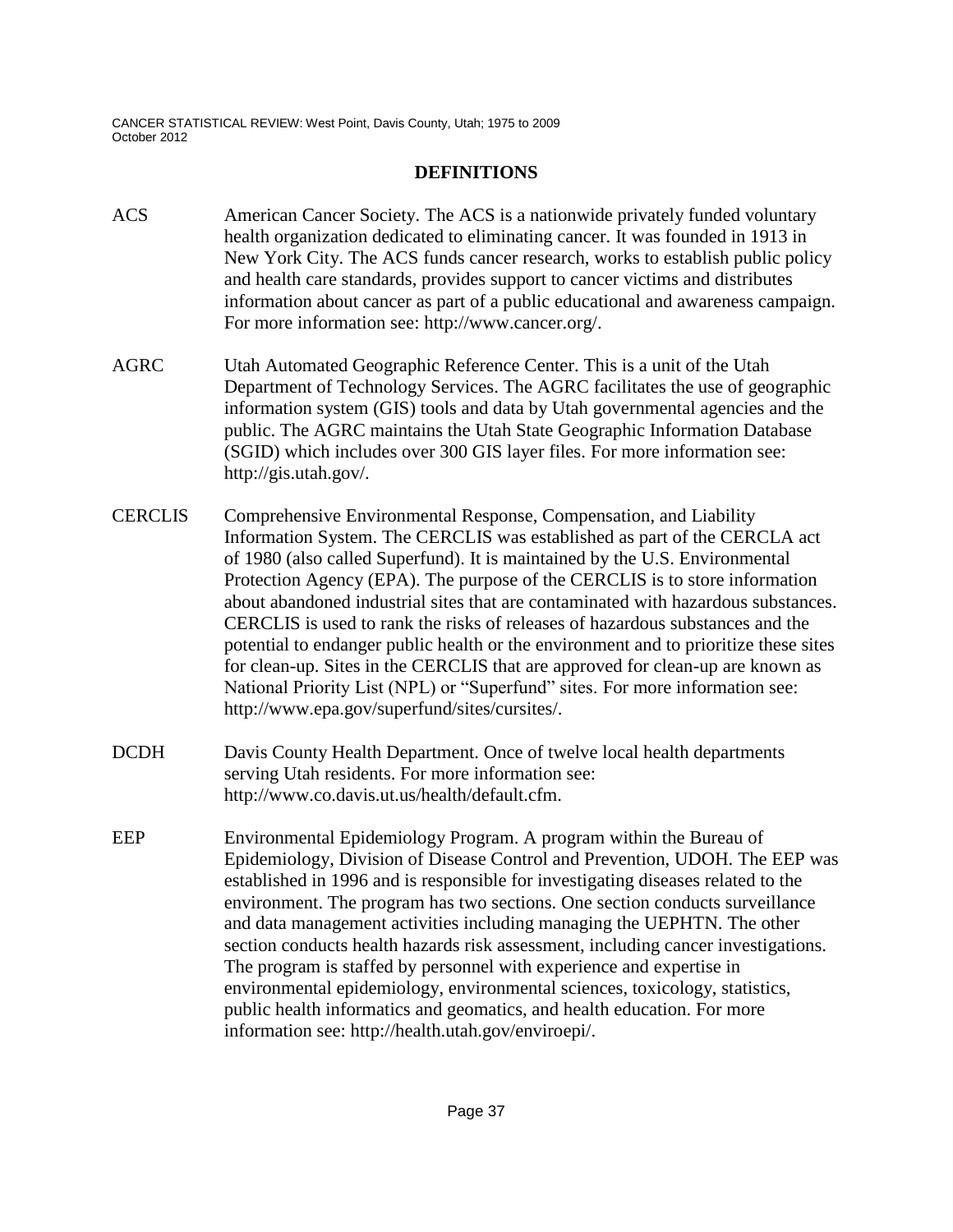## DEFINITIONS

**ACS** American Cancer Society. The ACS is a nationwide privately funded voluntary health organization dedicated to eliminating cancer. It was founded in 1913 in New York City. The ACS funds cancer research, works to establish public policy and health care standards, provides support to cancer victims and distributes information about cancer as part of a public educational and awareness campaign. For more information see: http://www.cancer.org/.

**AGRC** Utah Automated Geographic Reference Center. This is a unit of the Utah Department of Technology Services. The AGRC facilitates the use of geographic information system (GIS) tools and data by Utah governmental agencies and the public. The AGRC maintains the Utah State Geographic Information Database (SGID) which includes over 300 GIS layer files. For more information see: http://gis.utah.gov/.

**CERCLIS** Comprehensive Environmental Response, Compensation, and Liability Information System. The CERCLIS was established as part of the CERCLA act of 1980 (also called Superfund). It is maintained by the U.S. Environmental Protection Agency (EPA). The purpose of the CERCLIS is to store information about abandoned industrial sites that are contaminated with hazardous substances. CERCLIS is used to rank the risks of releases of hazardous substances and the potential to endanger public health or the environment and to prioritize these sites for clean-up. Sites in the CERCLIS that are approved for clean-up are known as National Priority List (NPL) or "Superfund" sites. For more information see: http://www.epa.gov/superfund/sites/cursites/.

**DCDH** Davis County Health Department. Once of twelve local health departments serving Utah residents. For more information see: http://www.co.davis.ut.us/health/default.cfm.

**EEP** Environmental Epidemiology Program. A program within the Bureau of Epidemiology, Division of Disease Control and Prevention, UDOH. The EEP was established in 1996 and is responsible for investigating diseases related to the environment. The program has two sections. One section conducts surveillance and data management activities including managing the UEPHTN. The other section conducts health hazards risk assessment, including cancer investigations. The program is staffed by personnel with experience and expertise in environmental epidemiology, environmental sciences, toxicology, statistics, public health informatics and geomatics, and health education. For more information see: http://health.utah.gov/enviroepi/.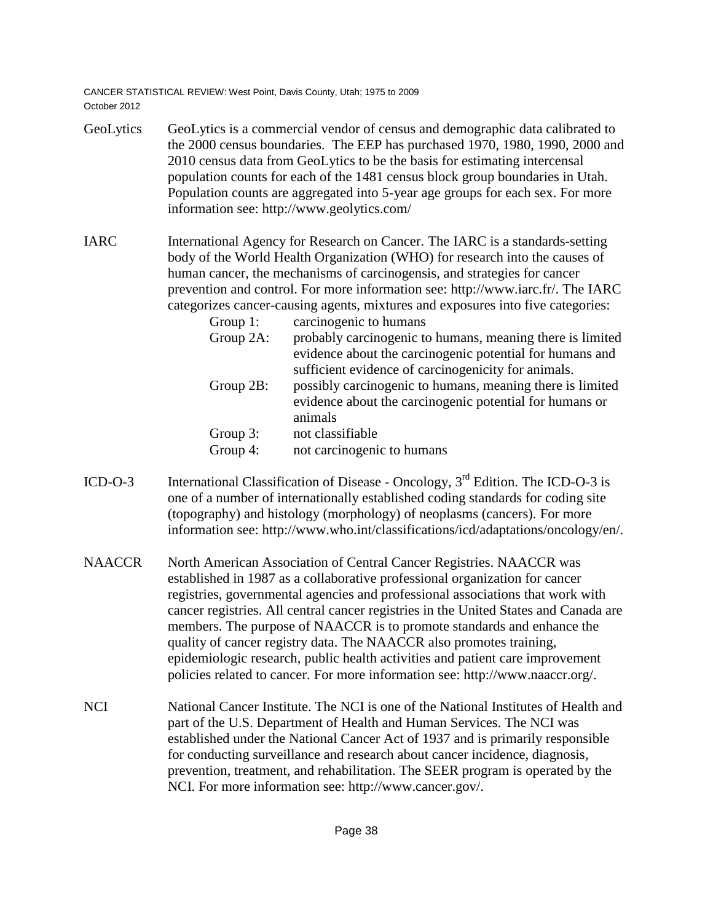**GeoLytics** GeoLytics is a commercial vendor of census and demographic data calibrated to the 2000 census boundaries. The EEP has purchased 1970, 1980, 1990, 2000 and 2010 census data from GeoLytics to be the basis for estimating intercensal population counts for each of the 1481 census block group boundaries in Utah. Population counts are aggregated into 5-year age groups for each sex. For more information see: http://www.geolytics.com/

**IARC** International Agency for Research on Cancer. The IARC is a standards-setting body of the World Health Organization (WHO) for research into the causes of human cancer, the mechanisms of carcinogensis, and strategies for cancer prevention and control. For more information see: http://www.iarc.fr/. The IARC categorizes cancer-causing agents, mixtures and exposures into five categories:

- Group 1: carcinogenic to humans
- Group 2A: probably carcinogenic to humans, meaning there is limited evidence about the carcinogenic potential for humans and sufficient evidence of carcinogenicity for animals.
- Group 2B: possibly carcinogenic to humans, meaning there is limited evidence about the carcinogenic potential for humans or animals
- Group 3: not classifiable
- Group 4: not carcinogenic to humans

**ICD-O-3** International Classification of Disease - Oncology, 3rd Edition. The ICD-O-3 is one of a number of internationally established coding standards for coding site (topography) and histology (morphology) of neoplasms (cancers). For more information see: http://www.who.int/classifications/icd/adaptations/oncology/en/.

**NAACCR** North American Association of Central Cancer Registries. NAACCR was established in 1987 as a collaborative professional organization for cancer registries, governmental agencies and professional associations that work with cancer registries. All central cancer registries in the United States and Canada are members. The purpose of NAACCR is to promote standards and enhance the quality of cancer registry data. The NAACCR also promotes training, epidemiologic research, public health activities and patient care improvement policies related to cancer. For more information see: http://www.naaccr.org/.

**NCI** National Cancer Institute. The NCI is one of the National Institutes of Health and part of the U.S. Department of Health and Human Services. The NCI was established under the National Cancer Act of 1937 and is primarily responsible for conducting surveillance and research about cancer incidence, diagnosis, prevention, treatment, and rehabilitation. The SEER program is operated by the NCI. For more information see: http://www.cancer.gov/.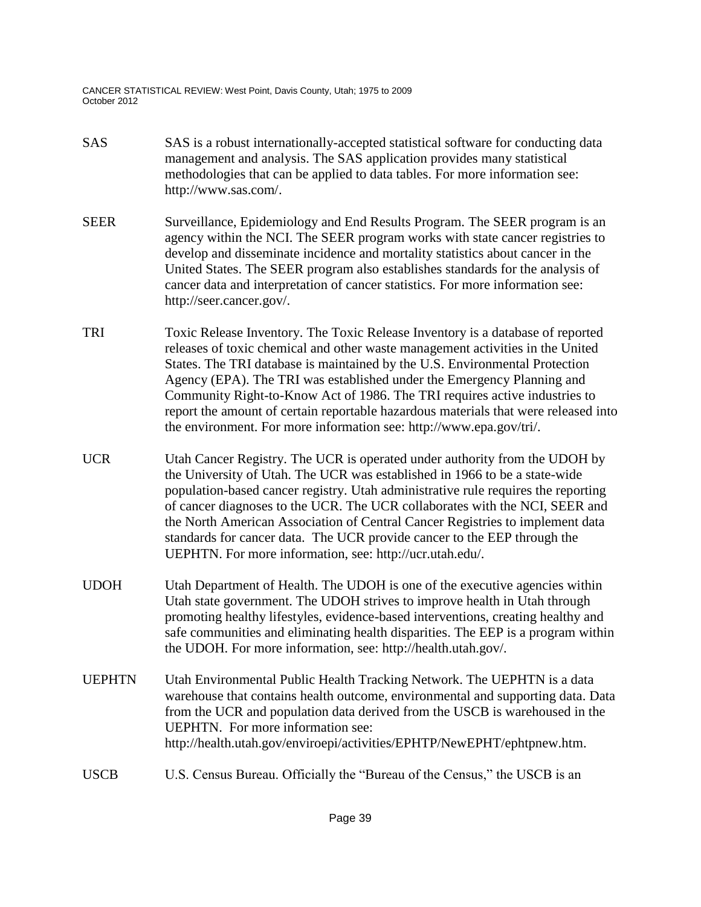| | |
|---|---|
| SAS | SAS is a robust internationally-accepted statistical software for conducting data management and analysis. The SAS application provides many statistical methodologies that can be applied to data tables. For more information see: http://www.sas.com/. |
| SEER | Surveillance, Epidemiology and End Results Program. The SEER program is an agency within the NCI. The SEER program works with state cancer registries to develop and disseminate incidence and mortality statistics about cancer in the United States. The SEER program also establishes standards for the analysis of cancer data and interpretation of cancer statistics. For more information see: http://seer.cancer.gov/. |
| TRI | Toxic Release Inventory. The Toxic Release Inventory is a database of reported releases of toxic chemical and other waste management activities in the United States. The TRI database is maintained by the U.S. Environmental Protection Agency (EPA). The TRI was established under the Emergency Planning and Community Right-to-Know Act of 1986. The TRI requires active industries to report the amount of certain reportable hazardous materials that were released into the environment. For more information see: http://www.epa.gov/tri/. |
| UCR | Utah Cancer Registry. The UCR is operated under authority from the UDOH by the University of Utah. The UCR was established in 1966 to be a state-wide population-based cancer registry. Utah administrative rule requires the reporting of cancer diagnoses to the UCR. The UCR collaborates with the NCI, SEER and the North American Association of Central Cancer Registries to implement data standards for cancer data. The UCR provide cancer to the EEP through the UEPHTN. For more information, see: http://ucr.utah.edu/. |
| UDOH | Utah Department of Health. The UDOH is one of the executive agencies within Utah state government. The UDOH strives to improve health in Utah through promoting healthy lifestyles, evidence-based interventions, creating healthy and safe communities and eliminating health disparities. The EEP is a program within the UDOH. For more information, see: http://health.utah.gov/. |
| UEPHTN | Utah Environmental Public Health Tracking Network. The UEPHTN is a data warehouse that contains health outcome, environmental and supporting data. Data from the UCR and population data derived from the USCB is warehoused in the UEPHTN. For more information see: http://health.utah.gov/enviroepi/activities/EPHTP/NewEPHT/ephtpnew.htm. |
| USCB | U.S. Census Bureau. Officially the "Bureau of the Census," the USCB is an |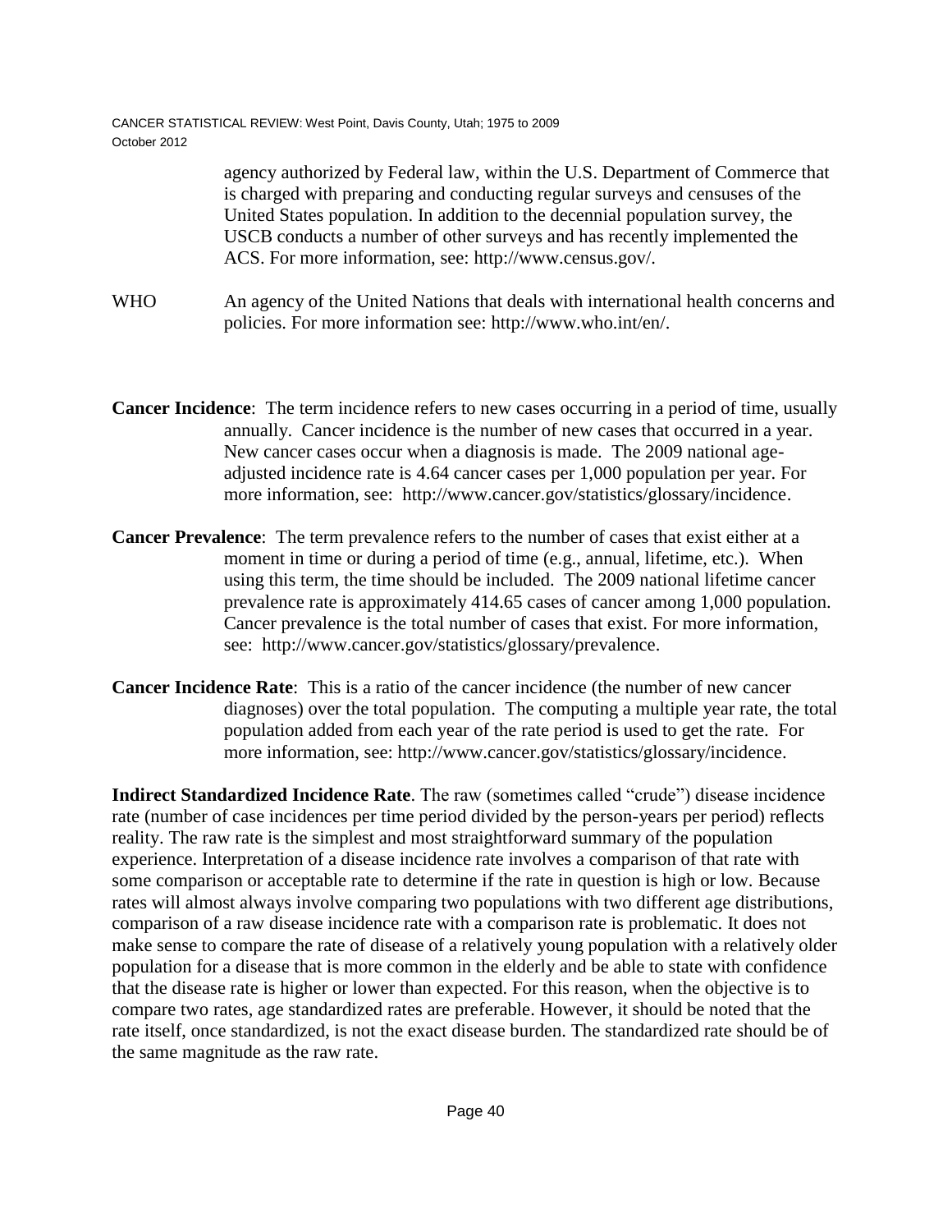agency authorized by Federal law, within the U.S. Department of Commerce that is charged with preparing and conducting regular surveys and censuses of the United States population. In addition to the decennial population survey, the USCB conducts a number of other surveys and has recently implemented the ACS. For more information, see: http://www.census.gov/.

WHO An agency of the United Nations that deals with international health concerns and policies. For more information see: http://www.who.int/en/.

**Cancer Incidence**: The term incidence refers to new cases occurring in a period of time, usually annually. Cancer incidence is the number of new cases that occurred in a year. New cancer cases occur when a diagnosis is made. The 2009 national age-adjusted incidence rate is 4.64 cancer cases per 1,000 population per year. For more information, see: http://www.cancer.gov/statistics/glossary/incidence.

**Cancer Prevalence**: The term prevalence refers to the number of cases that exist either at a moment in time or during a period of time (e.g., annual, lifetime, etc.). When using this term, the time should be included. The 2009 national lifetime cancer prevalence rate is approximately 414.65 cases of cancer among 1,000 population. Cancer prevalence is the total number of cases that exist. For more information, see: http://www.cancer.gov/statistics/glossary/prevalence.

**Cancer Incidence Rate**: This is a ratio of the cancer incidence (the number of new cancer diagnoses) over the total population. The computing a multiple year rate, the total population added from each year of the rate period is used to get the rate. For more information, see: http://www.cancer.gov/statistics/glossary/incidence.

**Indirect Standardized Incidence Rate**. The raw (sometimes called "crude") disease incidence rate (number of case incidences per time period divided by the person-years per period) reflects reality. The raw rate is the simplest and most straightforward summary of the population experience. Interpretation of a disease incidence rate involves a comparison of that rate with some comparison or acceptable rate to determine if the rate in question is high or low. Because rates will almost always involve comparing two populations with two different age distributions, comparison of a raw disease incidence rate with a comparison rate is problematic. It does not make sense to compare the rate of disease of a relatively young population with a relatively older population for a disease that is more common in the elderly and be able to state with confidence that the disease rate is higher or lower than expected. For this reason, when the objective is to compare two rates, age standardized rates are preferable. However, it should be noted that the rate itself, once standardized, is not the exact disease burden. The standardized rate should be of the same magnitude as the raw rate.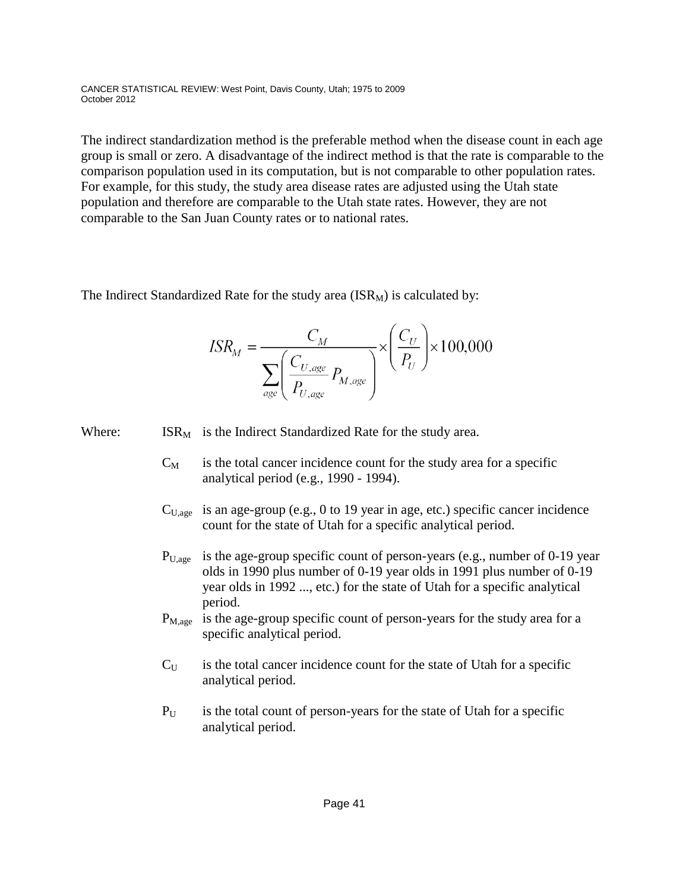The indirect standardization method is the preferable method when the disease count in each age group is small or zero. A disadvantage of the indirect method is that the rate is comparable to the comparison population used in its computation, but is not comparable to other population rates. For example, for this study, the study area disease rates are adjusted using the Utah state population and therefore are comparable to the Utah state rates. However, they are not comparable to the San Juan County rates or to national rates.

The Indirect Standardized Rate for the study area ($ISR_M$) is calculated by:

$$ISR_M = \frac{C_M}{\sum_{age}\left(\frac{C_{U,age}}{P_{U,age}} P_{M,age}\right)} \times \left(\frac{C_U}{P_U}\right) \times 100{,}000$$

Where:

- $ISR_M$ is the Indirect Standardized Rate for the study area.
- $C_M$ is the total cancer incidence count for the study area for a specific analytical period (e.g., 1990 - 1994).
- $C_{U,age}$ is an age-group (e.g., 0 to 19 year in age, etc.) specific cancer incidence count for the state of Utah for a specific analytical period.
- $P_{U,age}$ is the age-group specific count of person-years (e.g., number of 0-19 year olds in 1990 plus number of 0-19 year olds in 1991 plus number of 0-19 year olds in 1992 ..., etc.) for the state of Utah for a specific analytical period.
- $P_{M,age}$ is the age-group specific count of person-years for the study area for a specific analytical period.
- $C_U$ is the total cancer incidence count for the state of Utah for a specific analytical period.
- $P_U$ is the total count of person-years for the state of Utah for a specific analytical period.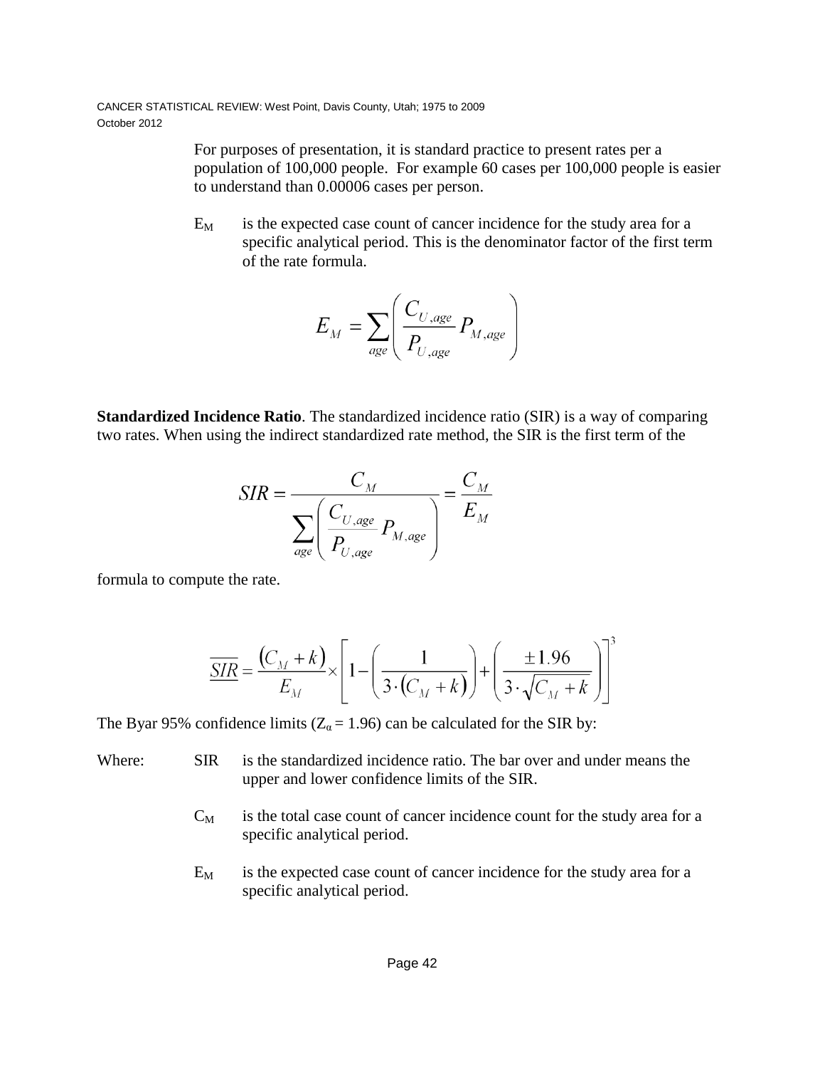For purposes of presentation, it is standard practice to present rates per a population of 100,000 people. For example 60 cases per 100,000 people is easier to understand than 0.00006 cases per person.

$E_M$ is the expected case count of cancer incidence for the study area for a specific analytical period. This is the denominator factor of the first term of the rate formula.

$$E_M = \sum_{age} \left( \frac{C_{U,age}}{P_{U,age}} P_{M,age} \right)$$

**Standardized Incidence Ratio**. The standardized incidence ratio (SIR) is a way of comparing two rates. When using the indirect standardized rate method, the SIR is the first term of the

$$SIR = \frac{C_M}{\sum_{age} \left( \frac{C_{U,age}}{P_{U,age}} P_{M,age} \right)} = \frac{C_M}{E_M}$$

formula to compute the rate.

$$\overline{\underline{SIR}} = \frac{(C_M + k)}{E_M} \times \left[ 1 - \left( \frac{1}{3 \cdot (C_M + k)} \right) + \left( \frac{\pm 1.96}{3 \cdot \sqrt{C_M + k}} \right) \right]^3$$

The Byar 95% confidence limits ($Z_\alpha = 1.96$) can be calculated for the SIR by:

Where:

- SIR is the standardized incidence ratio. The bar over and under means the upper and lower confidence limits of the SIR.
- $C_M$ is the total case count of cancer incidence count for the study area for a specific analytical period.
- $E_M$ is the expected case count of cancer incidence for the study area for a specific analytical period.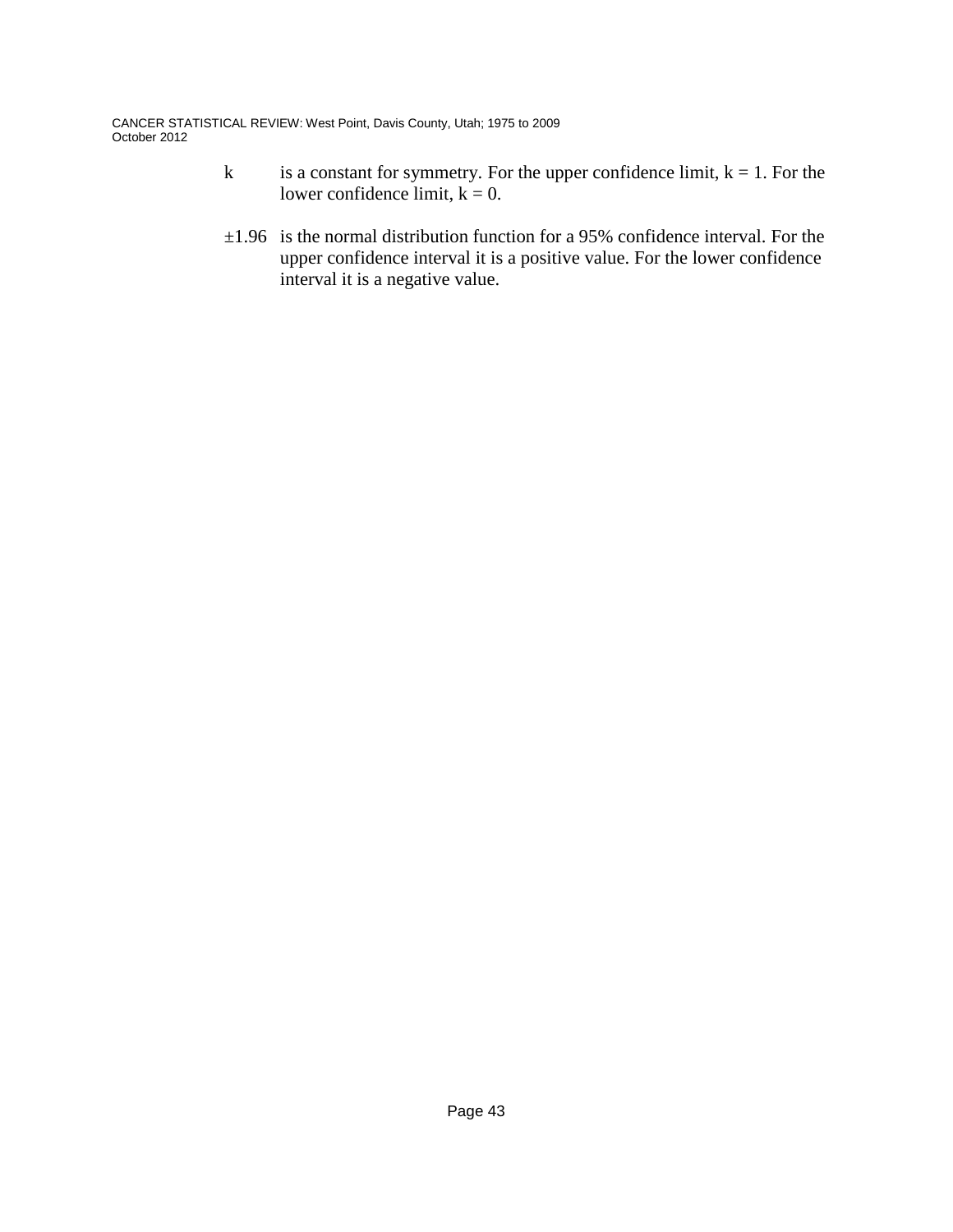$k$ is a constant for symmetry. For the upper confidence limit, $k = 1$. For the lower confidence limit, $k = 0$.

$\pm 1.96$ is the normal distribution function for a 95% confidence interval. For the upper confidence interval it is a positive value. For the lower confidence interval it is a negative value.